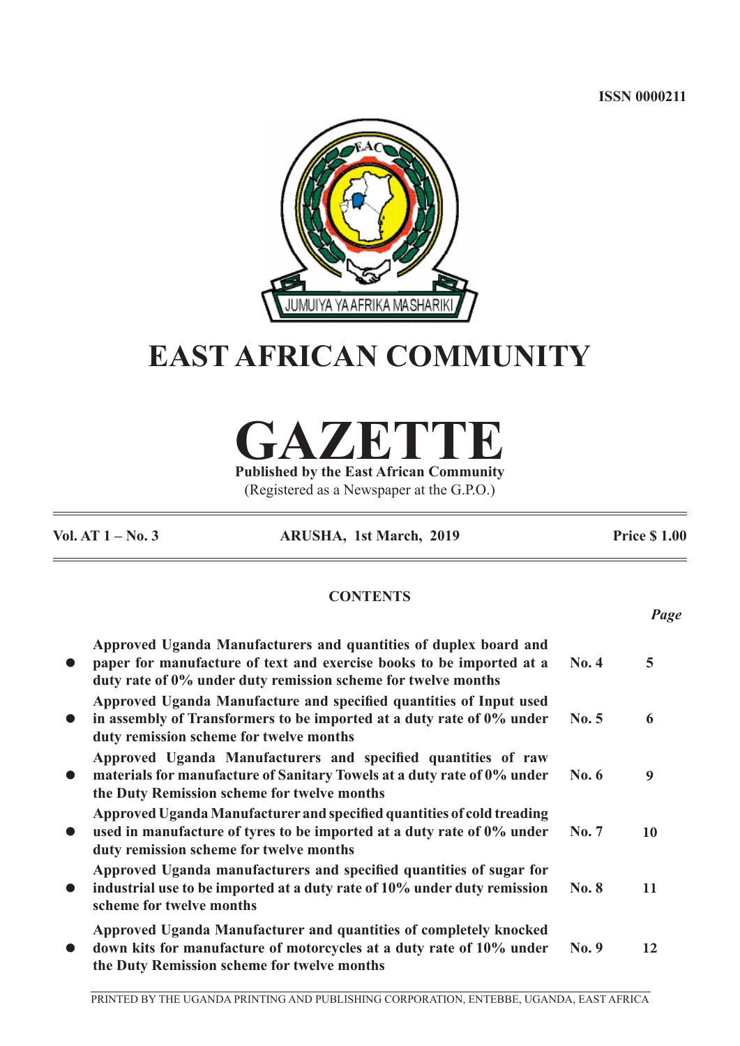ISSN 0000211

JUMUIYA YA AFRIKA MASHARIKI

# EAST AFRICAN COMMUNITY

# GAZETTE

**Published by the East African Community**

(Registered as a Newspaper at the G.P.O.)

**Vol. AT 1 – No. 3** | **ARUSHA, 1st March, 2019** | **Price $ 1.00**

## CONTENTS

| | | *Page* |
|---|---|---|
| **Approved Uganda Manufacturers and quantities of duplex board and paper for manufacture of text and exercise books to be imported at a duty rate of 0% under duty remission scheme for twelve months** | **No. 4** | **5** |
| **Approved Uganda Manufacture and specified quantities of Input used in assembly of Transformers to be imported at a duty rate of 0% under duty remission scheme for twelve months** | **No. 5** | **6** |
| **Approved Uganda Manufacturers and specified quantities of raw materials for manufacture of Sanitary Towels at a duty rate of 0% under the Duty Remission scheme for twelve months** | **No. 6** | **9** |
| **Approved Uganda Manufacturer and specified quantities of cold treading used in manufacture of tyres to be imported at a duty rate of 0% under duty remission scheme for twelve months** | **No. 7** | **10** |
| **Approved Uganda manufacturers and specified quantities of sugar for industrial use to be imported at a duty rate of 10% under duty remission scheme for twelve months** | **No. 8** | **11** |
| **Approved Uganda Manufacturer and quantities of completely knocked down kits for manufacture of motorcycles at a duty rate of 10% under the Duty Remission scheme for twelve months** | **No. 9** | **12** |

PRINTED BY THE UGANDA PRINTING AND PUBLISHING CORPORATION, ENTEBBE, UGANDA, EAST AFRICA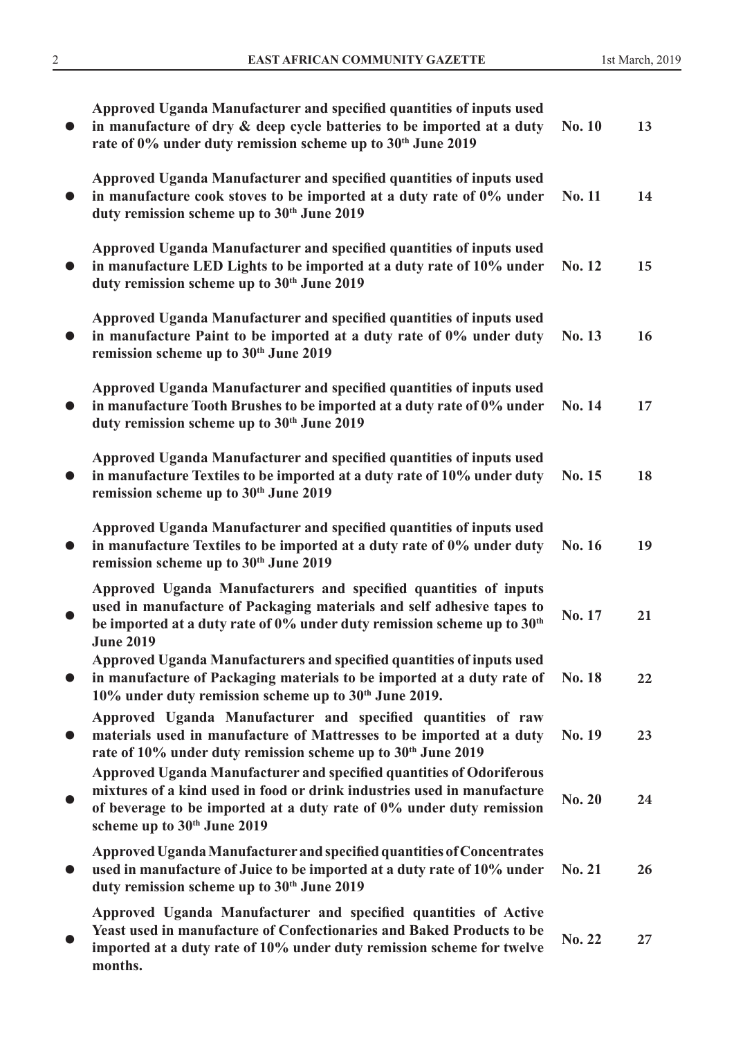| | | | |
|---|---|---|---|
| ● | **Approved Uganda Manufacturer and specified quantities of inputs used in manufacture of dry & deep cycle batteries to be imported at a duty rate of 0% under duty remission scheme up to 30th June 2019** | **No. 10** | **13** |
| ● | **Approved Uganda Manufacturer and specified quantities of inputs used in manufacture cook stoves to be imported at a duty rate of 0% under duty remission scheme up to 30th June 2019** | **No. 11** | **14** |
| ● | **Approved Uganda Manufacturer and specified quantities of inputs used in manufacture LED Lights to be imported at a duty rate of 10% under duty remission scheme up to 30th June 2019** | **No. 12** | **15** |
| ● | **Approved Uganda Manufacturer and specified quantities of inputs used in manufacture Paint to be imported at a duty rate of 0% under duty remission scheme up to 30th June 2019** | **No. 13** | **16** |
| ● | **Approved Uganda Manufacturer and specified quantities of inputs used in manufacture Tooth Brushes to be imported at a duty rate of 0% under duty remission scheme up to 30th June 2019** | **No. 14** | **17** |
| ● | **Approved Uganda Manufacturer and specified quantities of inputs used in manufacture Textiles to be imported at a duty rate of 10% under duty remission scheme up to 30th June 2019** | **No. 15** | **18** |
| ● | **Approved Uganda Manufacturer and specified quantities of inputs used in manufacture Textiles to be imported at a duty rate of 0% under duty remission scheme up to 30th June 2019** | **No. 16** | **19** |
| ● | **Approved Uganda Manufacturers and specified quantities of inputs used in manufacture of Packaging materials and self adhesive tapes to be imported at a duty rate of 0% under duty remission scheme up to 30th June 2019** | **No. 17** | **21** |
| ● | **Approved Uganda Manufacturers and specified quantities of inputs used in manufacture of Packaging materials to be imported at a duty rate of 10% under duty remission scheme up to 30th June 2019.** | **No. 18** | **22** |
| ● | **Approved Uganda Manufacturer and specified quantities of raw materials used in manufacture of Mattresses to be imported at a duty rate of 10% under duty remission scheme up to 30th June 2019** | **No. 19** | **23** |
| ● | **Approved Uganda Manufacturer and specified quantities of Odoriferous mixtures of a kind used in food or drink industries used in manufacture of beverage to be imported at a duty rate of 0% under duty remission scheme up to 30th June 2019** | **No. 20** | **24** |
| ● | **Approved Uganda Manufacturer and specified quantities of Concentrates used in manufacture of Juice to be imported at a duty rate of 10% under duty remission scheme up to 30th June 2019** | **No. 21** | **26** |
| ● | **Approved Uganda Manufacturer and specified quantities of Active Yeast used in manufacture of Confectionaries and Baked Products to be imported at a duty rate of 10% under duty remission scheme for twelve months.** | **No. 22** | **27** |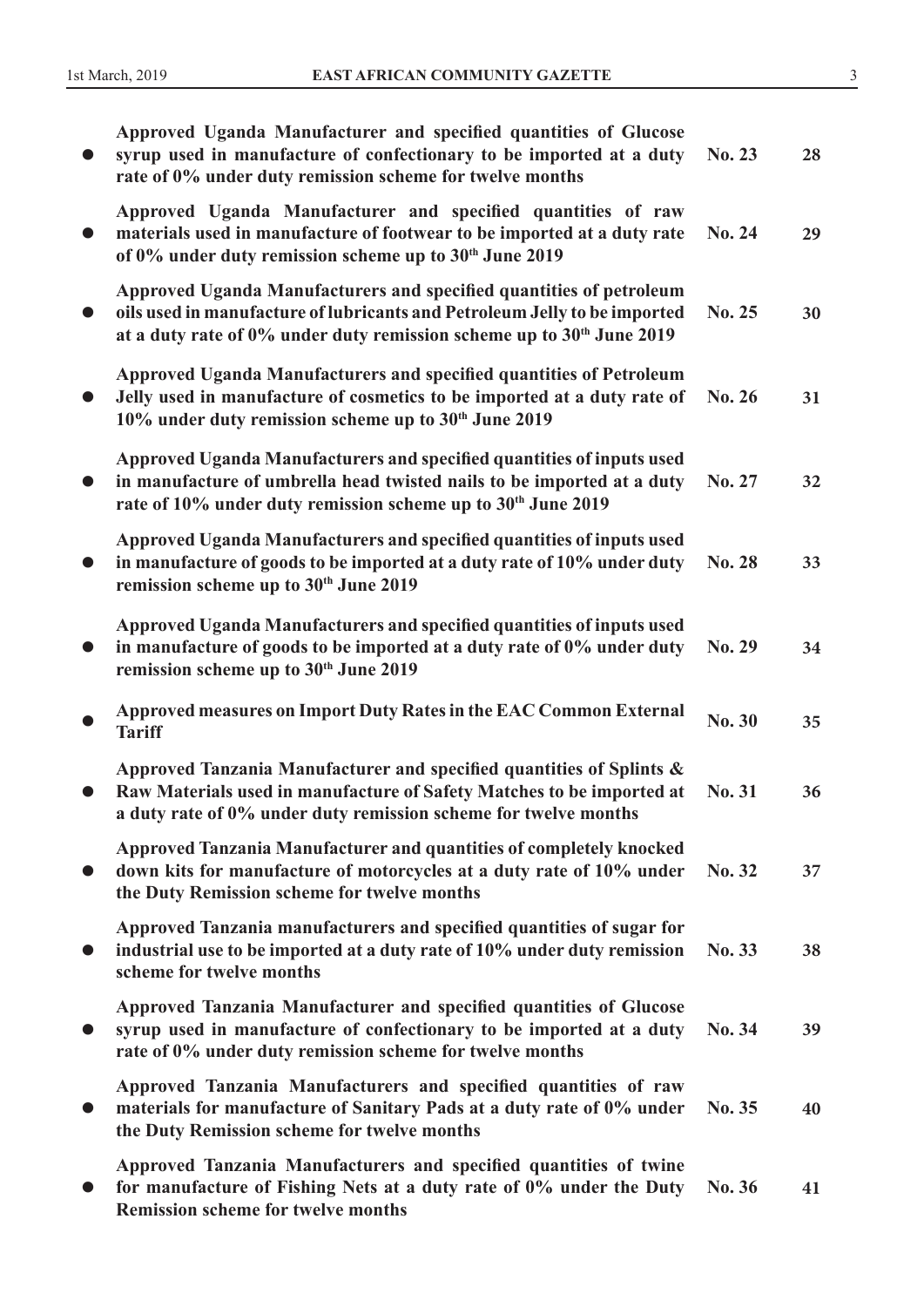| | | |
|---|---|---|
| ● **Approved Uganda Manufacturer and specified quantities of Glucose syrup used in manufacture of confectionary to be imported at a duty rate of 0% under duty remission scheme for twelve months** | **No. 23** | **28** |
| ● **Approved Uganda Manufacturer and specified quantities of raw materials used in manufacture of footwear to be imported at a duty rate of 0% under duty remission scheme up to 30th June 2019** | **No. 24** | **29** |
| ● **Approved Uganda Manufacturers and specified quantities of petroleum oils used in manufacture of lubricants and Petroleum Jelly to be imported at a duty rate of 0% under duty remission scheme up to 30th June 2019** | **No. 25** | **30** |
| ● **Approved Uganda Manufacturers and specified quantities of Petroleum Jelly used in manufacture of cosmetics to be imported at a duty rate of 10% under duty remission scheme up to 30th June 2019** | **No. 26** | **31** |
| ● **Approved Uganda Manufacturers and specified quantities of inputs used in manufacture of umbrella head twisted nails to be imported at a duty rate of 10% under duty remission scheme up to 30th June 2019** | **No. 27** | **32** |
| ● **Approved Uganda Manufacturers and specified quantities of inputs used in manufacture of goods to be imported at a duty rate of 10% under duty remission scheme up to 30th June 2019** | **No. 28** | **33** |
| ● **Approved Uganda Manufacturers and specified quantities of inputs used in manufacture of goods to be imported at a duty rate of 0% under duty remission scheme up to 30th June 2019** | **No. 29** | **34** |
| ● **Approved measures on Import Duty Rates in the EAC Common External Tariff** | **No. 30** | **35** |
| ● **Approved Tanzania Manufacturer and specified quantities of Splints & Raw Materials used in manufacture of Safety Matches to be imported at a duty rate of 0% under duty remission scheme for twelve months** | **No. 31** | **36** |
| ● **Approved Tanzania Manufacturer and quantities of completely knocked down kits for manufacture of motorcycles at a duty rate of 10% under the Duty Remission scheme for twelve months** | **No. 32** | **37** |
| ● **Approved Tanzania manufacturers and specified quantities of sugar for industrial use to be imported at a duty rate of 10% under duty remission scheme for twelve months** | **No. 33** | **38** |
| ● **Approved Tanzania Manufacturer and specified quantities of Glucose syrup used in manufacture of confectionary to be imported at a duty rate of 0% under duty remission scheme for twelve months** | **No. 34** | **39** |
| ● **Approved Tanzania Manufacturers and specified quantities of raw materials for manufacture of Sanitary Pads at a duty rate of 0% under the Duty Remission scheme for twelve months** | **No. 35** | **40** |
| ● **Approved Tanzania Manufacturers and specified quantities of twine for manufacture of Fishing Nets at a duty rate of 0% under the Duty Remission scheme for twelve months** | **No. 36** | **41** |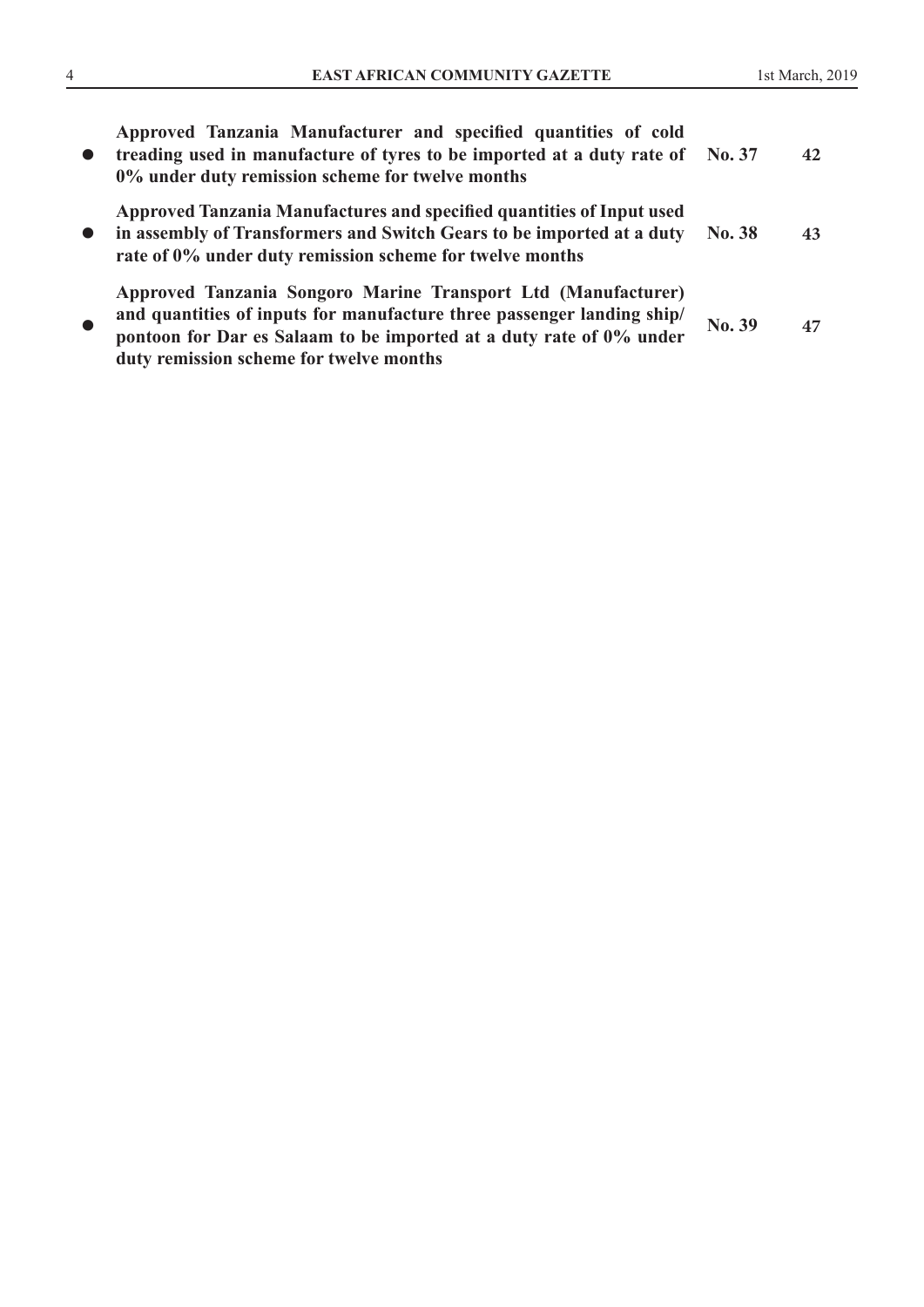| | | |
|---|---|---|
| • **Approved Tanzania Manufacturer and specified quantities of cold treading used in manufacture of tyres to be imported at a duty rate of 0% under duty remission scheme for twelve months** | **No. 37** | **42** |
| • **Approved Tanzania Manufactures and specified quantities of Input used in assembly of Transformers and Switch Gears to be imported at a duty rate of 0% under duty remission scheme for twelve months** | **No. 38** | **43** |
| • **Approved Tanzania Songoro Marine Transport Ltd (Manufacturer) and quantities of inputs for manufacture three passenger landing ship/ pontoon for Dar es Salaam to be imported at a duty rate of 0% under duty remission scheme for twelve months** | **No. 39** | **47** |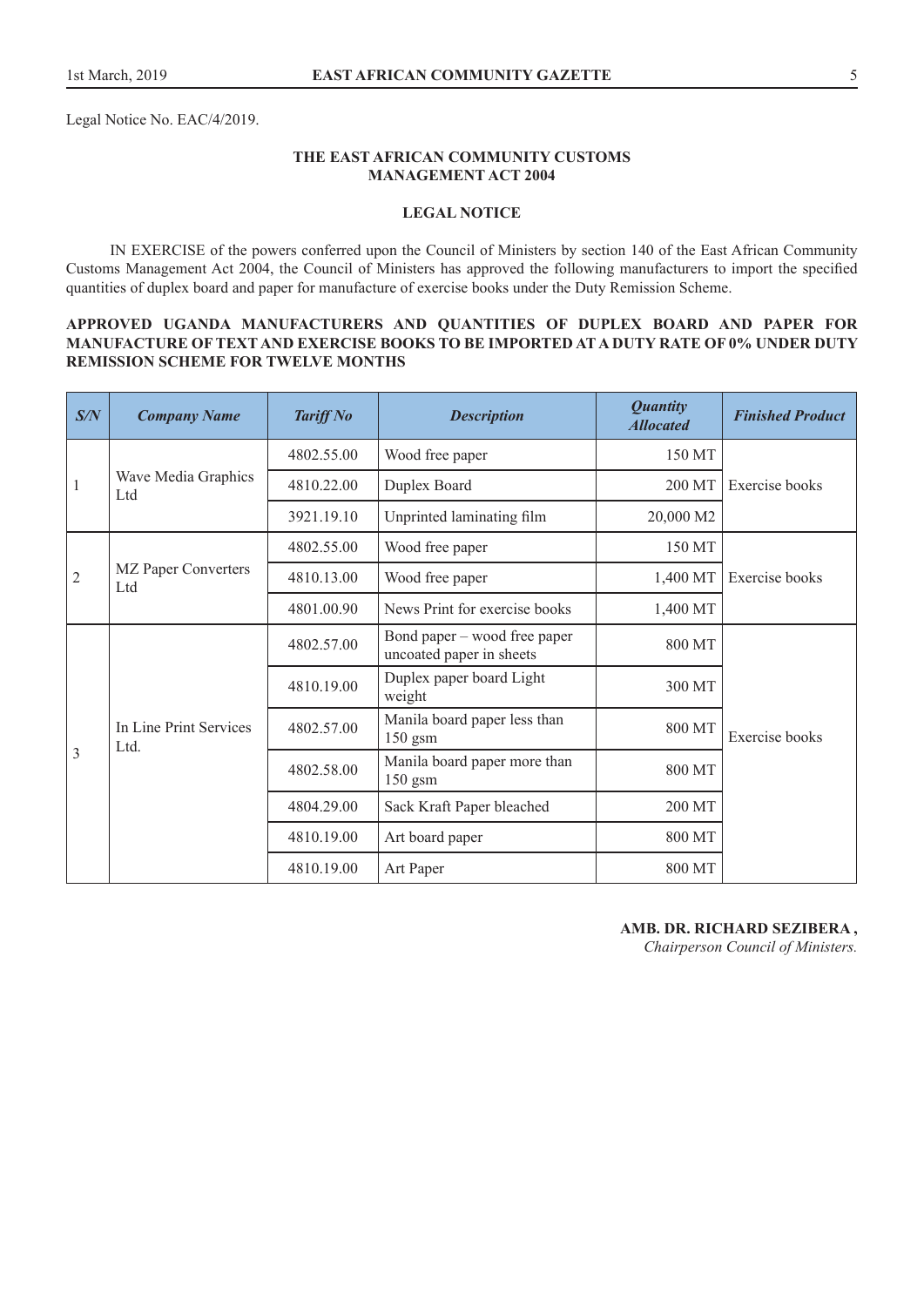Legal Notice No. EAC/4/2019.

### THE EAST AFRICAN COMMUNITY CUSTOMS MANAGEMENT ACT 2004

### LEGAL NOTICE

IN EXERCISE of the powers conferred upon the Council of Ministers by section 140 of the East African Community Customs Management Act 2004, the Council of Ministers has approved the following manufacturers to import the specified quantities of duplex board and paper for manufacture of exercise books under the Duty Remission Scheme.

**APPROVED UGANDA MANUFACTURERS AND QUANTITIES OF DUPLEX BOARD AND PAPER FOR MANUFACTURE OF TEXT AND EXERCISE BOOKS TO BE IMPORTED AT A DUTY RATE OF 0% UNDER DUTY REMISSION SCHEME FOR TWELVE MONTHS**

| *S/N* | *Company Name* | *Tariff No* | *Description* | *Quantity Allocated* | *Finished Product* |
|---|---|---|---|---|---|
| 1 | Wave Media Graphics Ltd | 4802.55.00 | Wood free paper | 150 MT | Exercise books |
| | | 4810.22.00 | Duplex Board | 200 MT | |
| | | 3921.19.10 | Unprinted laminating film | 20,000 M2 | |
| 2 | MZ Paper Converters Ltd | 4802.55.00 | Wood free paper | 150 MT | Exercise books |
| | | 4810.13.00 | Wood free paper | 1,400 MT | |
| | | 4801.00.90 | News Print for exercise books | 1,400 MT | |
| 3 | In Line Print Services Ltd. | 4802.57.00 | Bond paper – wood free paper uncoated paper in sheets | 800 MT | Exercise books |
| | | 4810.19.00 | Duplex paper board Light weight | 300 MT | |
| | | 4802.57.00 | Manila board paper less than 150 gsm | 800 MT | |
| | | 4802.58.00 | Manila board paper more than 150 gsm | 800 MT | |
| | | 4804.29.00 | Sack Kraft Paper bleached | 200 MT | |
| | | 4810.19.00 | Art board paper | 800 MT | |
| | | 4810.19.00 | Art Paper | 800 MT | |

**AMB. DR. RICHARD SEZIBERA ,**
*Chairperson Council of Ministers.*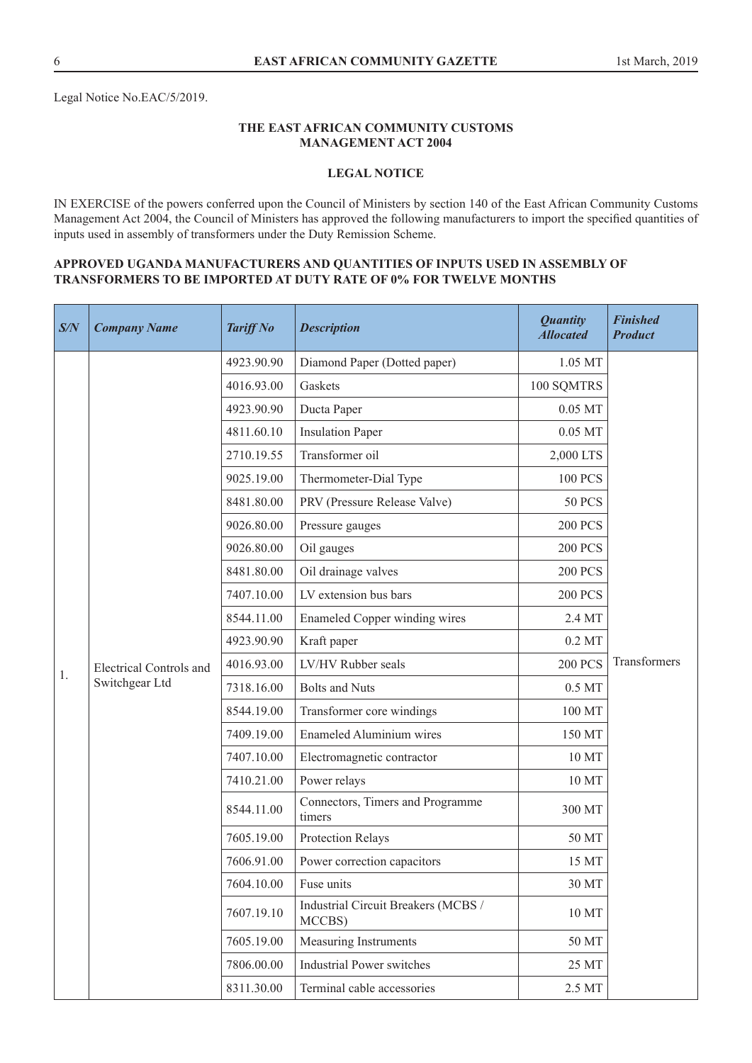Legal Notice No.EAC/5/2019.

**THE EAST AFRICAN COMMUNITY CUSTOMS MANAGEMENT ACT 2004**

**LEGAL NOTICE**

IN EXERCISE of the powers conferred upon the Council of Ministers by section 140 of the East African Community Customs Management Act 2004, the Council of Ministers has approved the following manufacturers to import the specified quantities of inputs used in assembly of transformers under the Duty Remission Scheme.

**APPROVED UGANDA MANUFACTURERS AND QUANTITIES OF INPUTS USED IN ASSEMBLY OF TRANSFORMERS TO BE IMPORTED AT DUTY RATE OF 0% FOR TWELVE MONTHS**

| *S/N* | *Company Name* | *Tariff No* | *Description* | *Quantity Allocated* | *Finished Product* |
|---|---|---|---|---|---|
| 1. | Electrical Controls and Switchgear Ltd | 4923.90.90 | Diamond Paper (Dotted paper) | 1.05 MT | Transformers |
| | | 4016.93.00 | Gaskets | 100 SQMTRS | |
| | | 4923.90.90 | Ducta Paper | 0.05 MT | |
| | | 4811.60.10 | Insulation Paper | 0.05 MT | |
| | | 2710.19.55 | Transformer oil | 2,000 LTS | |
| | | 9025.19.00 | Thermometer-Dial Type | 100 PCS | |
| | | 8481.80.00 | PRV (Pressure Release Valve) | 50 PCS | |
| | | 9026.80.00 | Pressure gauges | 200 PCS | |
| | | 9026.80.00 | Oil gauges | 200 PCS | |
| | | 8481.80.00 | Oil drainage valves | 200 PCS | |
| | | 7407.10.00 | LV extension bus bars | 200 PCS | |
| | | 8544.11.00 | Enameled Copper winding wires | 2.4 MT | |
| | | 4923.90.90 | Kraft paper | 0.2 MT | |
| | | 4016.93.00 | LV/HV Rubber seals | 200 PCS | |
| | | 7318.16.00 | Bolts and Nuts | 0.5 MT | |
| | | 8544.19.00 | Transformer core windings | 100 MT | |
| | | 7409.19.00 | Enameled Aluminium wires | 150 MT | |
| | | 7407.10.00 | Electromagnetic contractor | 10 MT | |
| | | 7410.21.00 | Power relays | 10 MT | |
| | | 8544.11.00 | Connectors, Timers and Programme timers | 300 MT | |
| | | 7605.19.00 | Protection Relays | 50 MT | |
| | | 7606.91.00 | Power correction capacitors | 15 MT | |
| | | 7604.10.00 | Fuse units | 30 MT | |
| | | 7607.19.10 | Industrial Circuit Breakers (MCBS / MCCBS) | 10 MT | |
| | | 7605.19.00 | Measuring Instruments | 50 MT | |
| | | 7806.00.00 | Industrial Power switches | 25 MT | |
| | | 8311.30.00 | Terminal cable accessories | 2.5 MT | |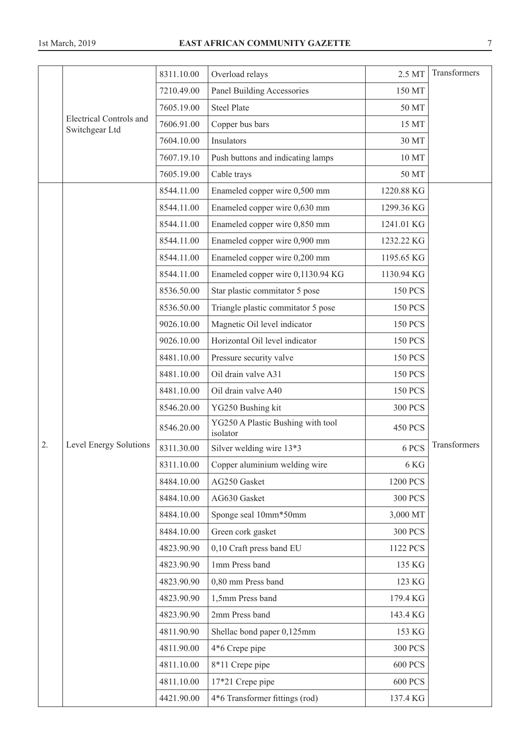| | | | | | |
|---|---|---|---|---|---|
| | Electrical Controls and Switchgear Ltd | 8311.10.00 | Overload relays | 2.5 MT | Transformers |
| | | 7210.49.00 | Panel Building Accessories | 150 MT | |
| | | 7605.19.00 | Steel Plate | 50 MT | |
| | | 7606.91.00 | Copper bus bars | 15 MT | |
| | | 7604.10.00 | Insulators | 30 MT | |
| | | 7607.19.10 | Push buttons and indicating lamps | 10 MT | |
| | | 7605.19.00 | Cable trays | 50 MT | |
| 2. | Level Energy Solutions | 8544.11.00 | Enameled copper wire 0,500 mm | 1220.88 KG | Transformers |
| | | 8544.11.00 | Enameled copper wire 0,630 mm | 1299.36 KG | |
| | | 8544.11.00 | Enameled copper wire 0,850 mm | 1241.01 KG | |
| | | 8544.11.00 | Enameled copper wire 0,900 mm | 1232.22 KG | |
| | | 8544.11.00 | Enameled copper wire 0,200 mm | 1195.65 KG | |
| | | 8544.11.00 | Enameled copper wire 0,1130.94 KG | 1130.94 KG | |
| | | 8536.50.00 | Star plastic commitator 5 pose | 150 PCS | |
| | | 8536.50.00 | Triangle plastic commitator 5 pose | 150 PCS | |
| | | 9026.10.00 | Magnetic Oil level indicator | 150 PCS | |
| | | 9026.10.00 | Horizontal Oil level indicator | 150 PCS | |
| | | 8481.10.00 | Pressure security valve | 150 PCS | |
| | | 8481.10.00 | Oil drain valve A31 | 150 PCS | |
| | | 8481.10.00 | Oil drain valve A40 | 150 PCS | |
| | | 8546.20.00 | YG250 Bushing kit | 300 PCS | |
| | | 8546.20.00 | YG250 A Plastic Bushing with tool isolator | 450 PCS | |
| | | 8311.30.00 | Silver welding wire 13*3 | 6 PCS | |
| | | 8311.10.00 | Copper aluminium welding wire | 6 KG | |
| | | 8484.10.00 | AG250 Gasket | 1200 PCS | |
| | | 8484.10.00 | AG630 Gasket | 300 PCS | |
| | | 8484.10.00 | Sponge seal 10mm*50mm | 3,000 MT | |
| | | 8484.10.00 | Green cork gasket | 300 PCS | |
| | | 4823.90.90 | 0,10 Craft press band EU | 1122 PCS | |
| | | 4823.90.90 | 1mm Press band | 135 KG | |
| | | 4823.90.90 | 0,80 mm Press band | 123 KG | |
| | | 4823.90.90 | 1,5mm Press band | 179.4 KG | |
| | | 4823.90.90 | 2mm Press band | 143.4 KG | |
| | | 4811.90.90 | Shellac bond paper 0,125mm | 153 KG | |
| | | 4811.90.00 | 4*6 Crepe pipe | 300 PCS | |
| | | 4811.10.00 | 8*11 Crepe pipe | 600 PCS | |
| | | 4811.10.00 | 17*21 Crepe pipe | 600 PCS | |
| | | 4421.90.00 | 4*6 Transformer fittings (rod) | 137.4 KG | |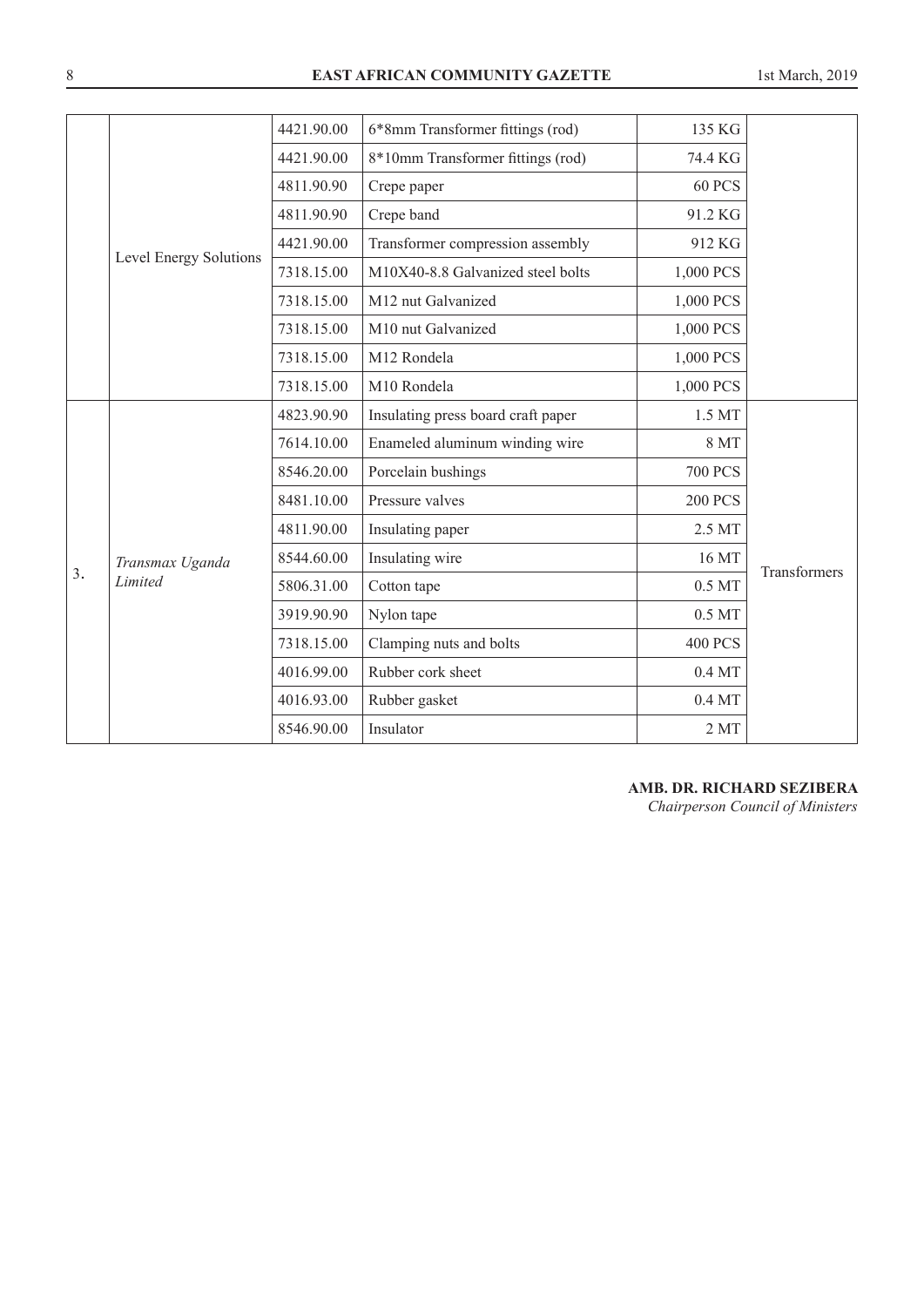| | | | | | |
|---|---|---|---|---|---|
| | Level Energy Solutions | 4421.90.00 | 6*8mm Transformer fittings (rod) | 135 KG | |
| | | 4421.90.00 | 8*10mm Transformer fittings (rod) | 74.4 KG | |
| | | 4811.90.90 | Crepe paper | 60 PCS | |
| | | 4811.90.90 | Crepe band | 91.2 KG | |
| | | 4421.90.00 | Transformer compression assembly | 912 KG | |
| | | 7318.15.00 | M10X40-8.8 Galvanized steel bolts | 1,000 PCS | |
| | | 7318.15.00 | M12 nut Galvanized | 1,000 PCS | |
| | | 7318.15.00 | M10 nut Galvanized | 1,000 PCS | |
| | | 7318.15.00 | M12 Rondela | 1,000 PCS | |
| | | 7318.15.00 | M10 Rondela | 1,000 PCS | |
| 3. | *Transmax Uganda Limited* | 4823.90.90 | Insulating press board craft paper | 1.5 MT | Transformers |
| | | 7614.10.00 | Enameled aluminum winding wire | 8 MT | |
| | | 8546.20.00 | Porcelain bushings | 700 PCS | |
| | | 8481.10.00 | Pressure valves | 200 PCS | |
| | | 4811.90.00 | Insulating paper | 2.5 MT | |
| | | 8544.60.00 | Insulating wire | 16 MT | |
| | | 5806.31.00 | Cotton tape | 0.5 MT | |
| | | 3919.90.90 | Nylon tape | 0.5 MT | |
| | | 7318.15.00 | Clamping nuts and bolts | 400 PCS | |
| | | 4016.99.00 | Rubber cork sheet | 0.4 MT | |
| | | 4016.93.00 | Rubber gasket | 0.4 MT | |
| | | 8546.90.00 | Insulator | 2 MT | |

**AMB. DR. RICHARD SEZIBERA**
*Chairperson Council of Ministers*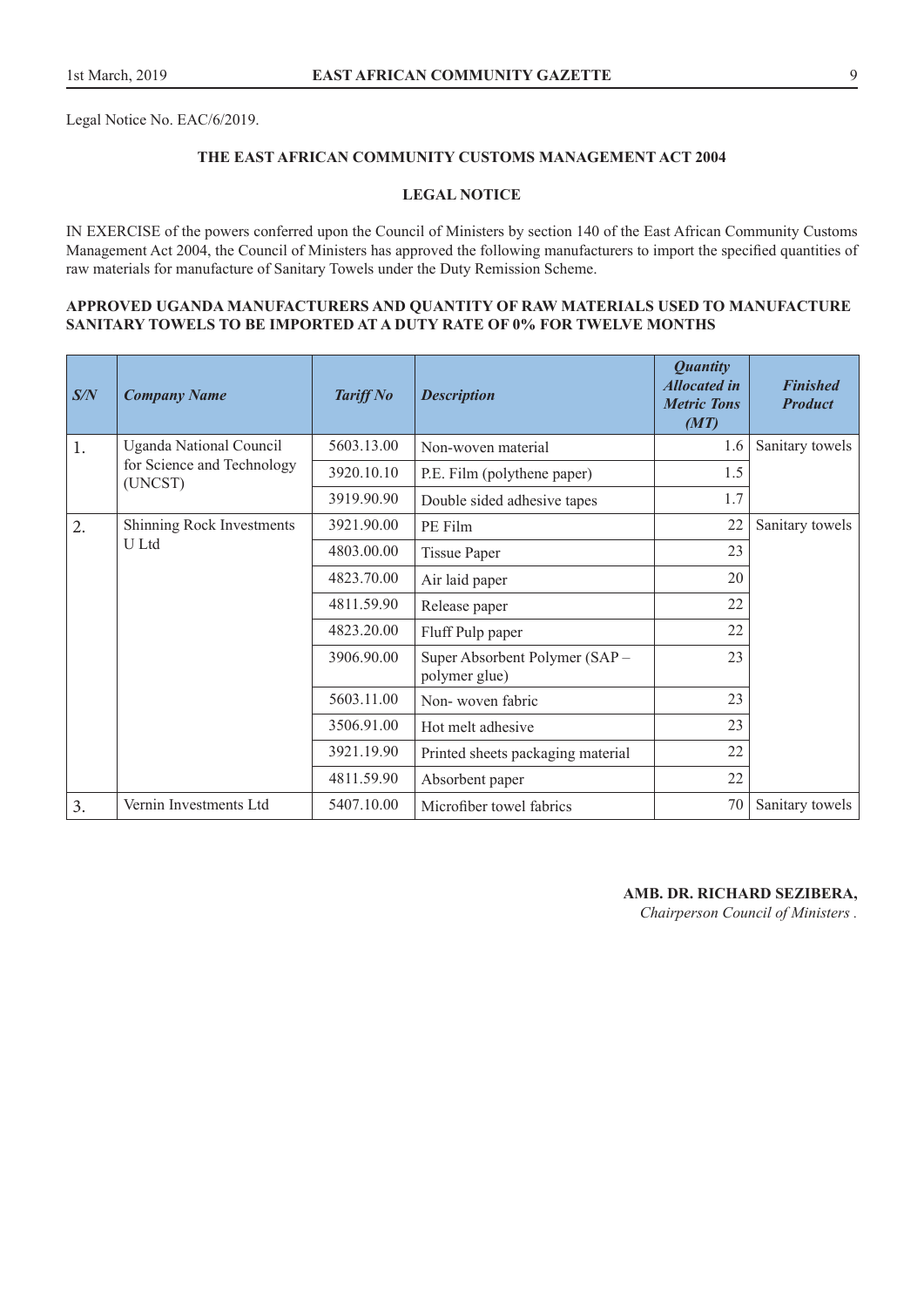Legal Notice No. EAC/6/2019.

## THE EAST AFRICAN COMMUNITY CUSTOMS MANAGEMENT ACT 2004

## LEGAL NOTICE

IN EXERCISE of the powers conferred upon the Council of Ministers by section 140 of the East African Community Customs Management Act 2004, the Council of Ministers has approved the following manufacturers to import the specified quantities of raw materials for manufacture of Sanitary Towels under the Duty Remission Scheme.

**APPROVED UGANDA MANUFACTURERS AND QUANTITY OF RAW MATERIALS USED TO MANUFACTURE SANITARY TOWELS TO BE IMPORTED AT A DUTY RATE OF 0% FOR TWELVE MONTHS**

| *S/N* | *Company Name* | *Tariff No* | *Description* | *Quantity Allocated in Metric Tons (MT)* | *Finished Product* |
|---|---|---|---|---|---|
| 1. | Uganda National Council for Science and Technology (UNCST) | 5603.13.00 | Non-woven material | 1.6 | Sanitary towels |
| | | 3920.10.10 | P.E. Film (polythene paper) | 1.5 | |
| | | 3919.90.90 | Double sided adhesive tapes | 1.7 | |
| 2. | Shinning Rock Investments U Ltd | 3921.90.00 | PE Film | 22 | Sanitary towels |
| | | 4803.00.00 | Tissue Paper | 23 | |
| | | 4823.70.00 | Air laid paper | 20 | |
| | | 4811.59.90 | Release paper | 22 | |
| | | 4823.20.00 | Fluff Pulp paper | 22 | |
| | | 3906.90.00 | Super Absorbent Polymer (SAP – polymer glue) | 23 | |
| | | 5603.11.00 | Non- woven fabric | 23 | |
| | | 3506.91.00 | Hot melt adhesive | 23 | |
| | | 3921.19.90 | Printed sheets packaging material | 22 | |
| | | 4811.59.90 | Absorbent paper | 22 | |
| 3. | Vernin Investments Ltd | 5407.10.00 | Microfiber towel fabrics | 70 | Sanitary towels |

**AMB. DR. RICHARD SEZIBERA,**
*Chairperson Council of Ministers .*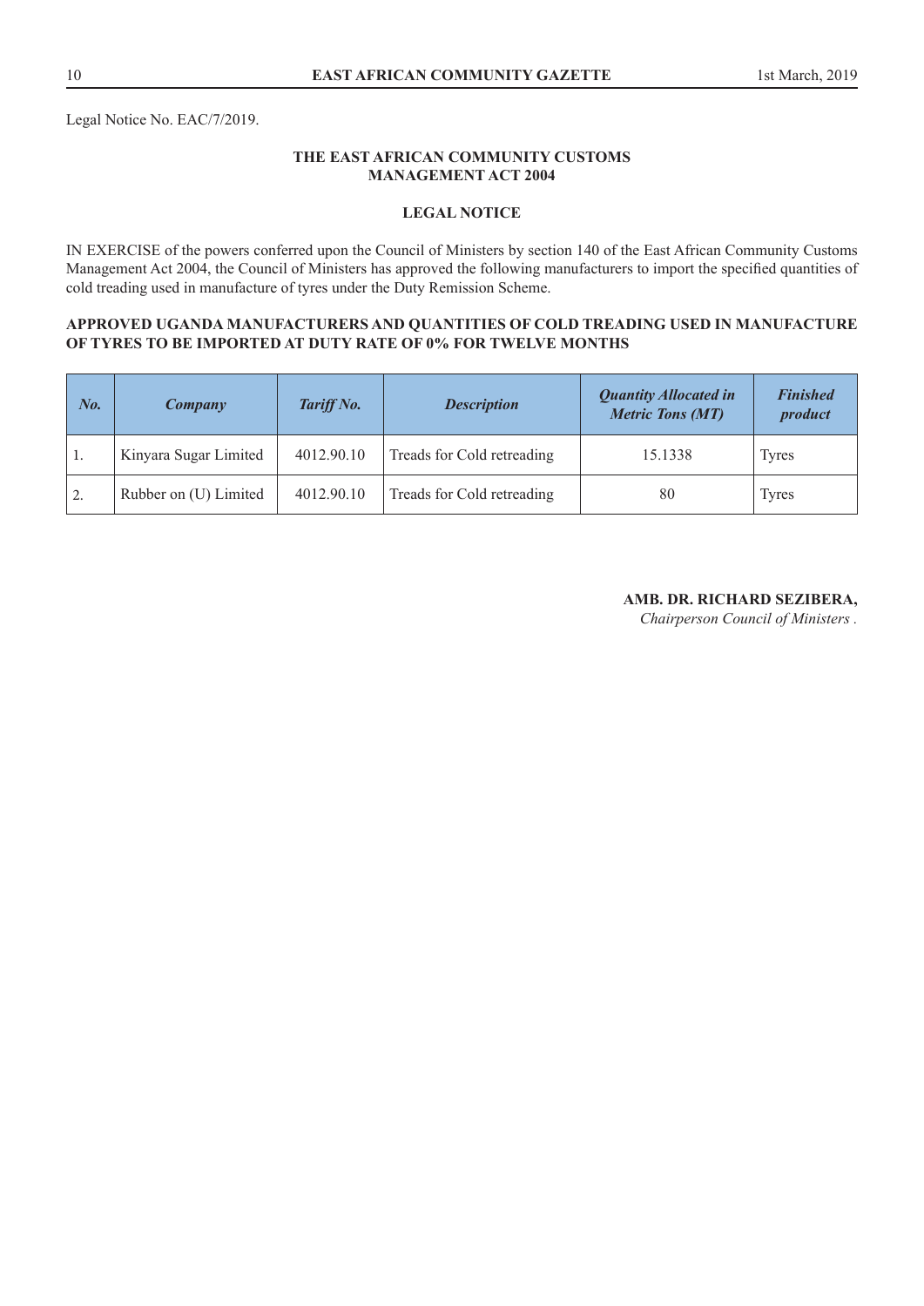Legal Notice No. EAC/7/2019.

## THE EAST AFRICAN COMMUNITY CUSTOMS MANAGEMENT ACT 2004

### LEGAL NOTICE

IN EXERCISE of the powers conferred upon the Council of Ministers by section 140 of the East African Community Customs Management Act 2004, the Council of Ministers has approved the following manufacturers to import the specified quantities of cold treading used in manufacture of tyres under the Duty Remission Scheme.

**APPROVED UGANDA MANUFACTURERS AND QUANTITIES OF COLD TREADING USED IN MANUFACTURE OF TYRES TO BE IMPORTED AT DUTY RATE OF 0% FOR TWELVE MONTHS**

| ***No.*** | ***Company*** | ***Tariff No.*** | ***Description*** | ***Quantity Allocated in Metric Tons (MT)*** | ***Finished product*** |
|---|---|---|---|---|---|
| 1. | Kinyara Sugar Limited | 4012.90.10 | Treads for Cold retreading | 15.1338 | Tyres |
| 2. | Rubber on (U) Limited | 4012.90.10 | Treads for Cold retreading | 80 | Tyres |

**AMB. DR. RICHARD SEZIBERA,**
*Chairperson Council of Ministers .*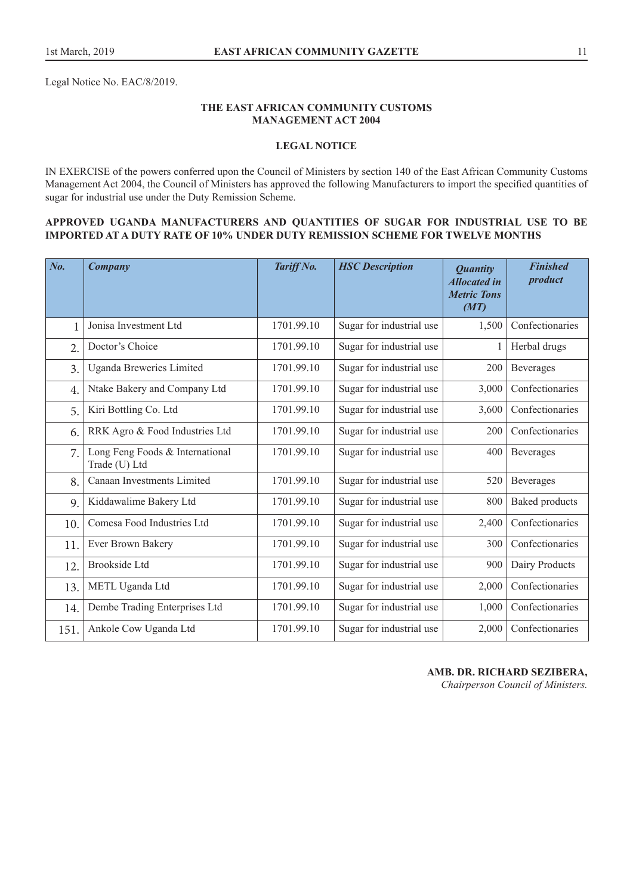Legal Notice No. EAC/8/2019.

**THE EAST AFRICAN COMMUNITY CUSTOMS MANAGEMENT ACT 2004**

**LEGAL NOTICE**

IN EXERCISE of the powers conferred upon the Council of Ministers by section 140 of the East African Community Customs Management Act 2004, the Council of Ministers has approved the following Manufacturers to import the specified quantities of sugar for industrial use under the Duty Remission Scheme.

**APPROVED UGANDA MANUFACTURERS AND QUANTITIES OF SUGAR FOR INDUSTRIAL USE TO BE IMPORTED AT A DUTY RATE OF 10% UNDER DUTY REMISSION SCHEME FOR TWELVE MONTHS**

| *No.* | *Company* | *Tariff No.* | *HSC Description* | *Quantity Allocated in Metric Tons (MT)* | *Finished product* |
|---|---|---|---|---|---|
| 1 | Jonisa Investment Ltd | 1701.99.10 | Sugar for industrial use | 1,500 | Confectionaries |
| 2. | Doctor's Choice | 1701.99.10 | Sugar for industrial use | 1 | Herbal drugs |
| 3. | Uganda Breweries Limited | 1701.99.10 | Sugar for industrial use | 200 | Beverages |
| 4. | Ntake Bakery and Company Ltd | 1701.99.10 | Sugar for industrial use | 3,000 | Confectionaries |
| 5. | Kiri Bottling Co. Ltd | 1701.99.10 | Sugar for industrial use | 3,600 | Confectionaries |
| 6. | RRK Agro & Food Industries Ltd | 1701.99.10 | Sugar for industrial use | 200 | Confectionaries |
| 7. | Long Feng Foods & International Trade (U) Ltd | 1701.99.10 | Sugar for industrial use | 400 | Beverages |
| 8. | Canaan Investments Limited | 1701.99.10 | Sugar for industrial use | 520 | Beverages |
| 9. | Kiddawalime Bakery Ltd | 1701.99.10 | Sugar for industrial use | 800 | Baked products |
| 10. | Comesa Food Industries Ltd | 1701.99.10 | Sugar for industrial use | 2,400 | Confectionaries |
| 11. | Ever Brown Bakery | 1701.99.10 | Sugar for industrial use | 300 | Confectionaries |
| 12. | Brookside Ltd | 1701.99.10 | Sugar for industrial use | 900 | Dairy Products |
| 13. | METL Uganda Ltd | 1701.99.10 | Sugar for industrial use | 2,000 | Confectionaries |
| 14. | Dembe Trading Enterprises Ltd | 1701.99.10 | Sugar for industrial use | 1,000 | Confectionaries |
| 151. | Ankole Cow Uganda Ltd | 1701.99.10 | Sugar for industrial use | 2,000 | Confectionaries |

**AMB. DR. RICHARD SEZIBERA,**
*Chairperson Council of Ministers.*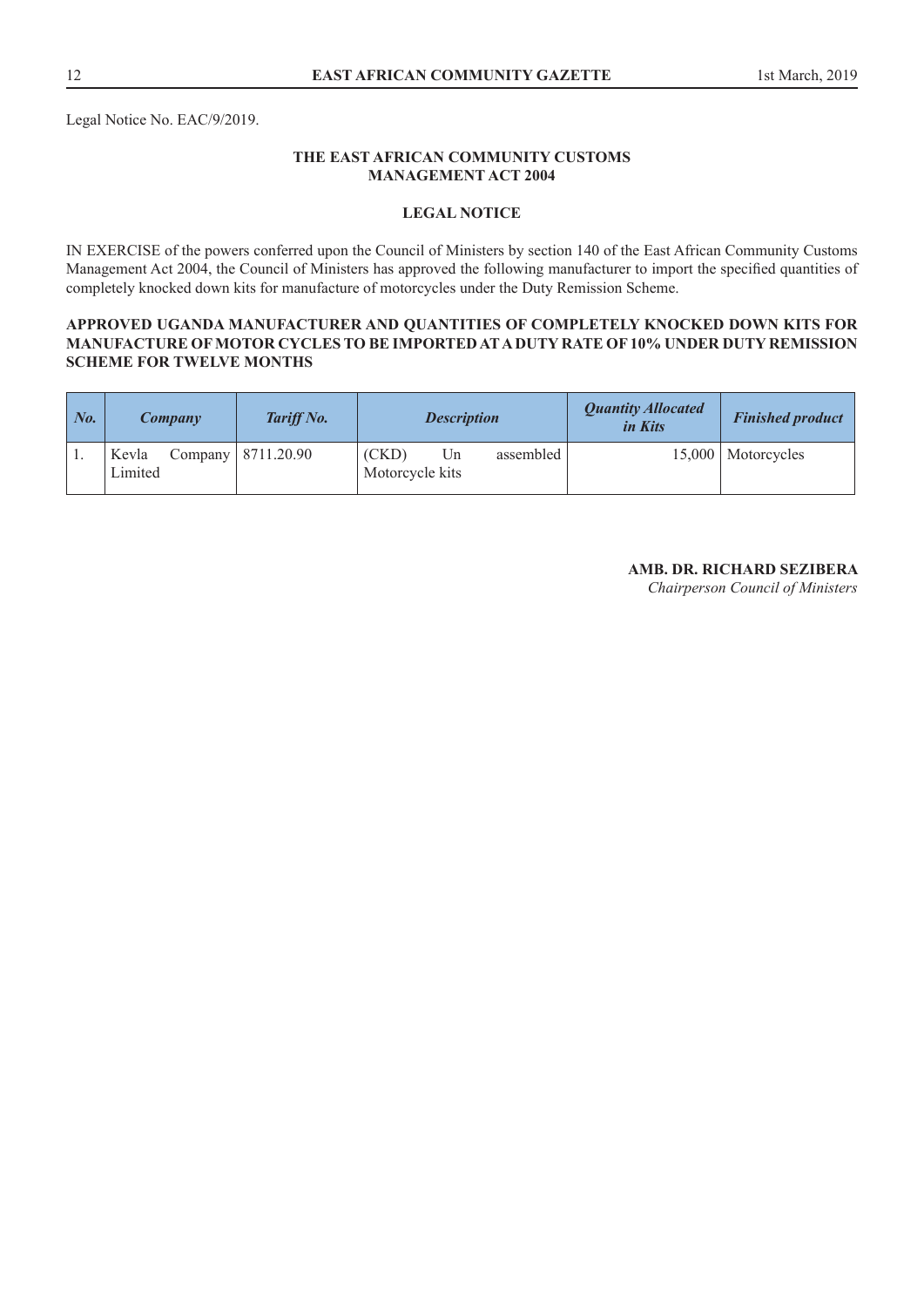Legal Notice No. EAC/9/2019.

### THE EAST AFRICAN COMMUNITY CUSTOMS MANAGEMENT ACT 2004

### LEGAL NOTICE

IN EXERCISE of the powers conferred upon the Council of Ministers by section 140 of the East African Community Customs Management Act 2004, the Council of Ministers has approved the following manufacturer to import the specified quantities of completely knocked down kits for manufacture of motorcycles under the Duty Remission Scheme.

**APPROVED UGANDA MANUFACTURER AND QUANTITIES OF COMPLETELY KNOCKED DOWN KITS FOR MANUFACTURE OF MOTOR CYCLES TO BE IMPORTED AT A DUTY RATE OF 10% UNDER DUTY REMISSION SCHEME FOR TWELVE MONTHS**

| *No.* | *Company* | *Tariff No.* | *Description* | *Quantity Allocated in Kits* | *Finished product* |
|---|---|---|---|---|---|
| 1. | Kevla Company Limited | 8711.20.90 | (CKD) Un assembled Motorcycle kits | 15,000 | Motorcycles |

**AMB. DR. RICHARD SEZIBERA**
*Chairperson Council of Ministers*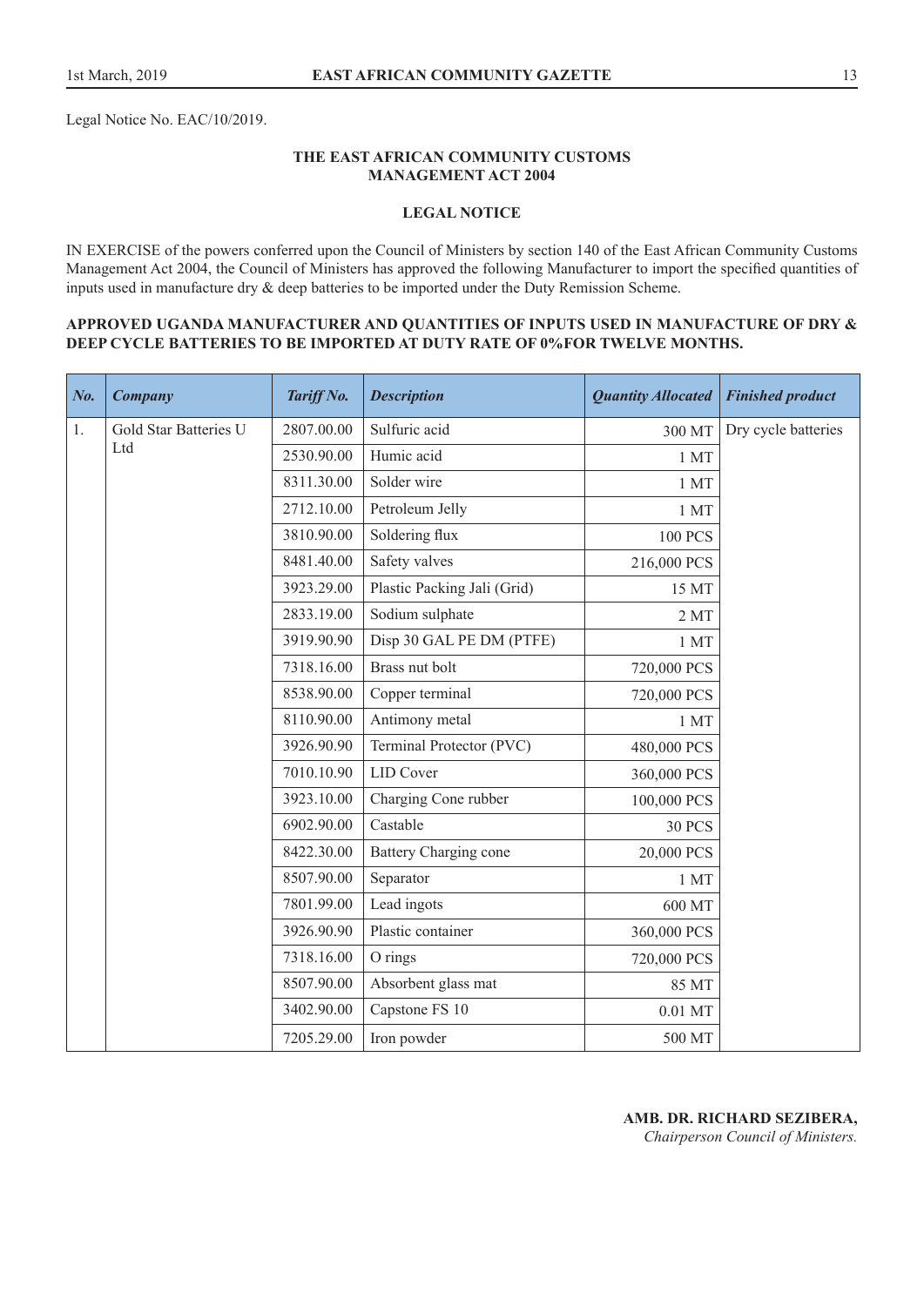Legal Notice No. EAC/10/2019.

**THE EAST AFRICAN COMMUNITY CUSTOMS MANAGEMENT ACT 2004**

**LEGAL NOTICE**

IN EXERCISE of the powers conferred upon the Council of Ministers by section 140 of the East African Community Customs Management Act 2004, the Council of Ministers has approved the following Manufacturer to import the specified quantities of inputs used in manufacture dry & deep batteries to be imported under the Duty Remission Scheme.

**APPROVED UGANDA MANUFACTURER AND QUANTITIES OF INPUTS USED IN MANUFACTURE OF DRY & DEEP CYCLE BATTERIES TO BE IMPORTED AT DUTY RATE OF 0%FOR TWELVE MONTHS.**

| *No.* | *Company* | *Tariff No.* | *Description* | *Quantity Allocated* | *Finished product* |
|---|---|---|---|---|---|
| 1. | Gold Star Batteries U Ltd | 2807.00.00 | Sulfuric acid | 300 MT | Dry cycle batteries |
| | | 2530.90.00 | Humic acid | 1 MT | |
| | | 8311.30.00 | Solder wire | 1 MT | |
| | | 2712.10.00 | Petroleum Jelly | 1 MT | |
| | | 3810.90.00 | Soldering flux | 100 PCS | |
| | | 8481.40.00 | Safety valves | 216,000 PCS | |
| | | 3923.29.00 | Plastic Packing Jali (Grid) | 15 MT | |
| | | 2833.19.00 | Sodium sulphate | 2 MT | |
| | | 3919.90.90 | Disp 30 GAL PE DM (PTFE) | 1 MT | |
| | | 7318.16.00 | Brass nut bolt | 720,000 PCS | |
| | | 8538.90.00 | Copper terminal | 720,000 PCS | |
| | | 8110.90.00 | Antimony metal | 1 MT | |
| | | 3926.90.90 | Terminal Protector (PVC) | 480,000 PCS | |
| | | 7010.10.90 | LID Cover | 360,000 PCS | |
| | | 3923.10.00 | Charging Cone rubber | 100,000 PCS | |
| | | 6902.90.00 | Castable | 30 PCS | |
| | | 8422.30.00 | Battery Charging cone | 20,000 PCS | |
| | | 8507.90.00 | Separator | 1 MT | |
| | | 7801.99.00 | Lead ingots | 600 MT | |
| | | 3926.90.90 | Plastic container | 360,000 PCS | |
| | | 7318.16.00 | O rings | 720,000 PCS | |
| | | 8507.90.00 | Absorbent glass mat | 85 MT | |
| | | 3402.90.00 | Capstone FS 10 | 0.01 MT | |
| | | 7205.29.00 | Iron powder | 500 MT | |

**AMB. DR. RICHARD SEZIBERA,**
*Chairperson Council of Ministers.*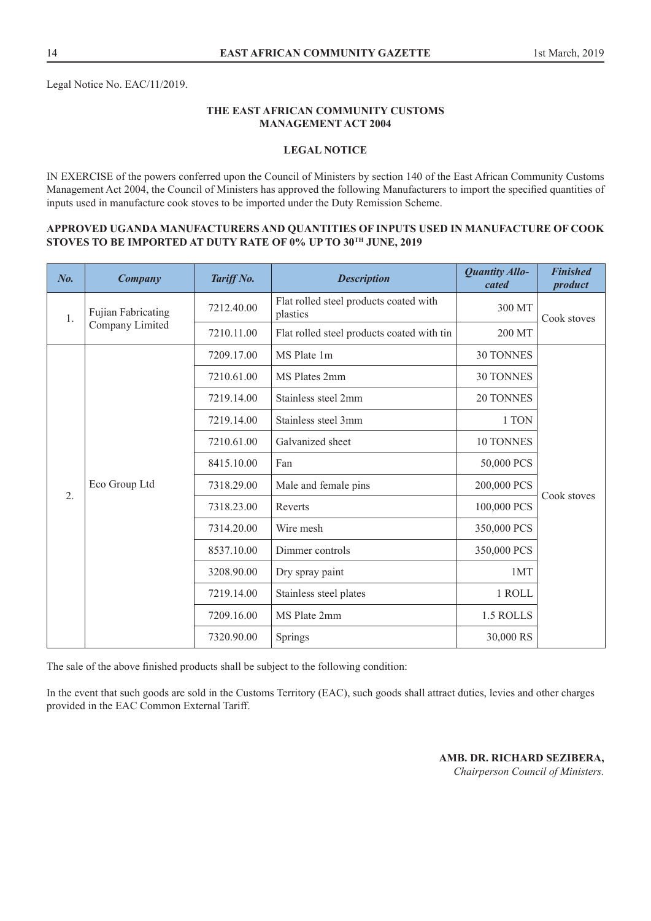Legal Notice No. EAC/11/2019.

**THE EAST AFRICAN COMMUNITY CUSTOMS MANAGEMENT ACT 2004**

**LEGAL NOTICE**

IN EXERCISE of the powers conferred upon the Council of Ministers by section 140 of the East African Community Customs Management Act 2004, the Council of Ministers has approved the following Manufacturers to import the specified quantities of inputs used in manufacture cook stoves to be imported under the Duty Remission Scheme.

**APPROVED UGANDA MANUFACTURERS AND QUANTITIES OF INPUTS USED IN MANUFACTURE OF COOK STOVES TO BE IMPORTED AT DUTY RATE OF 0% UP TO 30TH JUNE, 2019**

| *No.* | *Company* | *Tariff No.* | *Description* | *Quantity Allocated* | *Finished product* |
|---|---|---|---|---|---|
| 1. | Fujian Fabricating Company Limited | 7212.40.00 | Flat rolled steel products coated with plastics | 300 MT | Cook stoves |
| | | 7210.11.00 | Flat rolled steel products coated with tin | 200 MT | |
| 2. | Eco Group Ltd | 7209.17.00 | MS Plate 1m | 30 TONNES | Cook stoves |
| | | 7210.61.00 | MS Plates 2mm | 30 TONNES | |
| | | 7219.14.00 | Stainless steel 2mm | 20 TONNES | |
| | | 7219.14.00 | Stainless steel 3mm | 1 TON | |
| | | 7210.61.00 | Galvanized sheet | 10 TONNES | |
| | | 8415.10.00 | Fan | 50,000 PCS | |
| | | 7318.29.00 | Male and female pins | 200,000 PCS | |
| | | 7318.23.00 | Reverts | 100,000 PCS | |
| | | 7314.20.00 | Wire mesh | 350,000 PCS | |
| | | 8537.10.00 | Dimmer controls | 350,000 PCS | |
| | | 3208.90.00 | Dry spray paint | 1MT | |
| | | 7219.14.00 | Stainless steel plates | 1 ROLL | |
| | | 7209.16.00 | MS Plate 2mm | 1.5 ROLLS | |
| | | 7320.90.00 | Springs | 30,000 RS | |

The sale of the above finished products shall be subject to the following condition:

In the event that such goods are sold in the Customs Territory (EAC), such goods shall attract duties, levies and other charges provided in the EAC Common External Tariff.

**AMB. DR. RICHARD SEZIBERA,**
*Chairperson Council of Ministers.*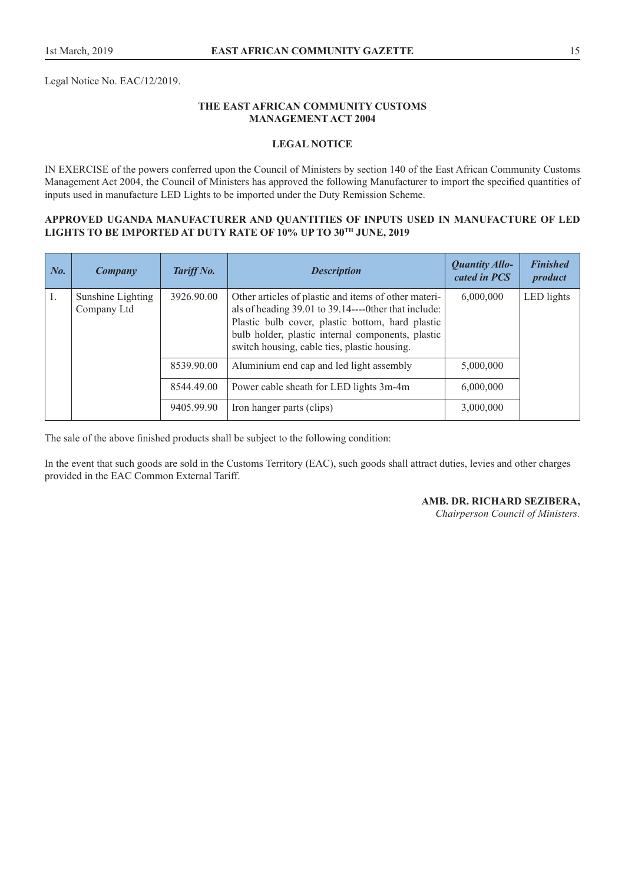Legal Notice No. EAC/12/2019.

**THE EAST AFRICAN COMMUNITY CUSTOMS MANAGEMENT ACT 2004**

**LEGAL NOTICE**

IN EXERCISE of the powers conferred upon the Council of Ministers by section 140 of the East African Community Customs Management Act 2004, the Council of Ministers has approved the following Manufacturer to import the specified quantities of inputs used in manufacture LED Lights to be imported under the Duty Remission Scheme.

**APPROVED UGANDA MANUFACTURER AND QUANTITIES OF INPUTS USED IN MANUFACTURE OF LED LIGHTS TO BE IMPORTED AT DUTY RATE OF 10% UP TO 30TH JUNE, 2019**

| *No.* | *Company* | *Tariff No.* | *Description* | *Quantity Allocated in PCS* | *Finished product* |
|---|---|---|---|---|---|
| 1. | Sunshine Lighting Company Ltd | 3926.90.00 | Other articles of plastic and items of other materials of heading 39.01 to 39.14----0ther that include: Plastic bulb cover, plastic bottom, hard plastic bulb holder, plastic internal components, plastic switch housing, cable ties, plastic housing. | 6,000,000 | LED lights |
| | | 8539.90.00 | Aluminium end cap and led light assembly | 5,000,000 | |
| | | 8544.49.00 | Power cable sheath for LED lights 3m-4m | 6,000,000 | |
| | | 9405.99.90 | Iron hanger parts (clips) | 3,000,000 | |

The sale of the above finished products shall be subject to the following condition:

In the event that such goods are sold in the Customs Territory (EAC), such goods shall attract duties, levies and other charges provided in the EAC Common External Tariff.

**AMB. DR. RICHARD SEZIBERA,**
*Chairperson Council of Ministers.*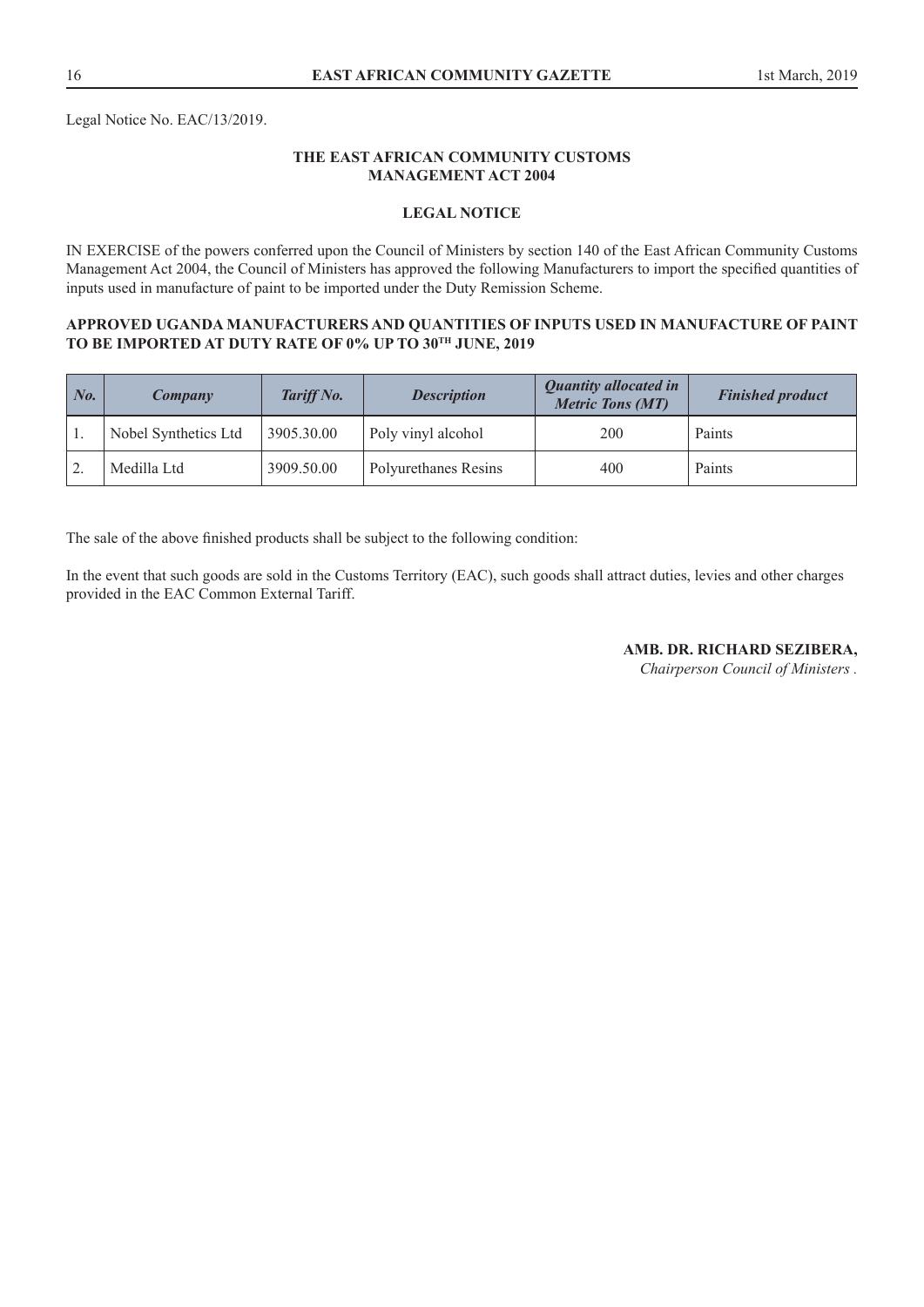Legal Notice No. EAC/13/2019.

**THE EAST AFRICAN COMMUNITY CUSTOMS MANAGEMENT ACT 2004**

**LEGAL NOTICE**

IN EXERCISE of the powers conferred upon the Council of Ministers by section 140 of the East African Community Customs Management Act 2004, the Council of Ministers has approved the following Manufacturers to import the specified quantities of inputs used in manufacture of paint to be imported under the Duty Remission Scheme.

**APPROVED UGANDA MANUFACTURERS AND QUANTITIES OF INPUTS USED IN MANUFACTURE OF PAINT TO BE IMPORTED AT DUTY RATE OF 0% UP TO 30TH JUNE, 2019**

| *No.* | *Company* | *Tariff No.* | *Description* | *Quantity allocated in Metric Tons (MT)* | *Finished product* |
|---|---|---|---|---|---|
| 1. | Nobel Synthetics Ltd | 3905.30.00 | Poly vinyl alcohol | 200 | Paints |
| 2. | Medilla Ltd | 3909.50.00 | Polyurethanes Resins | 400 | Paints |

The sale of the above finished products shall be subject to the following condition:

In the event that such goods are sold in the Customs Territory (EAC), such goods shall attract duties, levies and other charges provided in the EAC Common External Tariff.

**AMB. DR. RICHARD SEZIBERA,**
*Chairperson Council of Ministers .*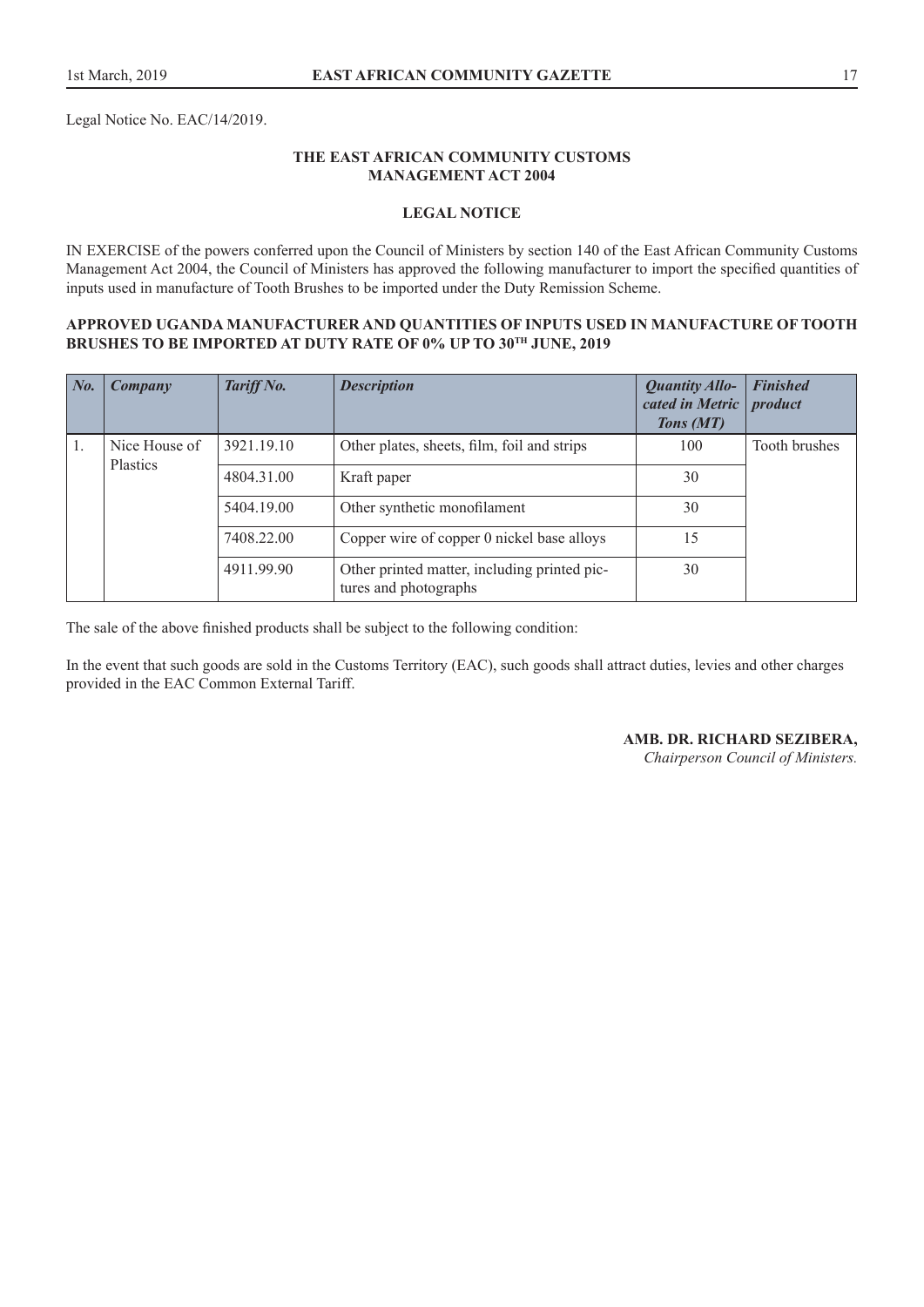Legal Notice No. EAC/14/2019.

**THE EAST AFRICAN COMMUNITY CUSTOMS MANAGEMENT ACT 2004**

**LEGAL NOTICE**

IN EXERCISE of the powers conferred upon the Council of Ministers by section 140 of the East African Community Customs Management Act 2004, the Council of Ministers has approved the following manufacturer to import the specified quantities of inputs used in manufacture of Tooth Brushes to be imported under the Duty Remission Scheme.

**APPROVED UGANDA MANUFACTURER AND QUANTITIES OF INPUTS USED IN MANUFACTURE OF TOOTH BRUSHES TO BE IMPORTED AT DUTY RATE OF 0% UP TO 30TH JUNE, 2019**

| *No.* | *Company* | *Tariff No.* | *Description* | *Quantity Allocated in Metric Tons (MT)* | *Finished product* |
|---|---|---|---|---|---|
| 1. | Nice House of Plastics | 3921.19.10 | Other plates, sheets, film, foil and strips | 100 | Tooth brushes |
| | | 4804.31.00 | Kraft paper | 30 | |
| | | 5404.19.00 | Other synthetic monofilament | 30 | |
| | | 7408.22.00 | Copper wire of copper 0 nickel base alloys | 15 | |
| | | 4911.99.90 | Other printed matter, including printed pictures and photographs | 30 | |

The sale of the above finished products shall be subject to the following condition:

In the event that such goods are sold in the Customs Territory (EAC), such goods shall attract duties, levies and other charges provided in the EAC Common External Tariff.

**AMB. DR. RICHARD SEZIBERA,**
*Chairperson Council of Ministers.*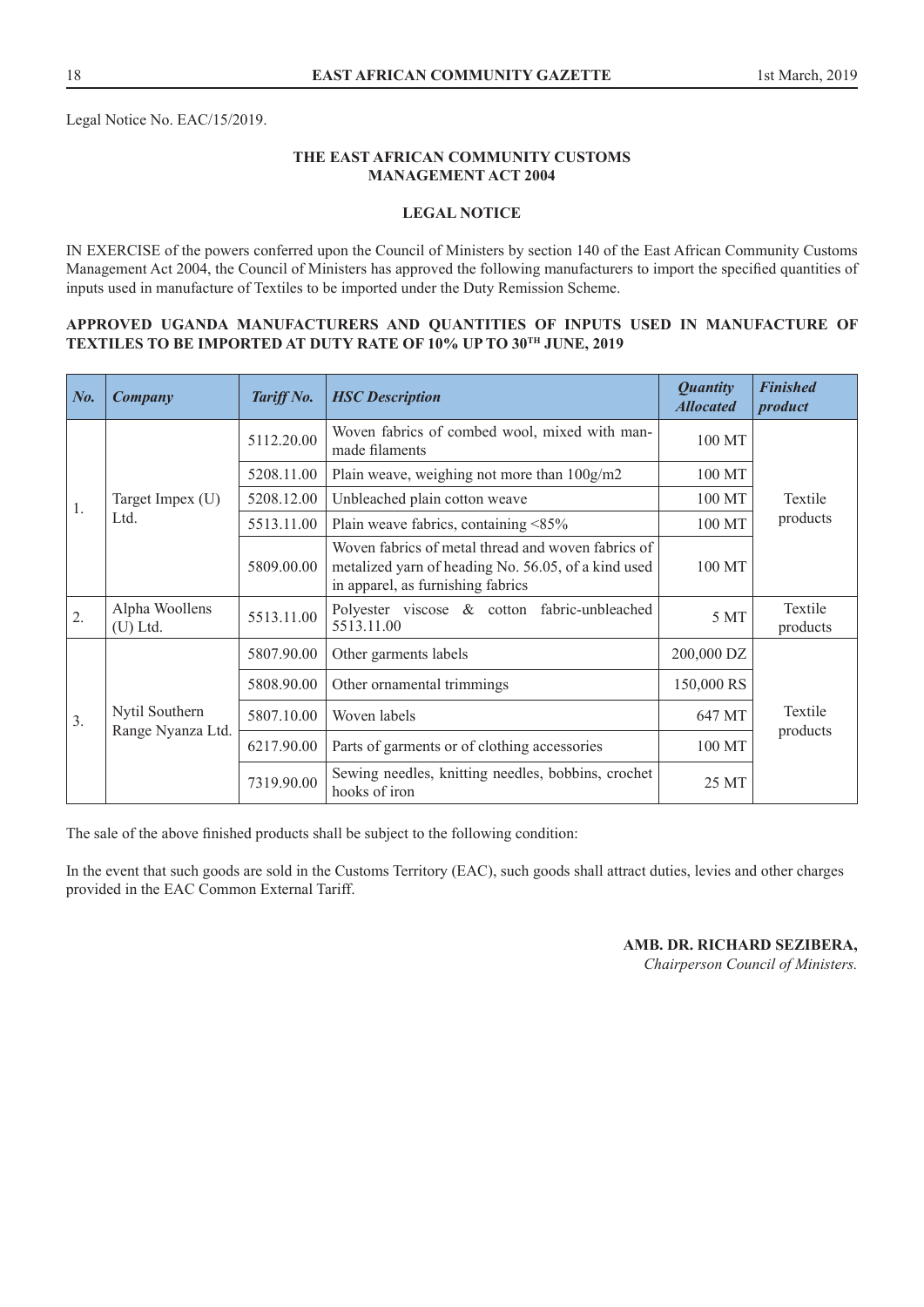Legal Notice No. EAC/15/2019.

**THE EAST AFRICAN COMMUNITY CUSTOMS MANAGEMENT ACT 2004**

**LEGAL NOTICE**

IN EXERCISE of the powers conferred upon the Council of Ministers by section 140 of the East African Community Customs Management Act 2004, the Council of Ministers has approved the following manufacturers to import the specified quantities of inputs used in manufacture of Textiles to be imported under the Duty Remission Scheme.

**APPROVED UGANDA MANUFACTURERS AND QUANTITIES OF INPUTS USED IN MANUFACTURE OF TEXTILES TO BE IMPORTED AT DUTY RATE OF 10% UP TO 30TH JUNE, 2019**

| No. | Company | Tariff No. | HSC Description | Quantity Allocated | Finished product |
|---|---|---|---|---|---|
| 1. | Target Impex (U) Ltd. | 5112.20.00 | Woven fabrics of combed wool, mixed with man-made filaments | 100 MT | Textile products |
| | | 5208.11.00 | Plain weave, weighing not more than 100g/m2 | 100 MT | |
| | | 5208.12.00 | Unbleached plain cotton weave | 100 MT | |
| | | 5513.11.00 | Plain weave fabrics, containing <85% | 100 MT | |
| | | 5809.00.00 | Woven fabrics of metal thread and woven fabrics of metalized yarn of heading No. 56.05, of a kind used in apparel, as furnishing fabrics | 100 MT | |
| 2. | Alpha Woollens (U) Ltd. | 5513.11.00 | Polyester viscose & cotton fabric-unbleached 5513.11.00 | 5 MT | Textile products |
| 3. | Nytil Southern Range Nyanza Ltd. | 5807.90.00 | Other garments labels | 200,000 DZ | Textile products |
| | | 5808.90.00 | Other ornamental trimmings | 150,000 RS | |
| | | 5807.10.00 | Woven labels | 647 MT | |
| | | 6217.90.00 | Parts of garments or of clothing accessories | 100 MT | |
| | | 7319.90.00 | Sewing needles, knitting needles, bobbins, crochet hooks of iron | 25 MT | |

The sale of the above finished products shall be subject to the following condition:

In the event that such goods are sold in the Customs Territory (EAC), such goods shall attract duties, levies and other charges provided in the EAC Common External Tariff.

**AMB. DR. RICHARD SEZIBERA,**
*Chairperson Council of Ministers.*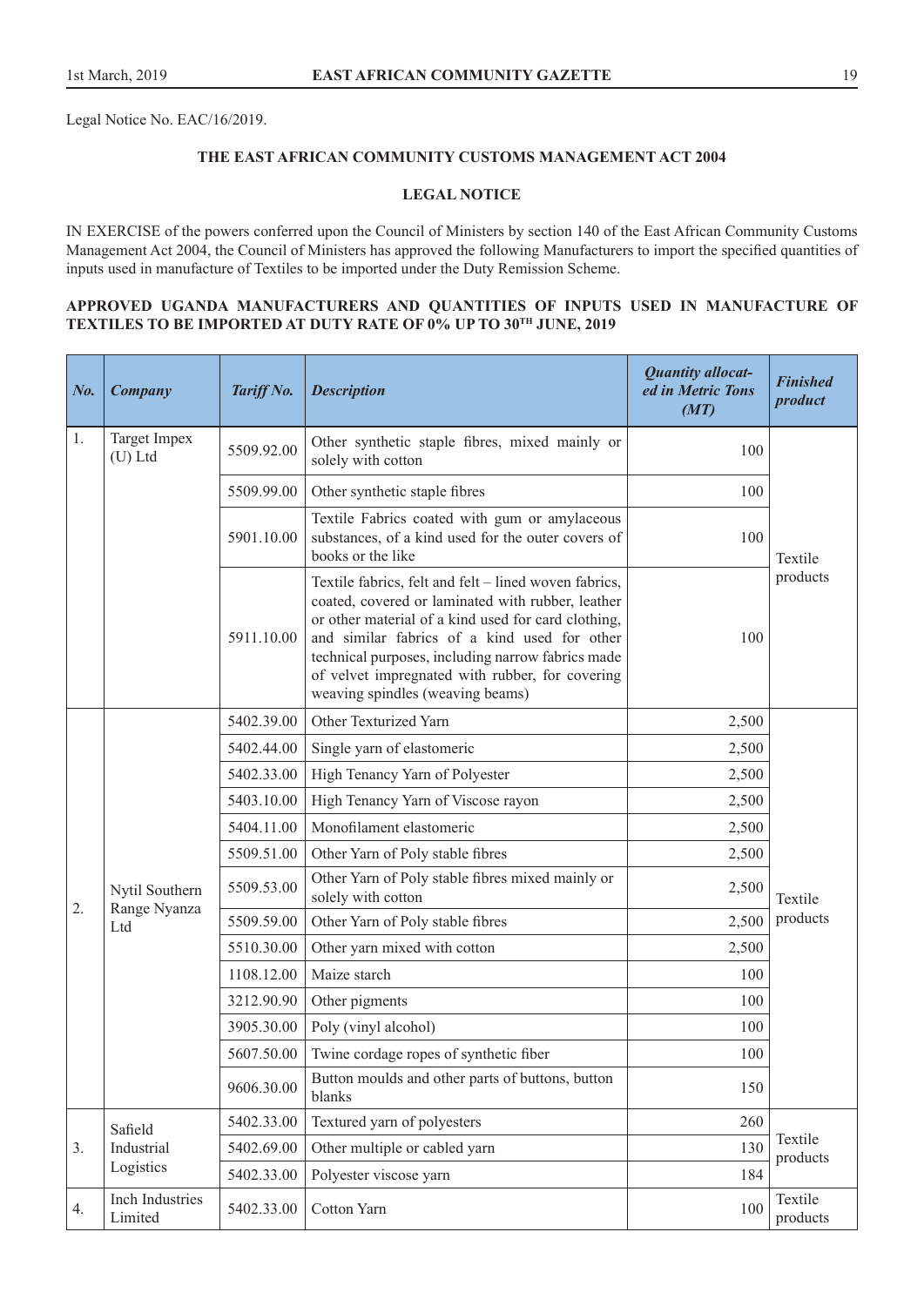Legal Notice No. EAC/16/2019.

**THE EAST AFRICAN COMMUNITY CUSTOMS MANAGEMENT ACT 2004**

**LEGAL NOTICE**

IN EXERCISE of the powers conferred upon the Council of Ministers by section 140 of the East African Community Customs Management Act 2004, the Council of Ministers has approved the following Manufacturers to import the specified quantities of inputs used in manufacture of Textiles to be imported under the Duty Remission Scheme.

**APPROVED UGANDA MANUFACTURERS AND QUANTITIES OF INPUTS USED IN MANUFACTURE OF TEXTILES TO BE IMPORTED AT DUTY RATE OF 0% UP TO 30TH JUNE, 2019**

| *No.* | *Company* | *Tariff No.* | *Description* | *Quantity allocated in Metric Tons (MT)* | *Finished product* |
|---|---|---|---|---|---|
| 1. | Target Impex (U) Ltd | 5509.92.00 | Other synthetic staple fibres, mixed mainly or solely with cotton | 100 | Textile products |
| | | 5509.99.00 | Other synthetic staple fibres | 100 | |
| | | 5901.10.00 | Textile Fabrics coated with gum or amylaceous substances, of a kind used for the outer covers of books or the like | 100 | |
| | | 5911.10.00 | Textile fabrics, felt and felt – lined woven fabrics, coated, covered or laminated with rubber, leather or other material of a kind used for card clothing, and similar fabrics of a kind used for other technical purposes, including narrow fabrics made of velvet impregnated with rubber, for covering weaving spindles (weaving beams) | 100 | |
| 2. | Nytil Southern Range Nyanza Ltd | 5402.39.00 | Other Texturized Yarn | 2,500 | Textile products |
| | | 5402.44.00 | Single yarn of elastomeric | 2,500 | |
| | | 5402.33.00 | High Tenancy Yarn of Polyester | 2,500 | |
| | | 5403.10.00 | High Tenancy Yarn of Viscose rayon | 2,500 | |
| | | 5404.11.00 | Monofilament elastomeric | 2,500 | |
| | | 5509.51.00 | Other Yarn of Poly stable fibres | 2,500 | |
| | | 5509.53.00 | Other Yarn of Poly stable fibres mixed mainly or solely with cotton | 2,500 | |
| | | 5509.59.00 | Other Yarn of Poly stable fibres | 2,500 | |
| | | 5510.30.00 | Other yarn mixed with cotton | 2,500 | |
| | | 1108.12.00 | Maize starch | 100 | |
| | | 3212.90.90 | Other pigments | 100 | |
| | | 3905.30.00 | Poly (vinyl alcohol) | 100 | |
| | | 5607.50.00 | Twine cordage ropes of synthetic fiber | 100 | |
| | | 9606.30.00 | Button moulds and other parts of buttons, button blanks | 150 | |
| 3. | Safield Industrial Logistics | 5402.33.00 | Textured yarn of polyesters | 260 | Textile products |
| | | 5402.69.00 | Other multiple or cabled yarn | 130 | |
| | | 5402.33.00 | Polyester viscose yarn | 184 | |
| 4. | Inch Industries Limited | 5402.33.00 | Cotton Yarn | 100 | Textile products |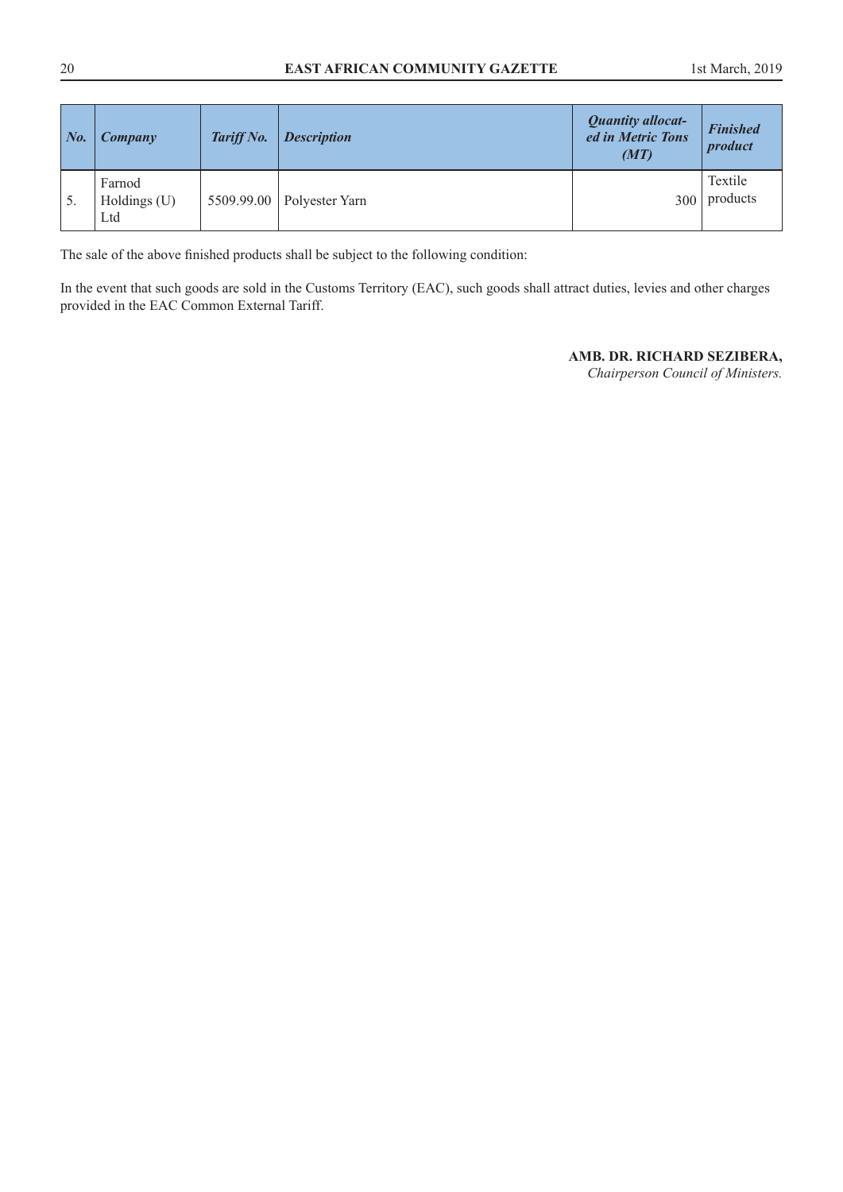| *No.* | *Company* | *Tariff No.* | *Description* | *Quantity allocated in Metric Tons (MT)* | *Finished product* |
|---|---|---|---|---|---|
| 5. | Farnod Holdings (U) Ltd | 5509.99.00 | Polyester Yarn | 300 | Textile products |

The sale of the above finished products shall be subject to the following condition:

In the event that such goods are sold in the Customs Territory (EAC), such goods shall attract duties, levies and other charges provided in the EAC Common External Tariff.

**AMB. DR. RICHARD SEZIBERA,**
*Chairperson Council of Ministers.*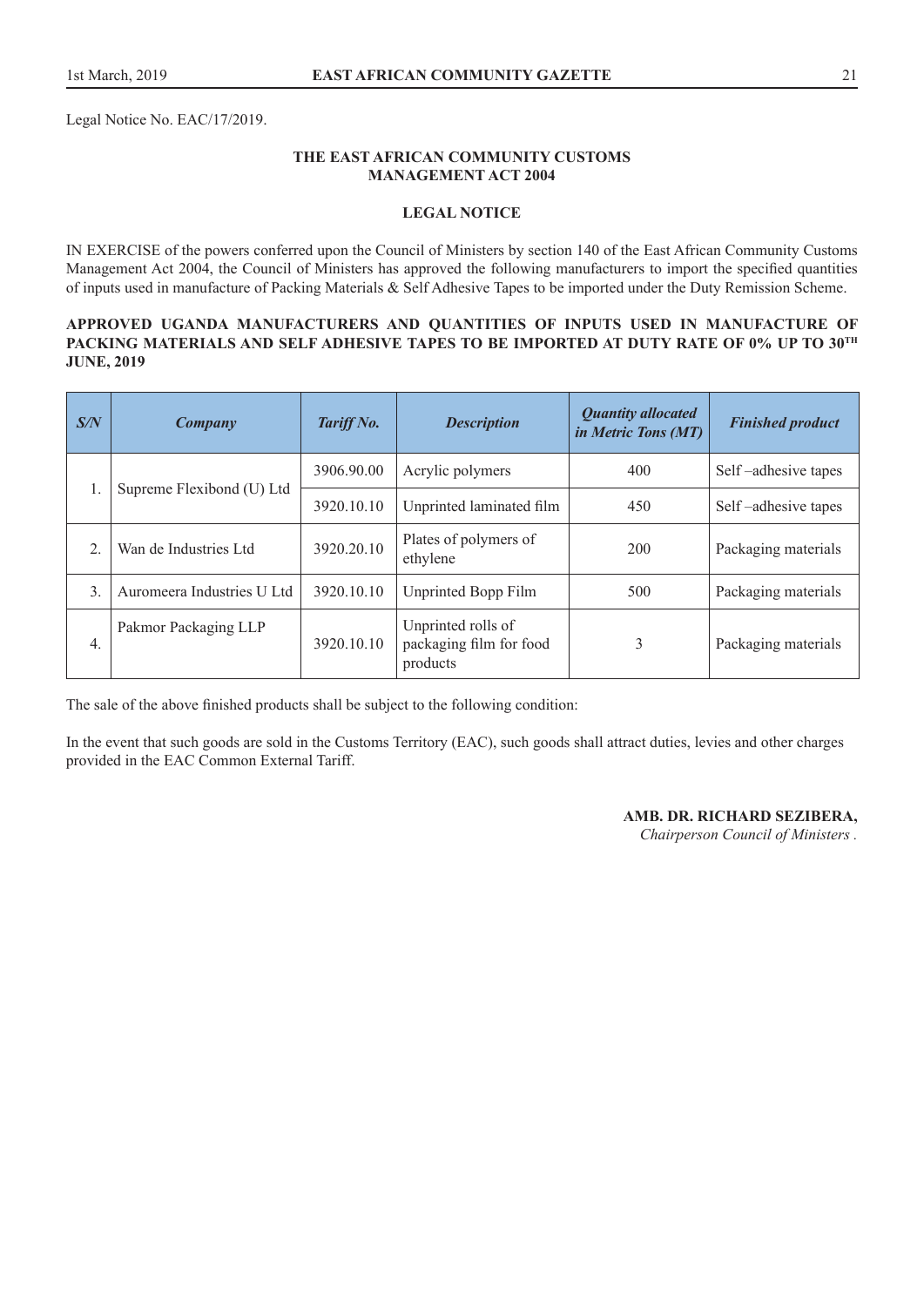Legal Notice No. EAC/17/2019.

**THE EAST AFRICAN COMMUNITY CUSTOMS MANAGEMENT ACT 2004**

**LEGAL NOTICE**

IN EXERCISE of the powers conferred upon the Council of Ministers by section 140 of the East African Community Customs Management Act 2004, the Council of Ministers has approved the following manufacturers to import the specified quantities of inputs used in manufacture of Packing Materials & Self Adhesive Tapes to be imported under the Duty Remission Scheme.

**APPROVED UGANDA MANUFACTURERS AND QUANTITIES OF INPUTS USED IN MANUFACTURE OF PACKING MATERIALS AND SELF ADHESIVE TAPES TO BE IMPORTED AT DUTY RATE OF 0% UP TO 30TH JUNE, 2019**

| *S/N* | *Company* | *Tariff No.* | *Description* | *Quantity allocated in Metric Tons (MT)* | *Finished product* |
|---|---|---|---|---|---|
| 1. | Supreme Flexibond (U) Ltd | 3906.90.00 | Acrylic polymers | 400 | Self –adhesive tapes |
| | | 3920.10.10 | Unprinted laminated film | 450 | Self –adhesive tapes |
| 2. | Wan de Industries Ltd | 3920.20.10 | Plates of polymers of ethylene | 200 | Packaging materials |
| 3. | Auromeera Industries U Ltd | 3920.10.10 | Unprinted Bopp Film | 500 | Packaging materials |
| 4. | Pakmor Packaging LLP | 3920.10.10 | Unprinted rolls of packaging film for food products | 3 | Packaging materials |

The sale of the above finished products shall be subject to the following condition:

In the event that such goods are sold in the Customs Territory (EAC), such goods shall attract duties, levies and other charges provided in the EAC Common External Tariff.

**AMB. DR. RICHARD SEZIBERA,**
*Chairperson Council of Ministers .*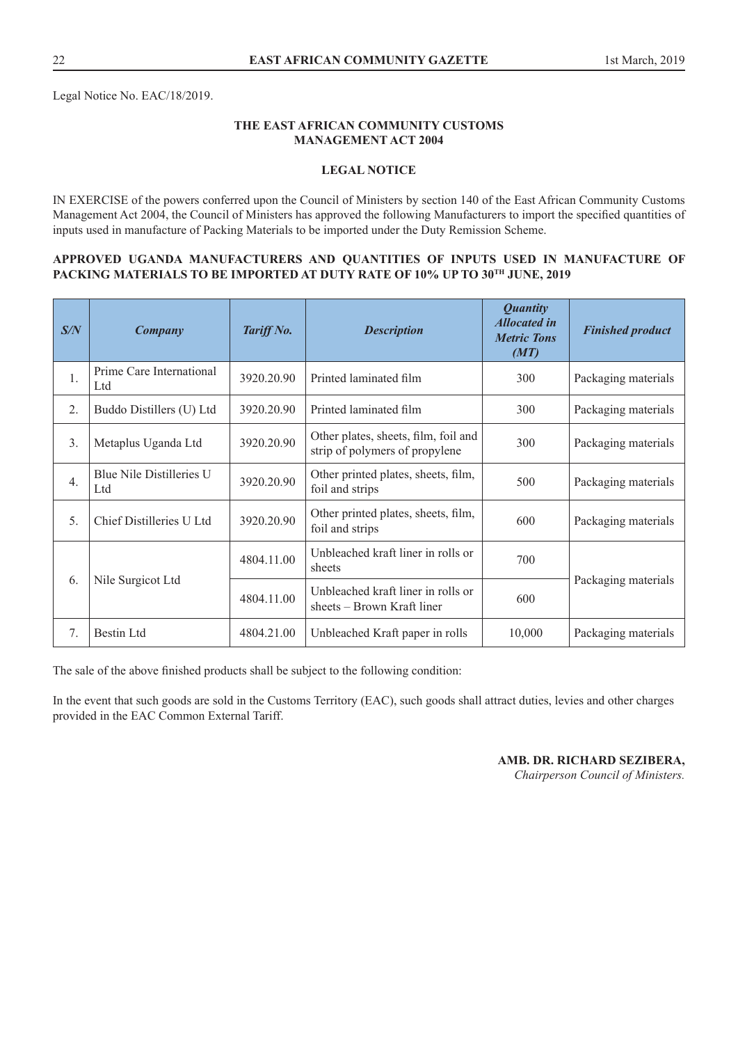Legal Notice No. EAC/18/2019.

**THE EAST AFRICAN COMMUNITY CUSTOMS MANAGEMENT ACT 2004**

**LEGAL NOTICE**

IN EXERCISE of the powers conferred upon the Council of Ministers by section 140 of the East African Community Customs Management Act 2004, the Council of Ministers has approved the following Manufacturers to import the specified quantities of inputs used in manufacture of Packing Materials to be imported under the Duty Remission Scheme.

**APPROVED UGANDA MANUFACTURERS AND QUANTITIES OF INPUTS USED IN MANUFACTURE OF PACKING MATERIALS TO BE IMPORTED AT DUTY RATE OF 10% UP TO 30TH JUNE, 2019**

| *S/N* | *Company* | *Tariff No.* | *Description* | *Quantity Allocated in Metric Tons (MT)* | *Finished product* |
|---|---|---|---|---|---|
| 1. | Prime Care International Ltd | 3920.20.90 | Printed laminated film | 300 | Packaging materials |
| 2. | Buddo Distillers (U) Ltd | 3920.20.90 | Printed laminated film | 300 | Packaging materials |
| 3. | Metaplus Uganda Ltd | 3920.20.90 | Other plates, sheets, film, foil and strip of polymers of propylene | 300 | Packaging materials |
| 4. | Blue Nile Distilleries U Ltd | 3920.20.90 | Other printed plates, sheets, film, foil and strips | 500 | Packaging materials |
| 5. | Chief Distilleries U Ltd | 3920.20.90 | Other printed plates, sheets, film, foil and strips | 600 | Packaging materials |
| 6. | Nile Surgicot Ltd | 4804.11.00 | Unbleached kraft liner in rolls or sheets | 700 | Packaging materials |
| | | 4804.11.00 | Unbleached kraft liner in rolls or sheets – Brown Kraft liner | 600 | |
| 7. | Bestin Ltd | 4804.21.00 | Unbleached Kraft paper in rolls | 10,000 | Packaging materials |

The sale of the above finished products shall be subject to the following condition:

In the event that such goods are sold in the Customs Territory (EAC), such goods shall attract duties, levies and other charges provided in the EAC Common External Tariff.

**AMB. DR. RICHARD SEZIBERA,**
*Chairperson Council of Ministers.*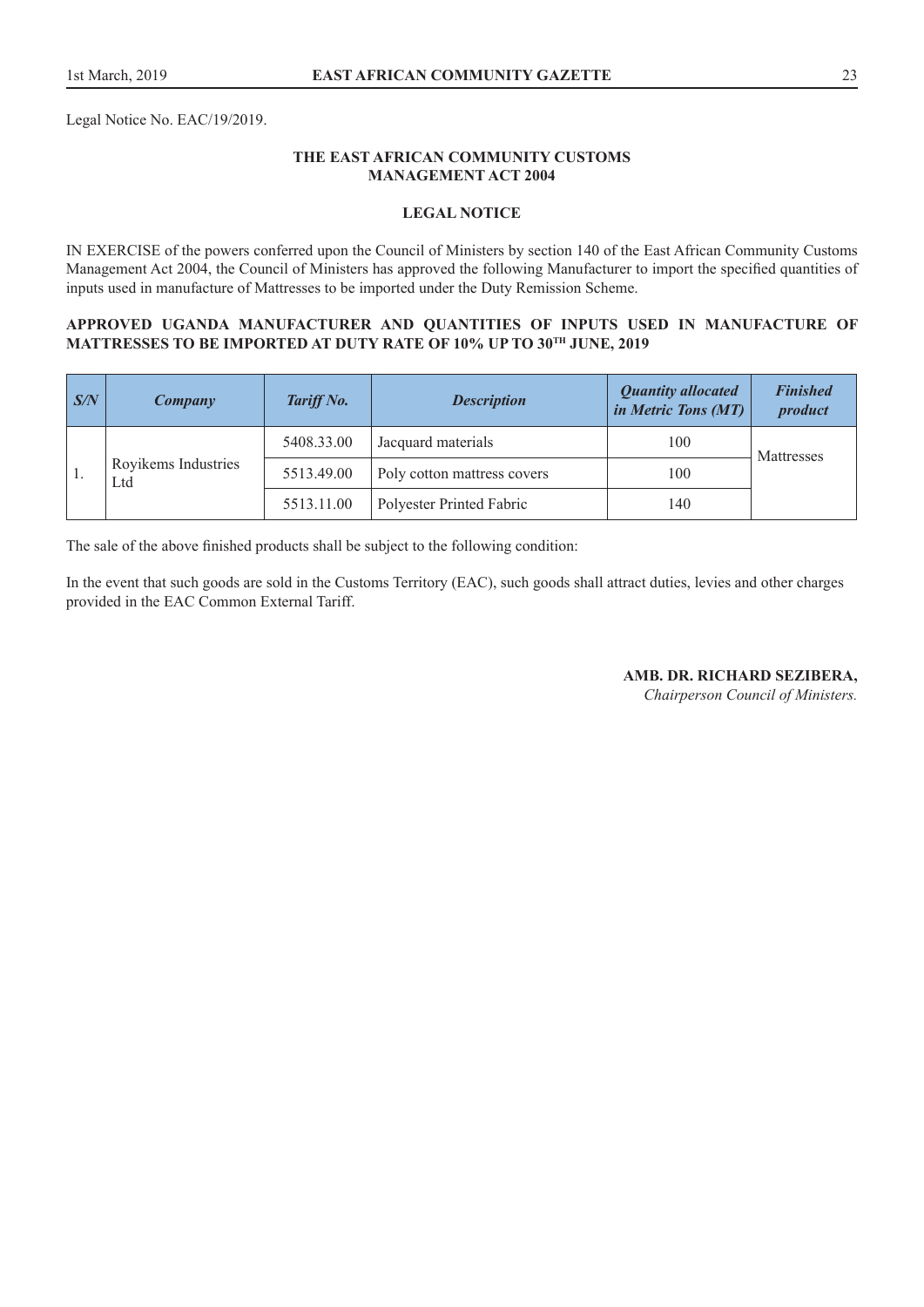Legal Notice No. EAC/19/2019.

**THE EAST AFRICAN COMMUNITY CUSTOMS MANAGEMENT ACT 2004**

**LEGAL NOTICE**

IN EXERCISE of the powers conferred upon the Council of Ministers by section 140 of the East African Community Customs Management Act 2004, the Council of Ministers has approved the following Manufacturer to import the specified quantities of inputs used in manufacture of Mattresses to be imported under the Duty Remission Scheme.

**APPROVED UGANDA MANUFACTURER AND QUANTITIES OF INPUTS USED IN MANUFACTURE OF MATTRESSES TO BE IMPORTED AT DUTY RATE OF 10% UP TO 30TH JUNE, 2019**

| *S/N* | *Company* | *Tariff No.* | *Description* | *Quantity allocated in Metric Tons (MT)* | *Finished product* |
|---|---|---|---|---|---|
| 1. | Royikems Industries Ltd | 5408.33.00 | Jacquard materials | 100 | Mattresses |
| | | 5513.49.00 | Poly cotton mattress covers | 100 | |
| | | 5513.11.00 | Polyester Printed Fabric | 140 | |

The sale of the above finished products shall be subject to the following condition:

In the event that such goods are sold in the Customs Territory (EAC), such goods shall attract duties, levies and other charges provided in the EAC Common External Tariff.

**AMB. DR. RICHARD SEZIBERA,**
*Chairperson Council of Ministers.*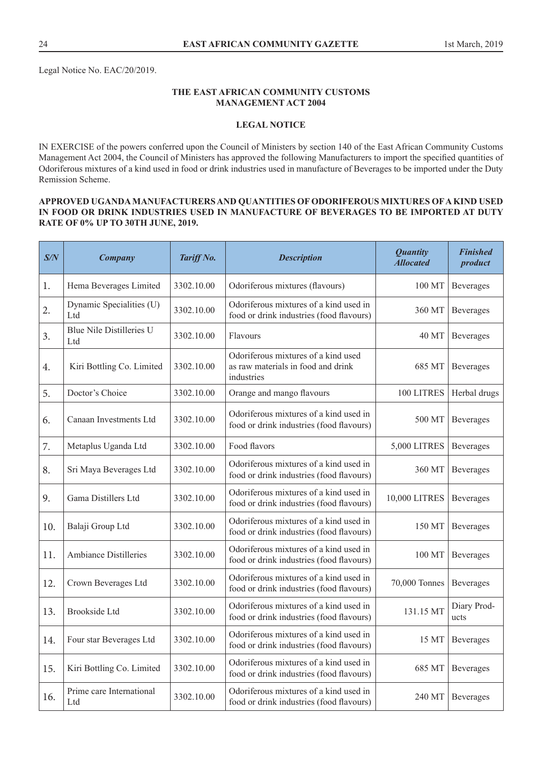Legal Notice No. EAC/20/2019.

**THE EAST AFRICAN COMMUNITY CUSTOMS MANAGEMENT ACT 2004**

**LEGAL NOTICE**

IN EXERCISE of the powers conferred upon the Council of Ministers by section 140 of the East African Community Customs Management Act 2004, the Council of Ministers has approved the following Manufacturers to import the specified quantities of Odoriferous mixtures of a kind used in food or drink industries used in manufacture of Beverages to be imported under the Duty Remission Scheme.

**APPROVED UGANDA MANUFACTURERS AND QUANTITIES OF ODORIFEROUS MIXTURES OF A KIND USED IN FOOD OR DRINK INDUSTRIES USED IN MANUFACTURE OF BEVERAGES TO BE IMPORTED AT DUTY RATE OF 0% UP TO 30TH JUNE, 2019.**

| *S/N* | *Company* | *Tariff No.* | *Description* | *Quantity Allocated* | *Finished product* |
|---|---|---|---|---|---|
| 1. | Hema Beverages Limited | 3302.10.00 | Odoriferous mixtures (flavours) | 100 MT | Beverages |
| 2. | Dynamic Specialities (U) Ltd | 3302.10.00 | Odoriferous mixtures of a kind used in food or drink industries (food flavours) | 360 MT | Beverages |
| 3. | Blue Nile Distilleries U Ltd | 3302.10.00 | Flavours | 40 MT | Beverages |
| 4. | Kiri Bottling Co. Limited | 3302.10.00 | Odoriferous mixtures of a kind used as raw materials in food and drink industries | 685 MT | Beverages |
| 5. | Doctor's Choice | 3302.10.00 | Orange and mango flavours | 100 LITRES | Herbal drugs |
| 6. | Canaan Investments Ltd | 3302.10.00 | Odoriferous mixtures of a kind used in food or drink industries (food flavours) | 500 MT | Beverages |
| 7. | Metaplus Uganda Ltd | 3302.10.00 | Food flavors | 5,000 LITRES | Beverages |
| 8. | Sri Maya Beverages Ltd | 3302.10.00 | Odoriferous mixtures of a kind used in food or drink industries (food flavours) | 360 MT | Beverages |
| 9. | Gama Distillers Ltd | 3302.10.00 | Odoriferous mixtures of a kind used in food or drink industries (food flavours) | 10,000 LITRES | Beverages |
| 10. | Balaji Group Ltd | 3302.10.00 | Odoriferous mixtures of a kind used in food or drink industries (food flavours) | 150 MT | Beverages |
| 11. | Ambiance Distilleries | 3302.10.00 | Odoriferous mixtures of a kind used in food or drink industries (food flavours) | 100 MT | Beverages |
| 12. | Crown Beverages Ltd | 3302.10.00 | Odoriferous mixtures of a kind used in food or drink industries (food flavours) | 70,000 Tonnes | Beverages |
| 13. | Brookside Ltd | 3302.10.00 | Odoriferous mixtures of a kind used in food or drink industries (food flavours) | 131.15 MT | Diary Products |
| 14. | Four star Beverages Ltd | 3302.10.00 | Odoriferous mixtures of a kind used in food or drink industries (food flavours) | 15 MT | Beverages |
| 15. | Kiri Bottling Co. Limited | 3302.10.00 | Odoriferous mixtures of a kind used in food or drink industries (food flavours) | 685 MT | Beverages |
| 16. | Prime care International Ltd | 3302.10.00 | Odoriferous mixtures of a kind used in food or drink industries (food flavours) | 240 MT | Beverages |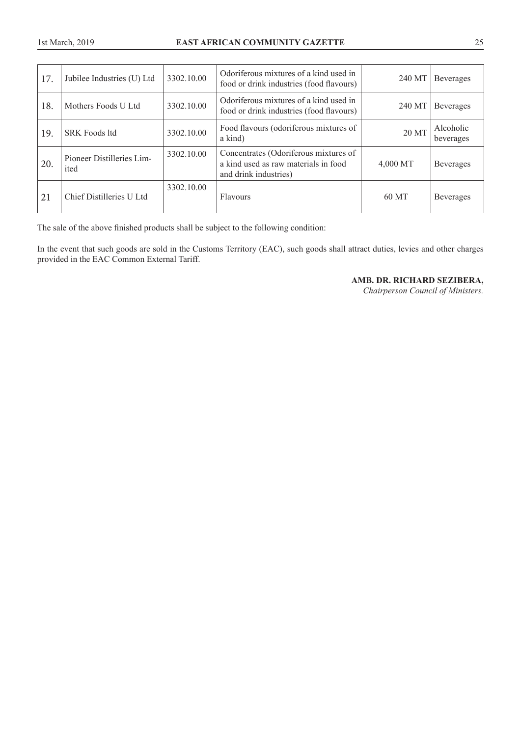| 17. | Jubilee Industries (U) Ltd | 3302.10.00 | Odoriferous mixtures of a kind used in food or drink industries (food flavours) | 240 MT | Beverages |
|---|---|---|---|---|---|
| 18. | Mothers Foods U Ltd | 3302.10.00 | Odoriferous mixtures of a kind used in food or drink industries (food flavours) | 240 MT | Beverages |
| 19. | SRK Foods ltd | 3302.10.00 | Food flavours (odoriferous mixtures of a kind) | 20 MT | Alcoholic beverages |
| 20. | Pioneer Distilleries Limited | 3302.10.00 | Concentrates (Odoriferous mixtures of a kind used as raw materials in food and drink industries) | 4,000 MT | Beverages |
| 21 | Chief Distilleries U Ltd | 3302.10.00 | Flavours | 60 MT | Beverages |

The sale of the above finished products shall be subject to the following condition:

In the event that such goods are sold in the Customs Territory (EAC), such goods shall attract duties, levies and other charges provided in the EAC Common External Tariff.

**AMB. DR. RICHARD SEZIBERA,**
*Chairperson Council of Ministers.*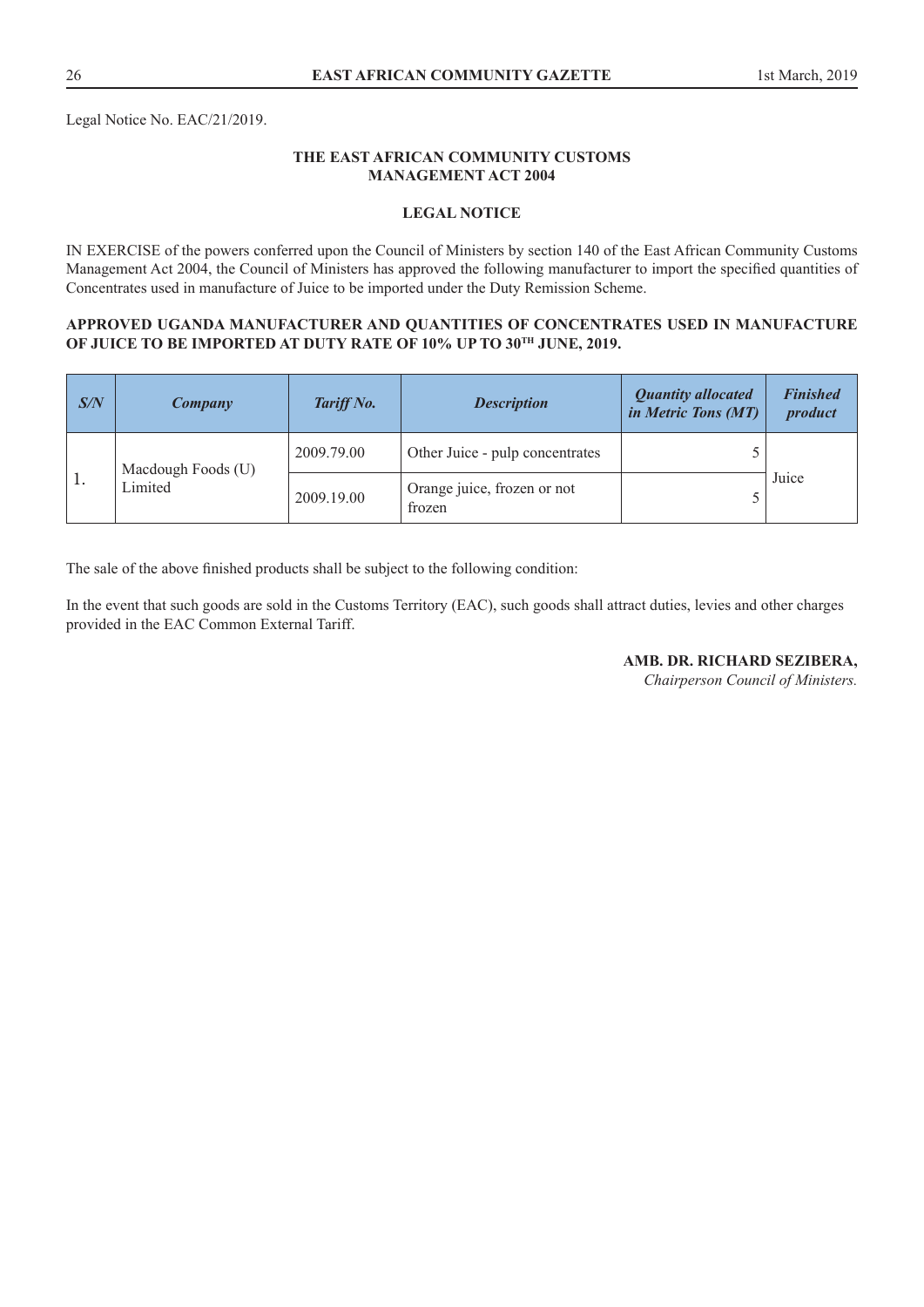Legal Notice No. EAC/21/2019.

**THE EAST AFRICAN COMMUNITY CUSTOMS MANAGEMENT ACT 2004**

**LEGAL NOTICE**

IN EXERCISE of the powers conferred upon the Council of Ministers by section 140 of the East African Community Customs Management Act 2004, the Council of Ministers has approved the following manufacturer to import the specified quantities of Concentrates used in manufacture of Juice to be imported under the Duty Remission Scheme.

**APPROVED UGANDA MANUFACTURER AND QUANTITIES OF CONCENTRATES USED IN MANUFACTURE OF JUICE TO BE IMPORTED AT DUTY RATE OF 10% UP TO 30TH JUNE, 2019.**

| *S/N* | *Company* | *Tariff No.* | *Description* | *Quantity allocated in Metric Tons (MT)* | *Finished product* |
|---|---|---|---|---|---|
| 1. | Macdough Foods (U) Limited | 2009.79.00 | Other Juice - pulp concentrates | 5 | Juice |
| | | 2009.19.00 | Orange juice, frozen or not frozen | 5 | |

The sale of the above finished products shall be subject to the following condition:

In the event that such goods are sold in the Customs Territory (EAC), such goods shall attract duties, levies and other charges provided in the EAC Common External Tariff.

**AMB. DR. RICHARD SEZIBERA,**
*Chairperson Council of Ministers.*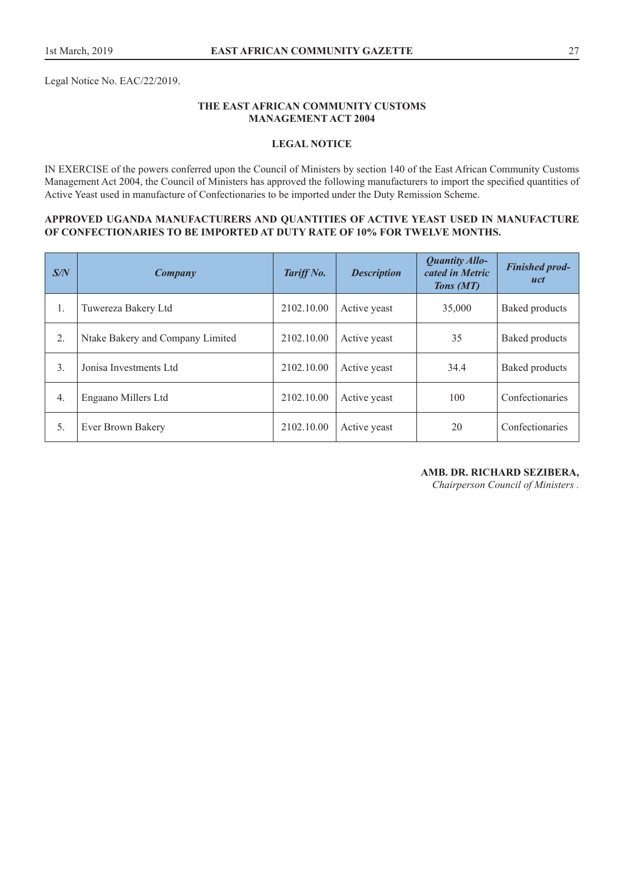Legal Notice No. EAC/22/2019.

**THE EAST AFRICAN COMMUNITY CUSTOMS MANAGEMENT ACT 2004**

**LEGAL NOTICE**

IN EXERCISE of the powers conferred upon the Council of Ministers by section 140 of the East African Community Customs Management Act 2004, the Council of Ministers has approved the following manufacturers to import the specified quantities of Active Yeast used in manufacture of Confectionaries to be imported under the Duty Remission Scheme.

**APPROVED UGANDA MANUFACTURERS AND QUANTITIES OF ACTIVE YEAST USED IN MANUFACTURE OF CONFECTIONARIES TO BE IMPORTED AT DUTY RATE OF 10% FOR TWELVE MONTHS.**

| ***S/N*** | ***Company*** | ***Tariff No.*** | ***Description*** | ***Quantity Allocated in Metric Tons (MT)*** | ***Finished product*** |
|---|---|---|---|---|---|
| 1. | Tuwereza Bakery Ltd | 2102.10.00 | Active yeast | 35,000 | Baked products |
| 2. | Ntake Bakery and Company Limited | 2102.10.00 | Active yeast | 35 | Baked products |
| 3. | Jonisa Investments Ltd | 2102.10.00 | Active yeast | 34.4 | Baked products |
| 4. | Engaano Millers Ltd | 2102.10.00 | Active yeast | 100 | Confectionaries |
| 5. | Ever Brown Bakery | 2102.10.00 | Active yeast | 20 | Confectionaries |

**AMB. DR. RICHARD SEZIBERA,**
*Chairperson Council of Ministers .*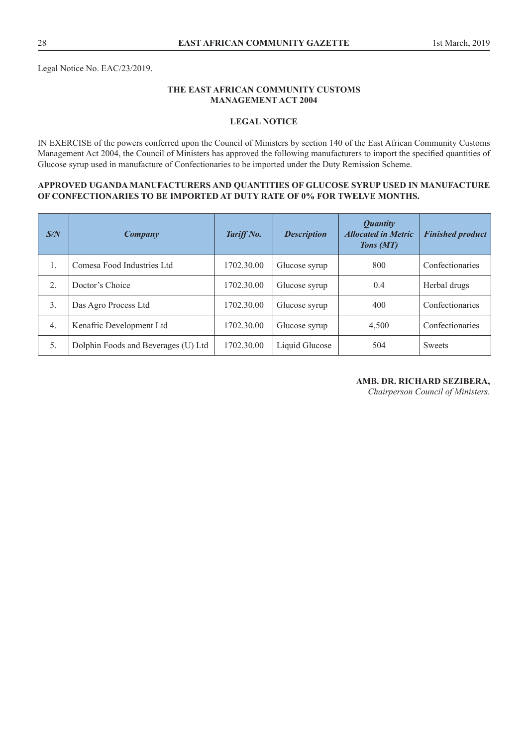Legal Notice No. EAC/23/2019.

**THE EAST AFRICAN COMMUNITY CUSTOMS MANAGEMENT ACT 2004**

**LEGAL NOTICE**

IN EXERCISE of the powers conferred upon the Council of Ministers by section 140 of the East African Community Customs Management Act 2004, the Council of Ministers has approved the following manufacturers to import the specified quantities of Glucose syrup used in manufacture of Confectionaries to be imported under the Duty Remission Scheme.

**APPROVED UGANDA MANUFACTURERS AND QUANTITIES OF GLUCOSE SYRUP USED IN MANUFACTURE OF CONFECTIONARIES TO BE IMPORTED AT DUTY RATE OF 0% FOR TWELVE MONTHS.**

| ***S/N*** | ***Company*** | ***Tariff No.*** | ***Description*** | ***Quantity Allocated in Metric Tons (MT)*** | ***Finished product*** |
|---|---|---|---|---|---|
| 1. | Comesa Food Industries Ltd | 1702.30.00 | Glucose syrup | 800 | Confectionaries |
| 2. | Doctor's Choice | 1702.30.00 | Glucose syrup | 0.4 | Herbal drugs |
| 3. | Das Agro Process Ltd | 1702.30.00 | Glucose syrup | 400 | Confectionaries |
| 4. | Kenafric Development Ltd | 1702.30.00 | Glucose syrup | 4,500 | Confectionaries |
| 5. | Dolphin Foods and Beverages (U) Ltd | 1702.30.00 | Liquid Glucose | 504 | Sweets |

**AMB. DR. RICHARD SEZIBERA,**
*Chairperson Council of Ministers.*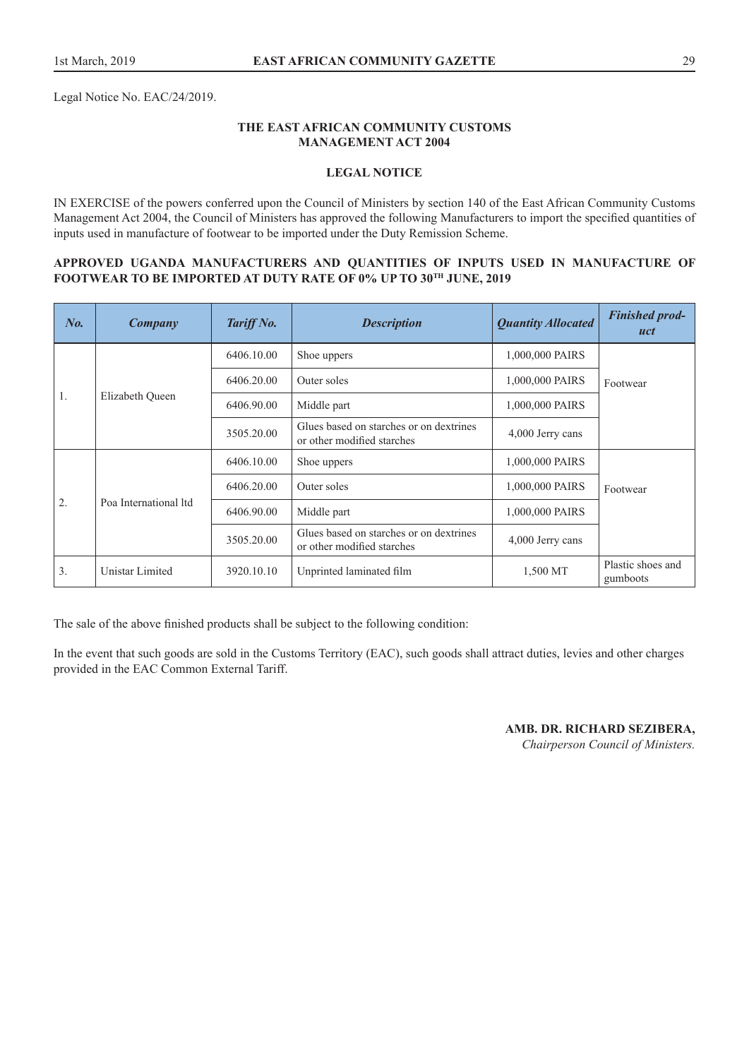Legal Notice No. EAC/24/2019.

**THE EAST AFRICAN COMMUNITY CUSTOMS MANAGEMENT ACT 2004**

**LEGAL NOTICE**

IN EXERCISE of the powers conferred upon the Council of Ministers by section 140 of the East African Community Customs Management Act 2004, the Council of Ministers has approved the following Manufacturers to import the specified quantities of inputs used in manufacture of footwear to be imported under the Duty Remission Scheme.

**APPROVED UGANDA MANUFACTURERS AND QUANTITIES OF INPUTS USED IN MANUFACTURE OF FOOTWEAR TO BE IMPORTED AT DUTY RATE OF 0% UP TO 30TH JUNE, 2019**

| *No.* | *Company* | *Tariff No.* | *Description* | *Quantity Allocated* | *Finished product* |
|---|---|---|---|---|---|
| 1. | Elizabeth Queen | 6406.10.00 | Shoe uppers | 1,000,000 PAIRS | Footwear |
| | | 6406.20.00 | Outer soles | 1,000,000 PAIRS | |
| | | 6406.90.00 | Middle part | 1,000,000 PAIRS | |
| | | 3505.20.00 | Glues based on starches or on dextrines or other modified starches | 4,000 Jerry cans | |
| 2. | Poa International ltd | 6406.10.00 | Shoe uppers | 1,000,000 PAIRS | Footwear |
| | | 6406.20.00 | Outer soles | 1,000,000 PAIRS | |
| | | 6406.90.00 | Middle part | 1,000,000 PAIRS | |
| | | 3505.20.00 | Glues based on starches or on dextrines or other modified starches | 4,000 Jerry cans | |
| 3. | Unistar Limited | 3920.10.10 | Unprinted laminated film | 1,500 MT | Plastic shoes and gumboots |

The sale of the above finished products shall be subject to the following condition:

In the event that such goods are sold in the Customs Territory (EAC), such goods shall attract duties, levies and other charges provided in the EAC Common External Tariff.

**AMB. DR. RICHARD SEZIBERA,**
*Chairperson Council of Ministers.*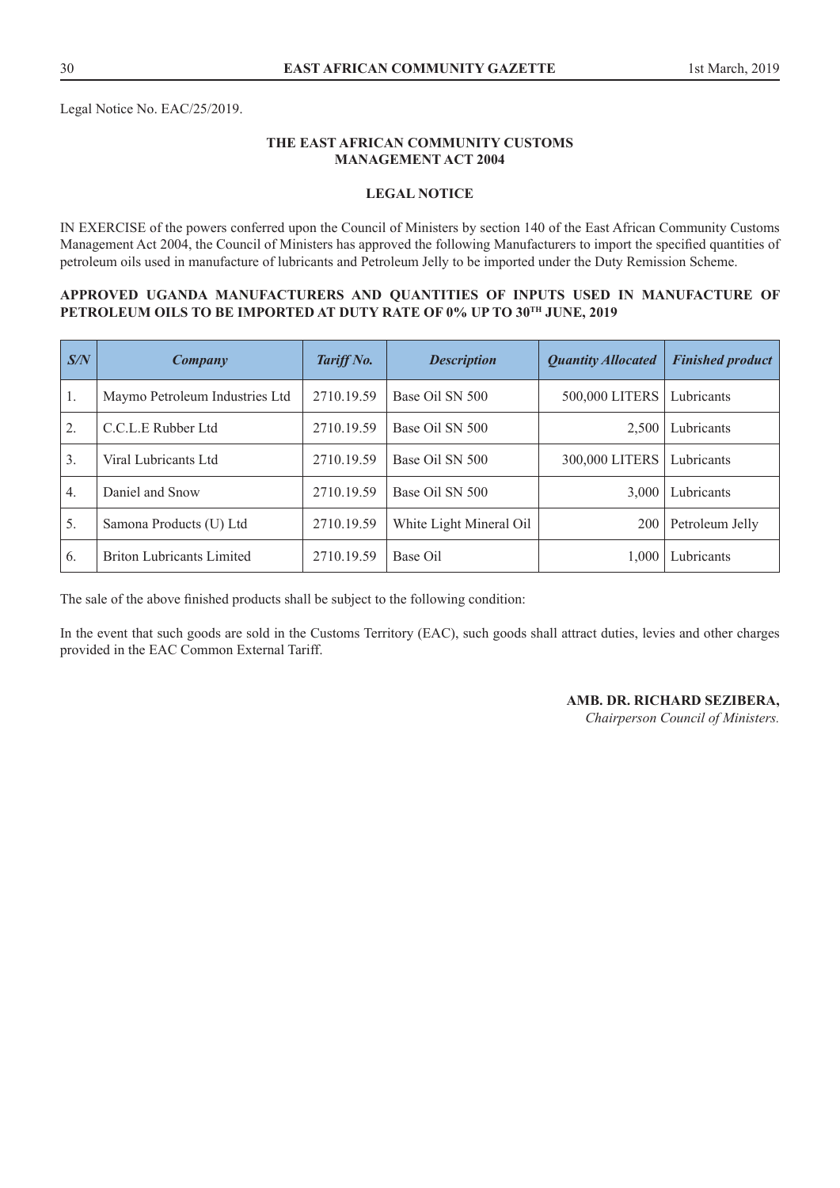Legal Notice No. EAC/25/2019.

**THE EAST AFRICAN COMMUNITY CUSTOMS MANAGEMENT ACT 2004**

**LEGAL NOTICE**

IN EXERCISE of the powers conferred upon the Council of Ministers by section 140 of the East African Community Customs Management Act 2004, the Council of Ministers has approved the following Manufacturers to import the specified quantities of petroleum oils used in manufacture of lubricants and Petroleum Jelly to be imported under the Duty Remission Scheme.

**APPROVED UGANDA MANUFACTURERS AND QUANTITIES OF INPUTS USED IN MANUFACTURE OF PETROLEUM OILS TO BE IMPORTED AT DUTY RATE OF 0% UP TO 30TH JUNE, 2019**

| S/N | Company | Tariff No. | Description | Quantity Allocated | Finished product |
|---|---|---|---|---|---|
| 1. | Maymo Petroleum Industries Ltd | 2710.19.59 | Base Oil SN 500 | 500,000 LITERS | Lubricants |
| 2. | C.C.L.E Rubber Ltd | 2710.19.59 | Base Oil SN 500 | 2,500 | Lubricants |
| 3. | Viral Lubricants Ltd | 2710.19.59 | Base Oil SN 500 | 300,000 LITERS | Lubricants |
| 4. | Daniel and Snow | 2710.19.59 | Base Oil SN 500 | 3,000 | Lubricants |
| 5. | Samona Products (U) Ltd | 2710.19.59 | White Light Mineral Oil | 200 | Petroleum Jelly |
| 6. | Briton Lubricants Limited | 2710.19.59 | Base Oil | 1,000 | Lubricants |

The sale of the above finished products shall be subject to the following condition:

In the event that such goods are sold in the Customs Territory (EAC), such goods shall attract duties, levies and other charges provided in the EAC Common External Tariff.

**AMB. DR. RICHARD SEZIBERA,**
*Chairperson Council of Ministers.*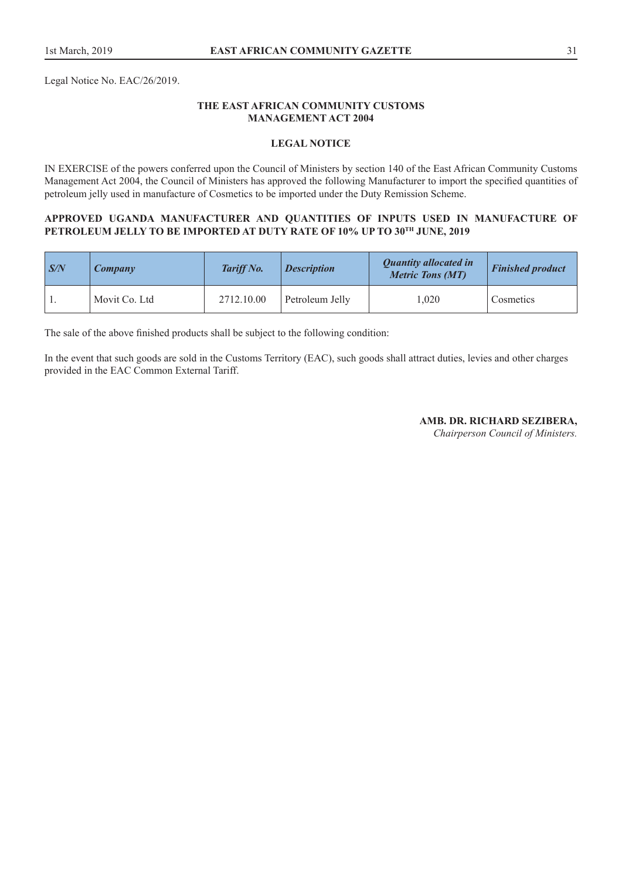Legal Notice No. EAC/26/2019.

**THE EAST AFRICAN COMMUNITY CUSTOMS MANAGEMENT ACT 2004**

**LEGAL NOTICE**

IN EXERCISE of the powers conferred upon the Council of Ministers by section 140 of the East African Community Customs Management Act 2004, the Council of Ministers has approved the following Manufacturer to import the specified quantities of petroleum jelly used in manufacture of Cosmetics to be imported under the Duty Remission Scheme.

**APPROVED UGANDA MANUFACTURER AND QUANTITIES OF INPUTS USED IN MANUFACTURE OF PETROLEUM JELLY TO BE IMPORTED AT DUTY RATE OF 10% UP TO 30TH JUNE, 2019**

| *S/N* | *Company* | *Tariff No.* | *Description* | *Quantity allocated in Metric Tons (MT)* | *Finished product* |
|---|---|---|---|---|---|
| 1. | Movit Co. Ltd | 2712.10.00 | Petroleum Jelly | 1,020 | Cosmetics |

The sale of the above finished products shall be subject to the following condition:

In the event that such goods are sold in the Customs Territory (EAC), such goods shall attract duties, levies and other charges provided in the EAC Common External Tariff.

**AMB. DR. RICHARD SEZIBERA,**
*Chairperson Council of Ministers.*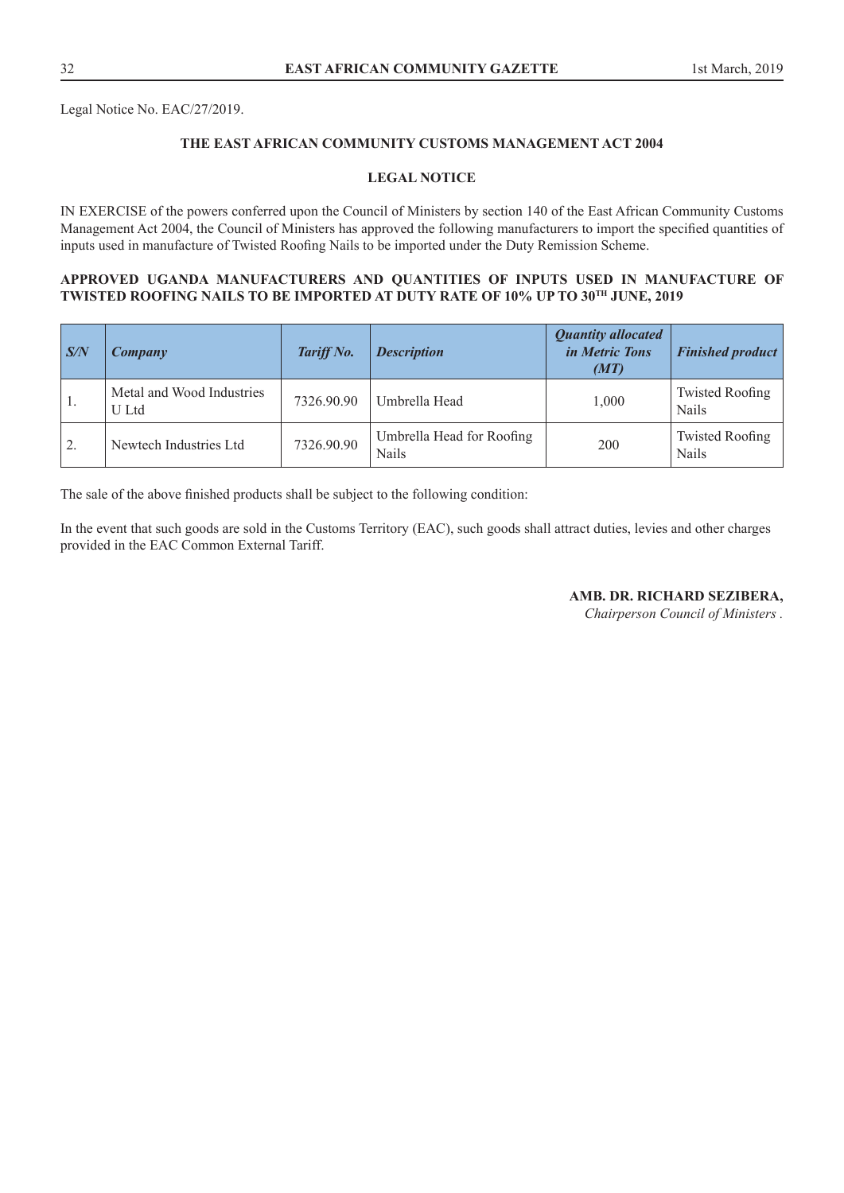Legal Notice No. EAC/27/2019.

**THE EAST AFRICAN COMMUNITY CUSTOMS MANAGEMENT ACT 2004**

**LEGAL NOTICE**

IN EXERCISE of the powers conferred upon the Council of Ministers by section 140 of the East African Community Customs Management Act 2004, the Council of Ministers has approved the following manufacturers to import the specified quantities of inputs used in manufacture of Twisted Roofing Nails to be imported under the Duty Remission Scheme.

**APPROVED UGANDA MANUFACTURERS AND QUANTITIES OF INPUTS USED IN MANUFACTURE OF TWISTED ROOFING NAILS TO BE IMPORTED AT DUTY RATE OF 10% UP TO 30TH JUNE, 2019**

| *S/N* | *Company* | *Tariff No.* | *Description* | *Quantity allocated in Metric Tons (MT)* | *Finished product* |
|---|---|---|---|---|---|
| 1. | Metal and Wood Industries U Ltd | 7326.90.90 | Umbrella Head | 1,000 | Twisted Roofing Nails |
| 2. | Newtech Industries Ltd | 7326.90.90 | Umbrella Head for Roofing Nails | 200 | Twisted Roofing Nails |

The sale of the above finished products shall be subject to the following condition:

In the event that such goods are sold in the Customs Territory (EAC), such goods shall attract duties, levies and other charges provided in the EAC Common External Tariff.

**AMB. DR. RICHARD SEZIBERA,**
*Chairperson Council of Ministers .*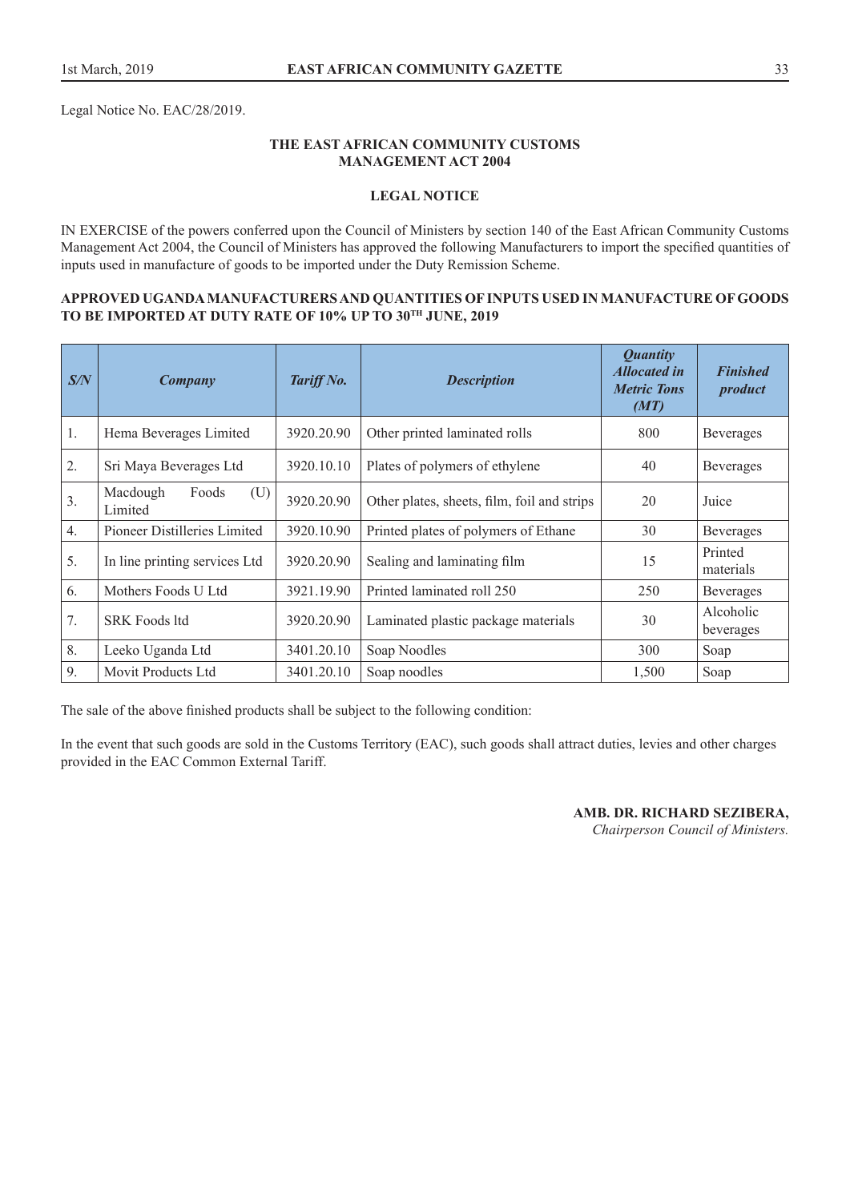Legal Notice No. EAC/28/2019.

**THE EAST AFRICAN COMMUNITY CUSTOMS MANAGEMENT ACT 2004**

**LEGAL NOTICE**

IN EXERCISE of the powers conferred upon the Council of Ministers by section 140 of the East African Community Customs Management Act 2004, the Council of Ministers has approved the following Manufacturers to import the specified quantities of inputs used in manufacture of goods to be imported under the Duty Remission Scheme.

**APPROVED UGANDA MANUFACTURERS AND QUANTITIES OF INPUTS USED IN MANUFACTURE OF GOODS TO BE IMPORTED AT DUTY RATE OF 10% UP TO 30TH JUNE, 2019**

| *S/N* | *Company* | *Tariff No.* | *Description* | *Quantity Allocated in Metric Tons (MT)* | *Finished product* |
|---|---|---|---|---|---|
| 1. | Hema Beverages Limited | 3920.20.90 | Other printed laminated rolls | 800 | Beverages |
| 2. | Sri Maya Beverages Ltd | 3920.10.10 | Plates of polymers of ethylene | 40 | Beverages |
| 3. | Macdough Foods (U) Limited | 3920.20.90 | Other plates, sheets, film, foil and strips | 20 | Juice |
| 4. | Pioneer Distilleries Limited | 3920.10.90 | Printed plates of polymers of Ethane | 30 | Beverages |
| 5. | In line printing services Ltd | 3920.20.90 | Sealing and laminating film | 15 | Printed materials |
| 6. | Mothers Foods U Ltd | 3921.19.90 | Printed laminated roll 250 | 250 | Beverages |
| 7. | SRK Foods ltd | 3920.20.90 | Laminated plastic package materials | 30 | Alcoholic beverages |
| 8. | Leeko Uganda Ltd | 3401.20.10 | Soap Noodles | 300 | Soap |
| 9. | Movit Products Ltd | 3401.20.10 | Soap noodles | 1,500 | Soap |

The sale of the above finished products shall be subject to the following condition:

In the event that such goods are sold in the Customs Territory (EAC), such goods shall attract duties, levies and other charges provided in the EAC Common External Tariff.

**AMB. DR. RICHARD SEZIBERA,**
*Chairperson Council of Ministers.*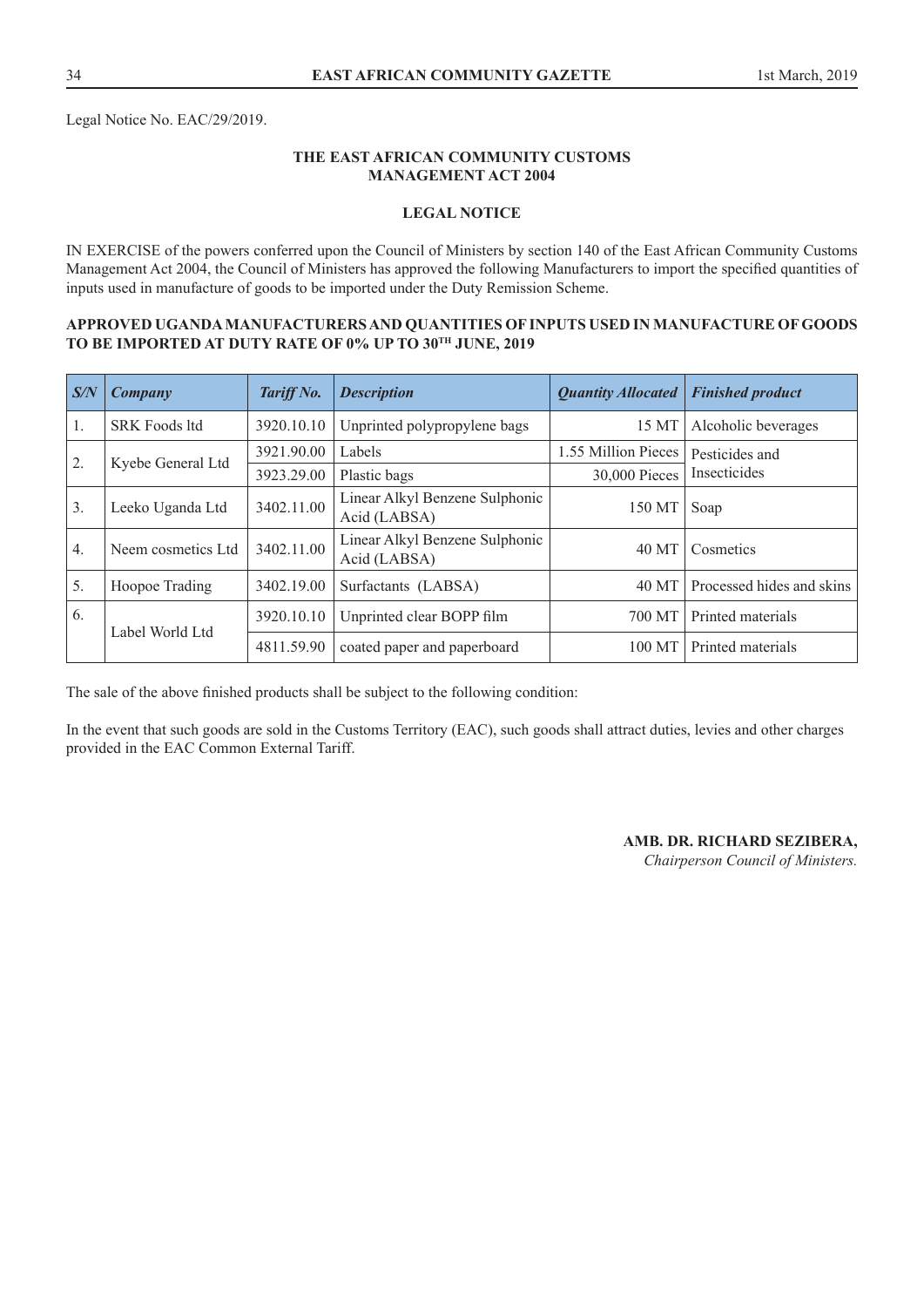Legal Notice No. EAC/29/2019.

**THE EAST AFRICAN COMMUNITY CUSTOMS MANAGEMENT ACT 2004**

**LEGAL NOTICE**

IN EXERCISE of the powers conferred upon the Council of Ministers by section 140 of the East African Community Customs Management Act 2004, the Council of Ministers has approved the following Manufacturers to import the specified quantities of inputs used in manufacture of goods to be imported under the Duty Remission Scheme.

**APPROVED UGANDA MANUFACTURERS AND QUANTITIES OF INPUTS USED IN MANUFACTURE OF GOODS TO BE IMPORTED AT DUTY RATE OF 0% UP TO 30TH JUNE, 2019**

| *S/N* | *Company* | *Tariff No.* | *Description* | *Quantity Allocated* | *Finished product* |
|---|---|---|---|---|---|
| 1. | SRK Foods ltd | 3920.10.10 | Unprinted polypropylene bags | 15 MT | Alcoholic beverages |
| 2. | Kyebe General Ltd | 3921.90.00 | Labels | 1.55 Million Pieces | Pesticides and Insecticides |
| | | 3923.29.00 | Plastic bags | 30,000 Pieces | |
| 3. | Leeko Uganda Ltd | 3402.11.00 | Linear Alkyl Benzene Sulphonic Acid (LABSA) | 150 MT | Soap |
| 4. | Neem cosmetics Ltd | 3402.11.00 | Linear Alkyl Benzene Sulphonic Acid (LABSA) | 40 MT | Cosmetics |
| 5. | Hoopoe Trading | 3402.19.00 | Surfactants (LABSA) | 40 MT | Processed hides and skins |
| 6. | Label World Ltd | 3920.10.10 | Unprinted clear BOPP film | 700 MT | Printed materials |
| | | 4811.59.90 | coated paper and paperboard | 100 MT | Printed materials |

The sale of the above finished products shall be subject to the following condition:

In the event that such goods are sold in the Customs Territory (EAC), such goods shall attract duties, levies and other charges provided in the EAC Common External Tariff.

**AMB. DR. RICHARD SEZIBERA,**
*Chairperson Council of Ministers.*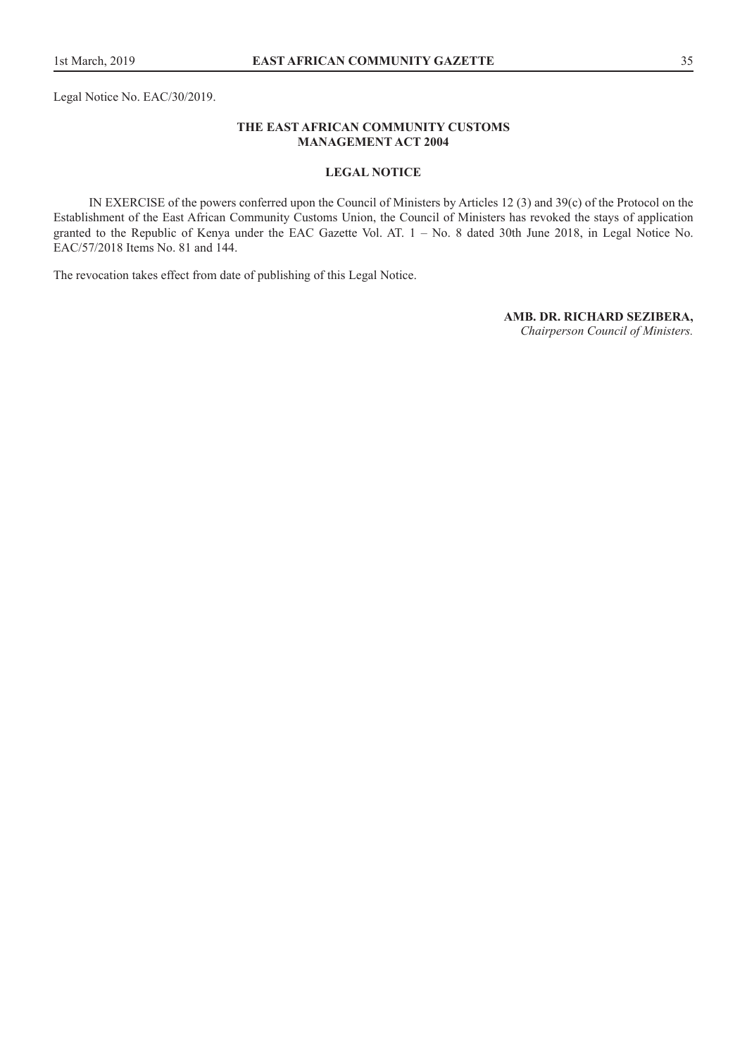Legal Notice No. EAC/30/2019.

**THE EAST AFRICAN COMMUNITY CUSTOMS MANAGEMENT ACT 2004**

**LEGAL NOTICE**

IN EXERCISE of the powers conferred upon the Council of Ministers by Articles 12 (3) and 39(c) of the Protocol on the Establishment of the East African Community Customs Union, the Council of Ministers has revoked the stays of application granted to the Republic of Kenya under the EAC Gazette Vol. AT. 1 – No. 8 dated 30th June 2018, in Legal Notice No. EAC/57/2018 Items No. 81 and 144.

The revocation takes effect from date of publishing of this Legal Notice.

**AMB. DR. RICHARD SEZIBERA,**
*Chairperson Council of Ministers.*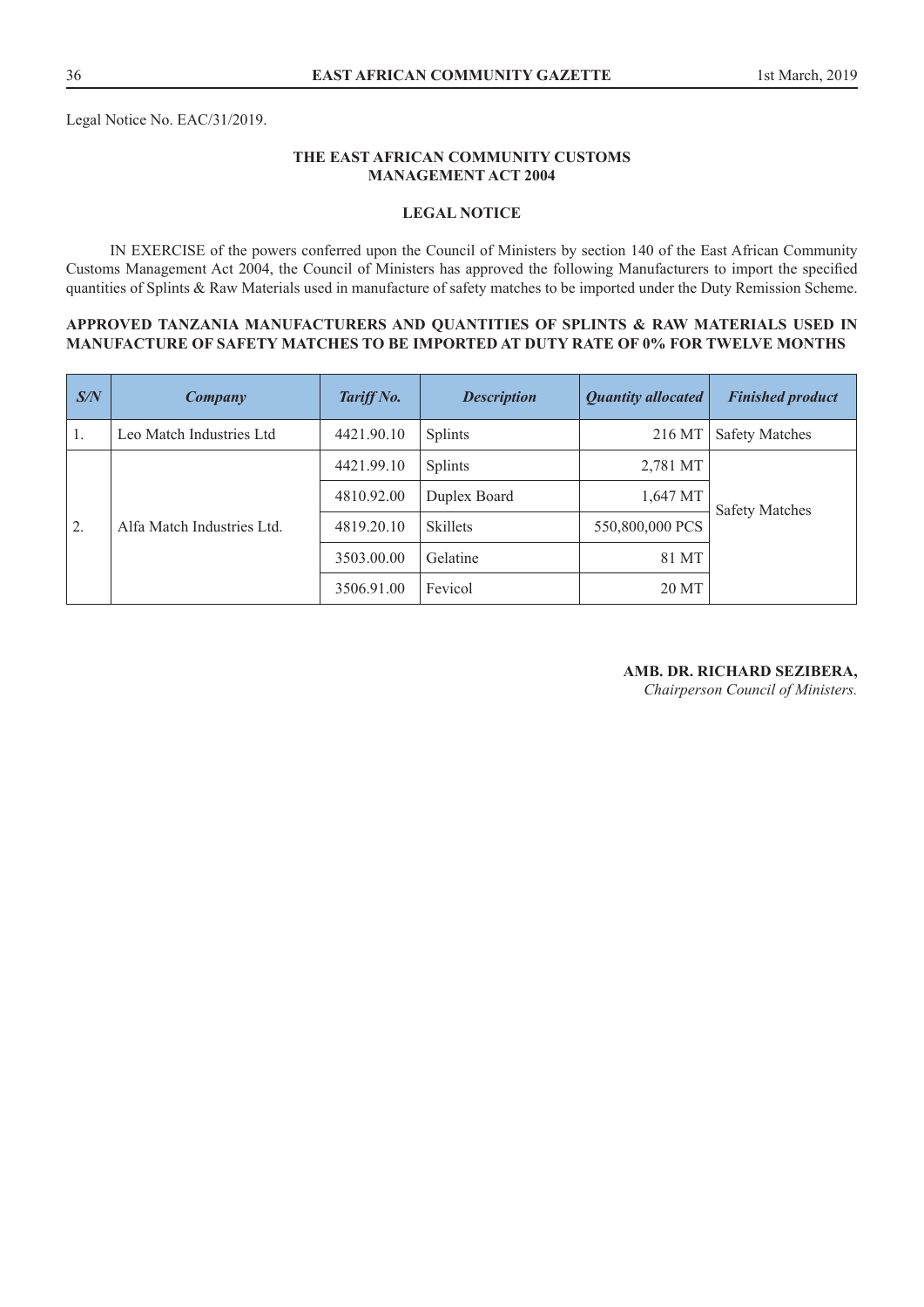Legal Notice No. EAC/31/2019.

**THE EAST AFRICAN COMMUNITY CUSTOMS MANAGEMENT ACT 2004**

**LEGAL NOTICE**

IN EXERCISE of the powers conferred upon the Council of Ministers by section 140 of the East African Community Customs Management Act 2004, the Council of Ministers has approved the following Manufacturers to import the specified quantities of Splints & Raw Materials used in manufacture of safety matches to be imported under the Duty Remission Scheme.

**APPROVED TANZANIA MANUFACTURERS AND QUANTITIES OF SPLINTS & RAW MATERIALS USED IN MANUFACTURE OF SAFETY MATCHES TO BE IMPORTED AT DUTY RATE OF 0% FOR TWELVE MONTHS**

| ***S/N*** | ***Company*** | ***Tariff No.*** | ***Description*** | ***Quantity allocated*** | ***Finished product*** |
|---|---|---|---|---|---|
| 1. | Leo Match Industries Ltd | 4421.90.10 | Splints | 216 MT | Safety Matches |
| 2. | Alfa Match Industries Ltd. | 4421.99.10 | Splints | 2,781 MT | Safety Matches |
| | | 4810.92.00 | Duplex Board | 1,647 MT | |
| | | 4819.20.10 | Skillets | 550,800,000 PCS | |
| | | 3503.00.00 | Gelatine | 81 MT | |
| | | 3506.91.00 | Fevicol | 20 MT | |

**AMB. DR. RICHARD SEZIBERA,**
*Chairperson Council of Ministers.*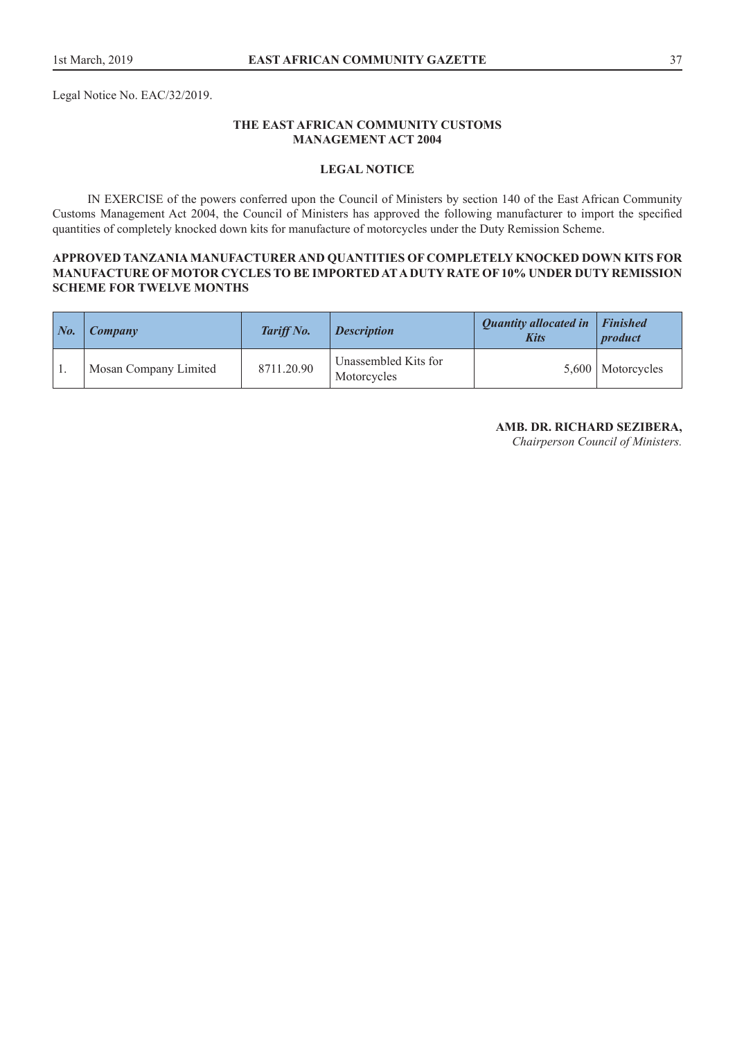Legal Notice No. EAC/32/2019.

**THE EAST AFRICAN COMMUNITY CUSTOMS MANAGEMENT ACT 2004**

**LEGAL NOTICE**

IN EXERCISE of the powers conferred upon the Council of Ministers by section 140 of the East African Community Customs Management Act 2004, the Council of Ministers has approved the following manufacturer to import the specified quantities of completely knocked down kits for manufacture of motorcycles under the Duty Remission Scheme.

**APPROVED TANZANIA MANUFACTURER AND QUANTITIES OF COMPLETELY KNOCKED DOWN KITS FOR MANUFACTURE OF MOTOR CYCLES TO BE IMPORTED AT A DUTY RATE OF 10% UNDER DUTY REMISSION SCHEME FOR TWELVE MONTHS**

| *No.* | *Company* | *Tariff No.* | *Description* | *Quantity allocated in Kits* | *Finished product* |
|---|---|---|---|---|---|
| 1. | Mosan Company Limited | 8711.20.90 | Unassembled Kits for Motorcycles | 5,600 | Motorcycles |

**AMB. DR. RICHARD SEZIBERA,**
*Chairperson Council of Ministers.*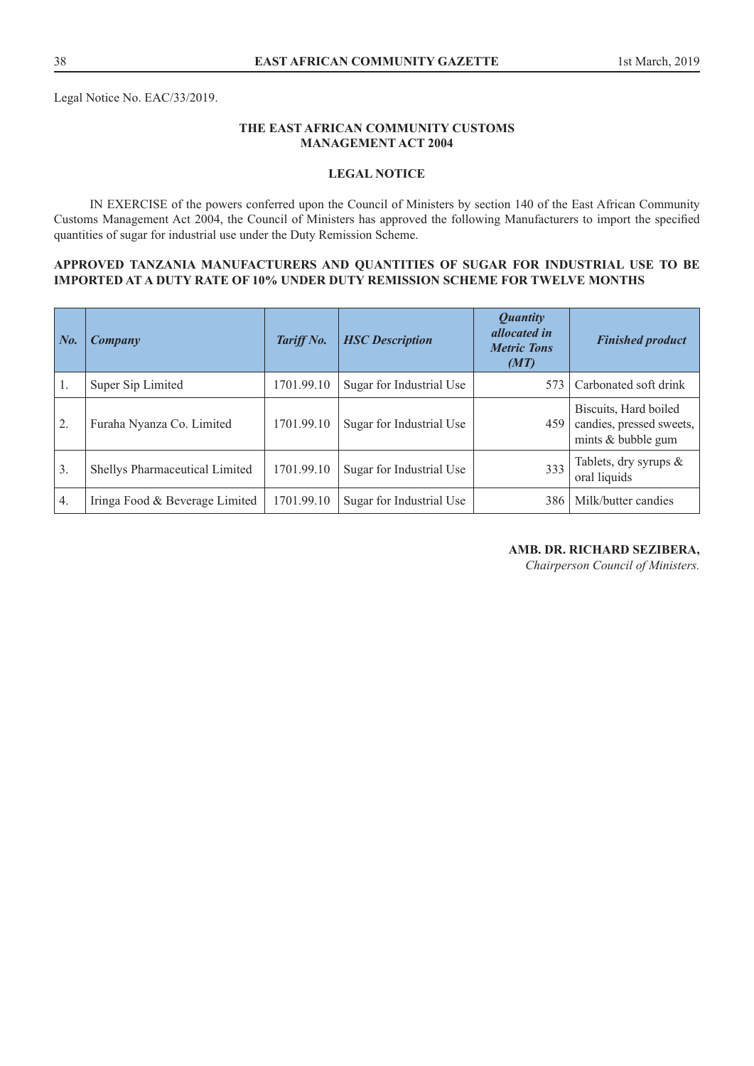Legal Notice No. EAC/33/2019.

**THE EAST AFRICAN COMMUNITY CUSTOMS MANAGEMENT ACT 2004**

**LEGAL NOTICE**

IN EXERCISE of the powers conferred upon the Council of Ministers by section 140 of the East African Community Customs Management Act 2004, the Council of Ministers has approved the following Manufacturers to import the specified quantities of sugar for industrial use under the Duty Remission Scheme.

**APPROVED TANZANIA MANUFACTURERS AND QUANTITIES OF SUGAR FOR INDUSTRIAL USE TO BE IMPORTED AT A DUTY RATE OF 10% UNDER DUTY REMISSION SCHEME FOR TWELVE MONTHS**

| *No.* | *Company* | *Tariff No.* | *HSC Description* | *Quantity allocated in Metric Tons (MT)* | *Finished product* |
|---|---|---|---|---|---|
| 1. | Super Sip Limited | 1701.99.10 | Sugar for Industrial Use | 573 | Carbonated soft drink |
| 2. | Furaha Nyanza Co. Limited | 1701.99.10 | Sugar for Industrial Use | 459 | Biscuits, Hard boiled candies, pressed sweets, mints & bubble gum |
| 3. | Shellys Pharmaceutical Limited | 1701.99.10 | Sugar for Industrial Use | 333 | Tablets, dry syrups & oral liquids |
| 4. | Iringa Food & Beverage Limited | 1701.99.10 | Sugar for Industrial Use | 386 | Milk/butter candies |

**AMB. DR. RICHARD SEZIBERA,**
*Chairperson Council of Ministers.*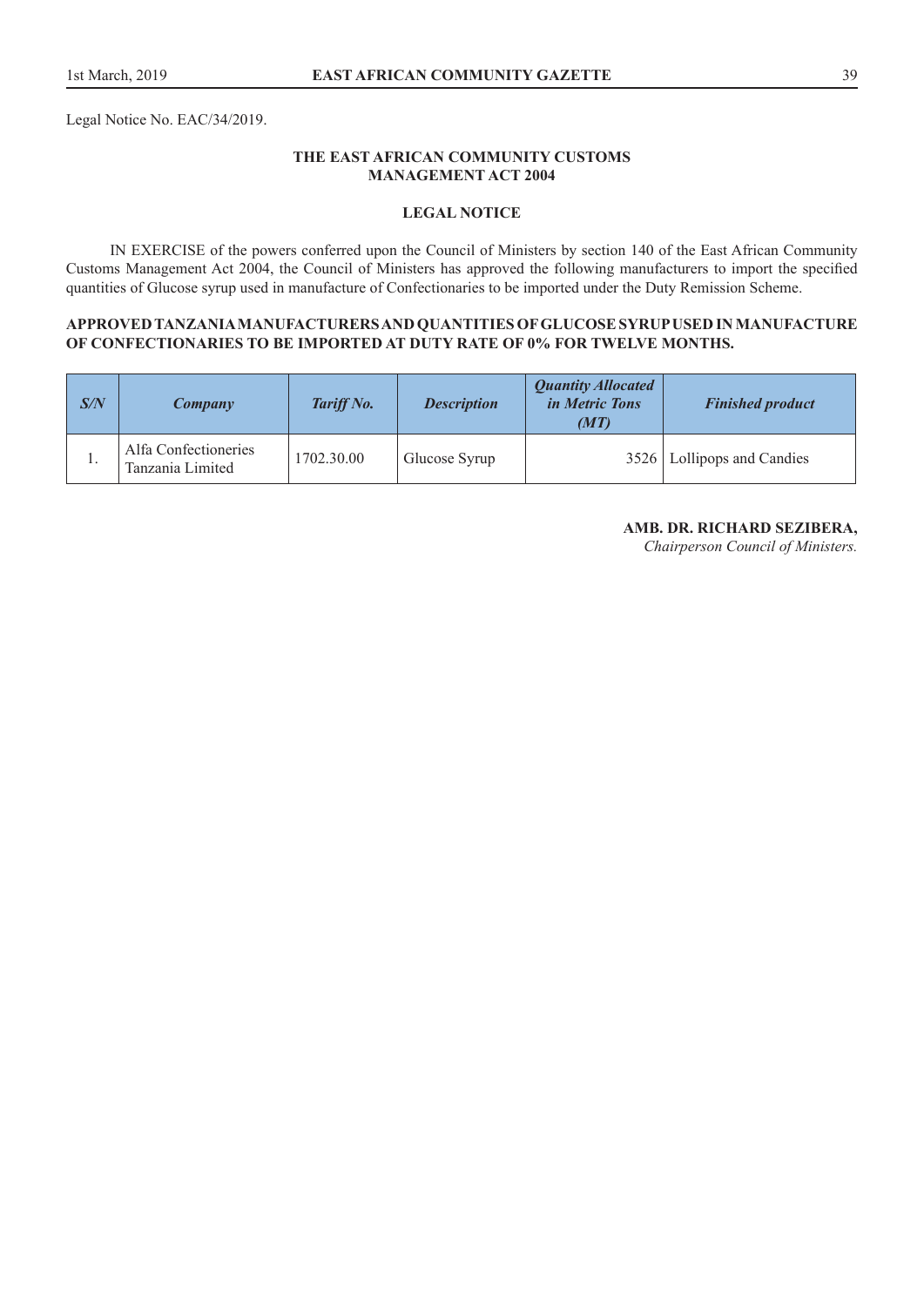Legal Notice No. EAC/34/2019.

**THE EAST AFRICAN COMMUNITY CUSTOMS MANAGEMENT ACT 2004**

**LEGAL NOTICE**

IN EXERCISE of the powers conferred upon the Council of Ministers by section 140 of the East African Community Customs Management Act 2004, the Council of Ministers has approved the following manufacturers to import the specified quantities of Glucose syrup used in manufacture of Confectionaries to be imported under the Duty Remission Scheme.

**APPROVED TANZANIA MANUFACTURERS AND QUANTITIES OF GLUCOSE SYRUP USED IN MANUFACTURE OF CONFECTIONARIES TO BE IMPORTED AT DUTY RATE OF 0% FOR TWELVE MONTHS.**

| *S/N* | *Company* | *Tariff No.* | *Description* | *Quantity Allocated in Metric Tons (MT)* | *Finished product* |
|---|---|---|---|---|---|
| 1. | Alfa Confectioneries Tanzania Limited | 1702.30.00 | Glucose Syrup | 3526 | Lollipops and Candies |

**AMB. DR. RICHARD SEZIBERA,**
*Chairperson Council of Ministers.*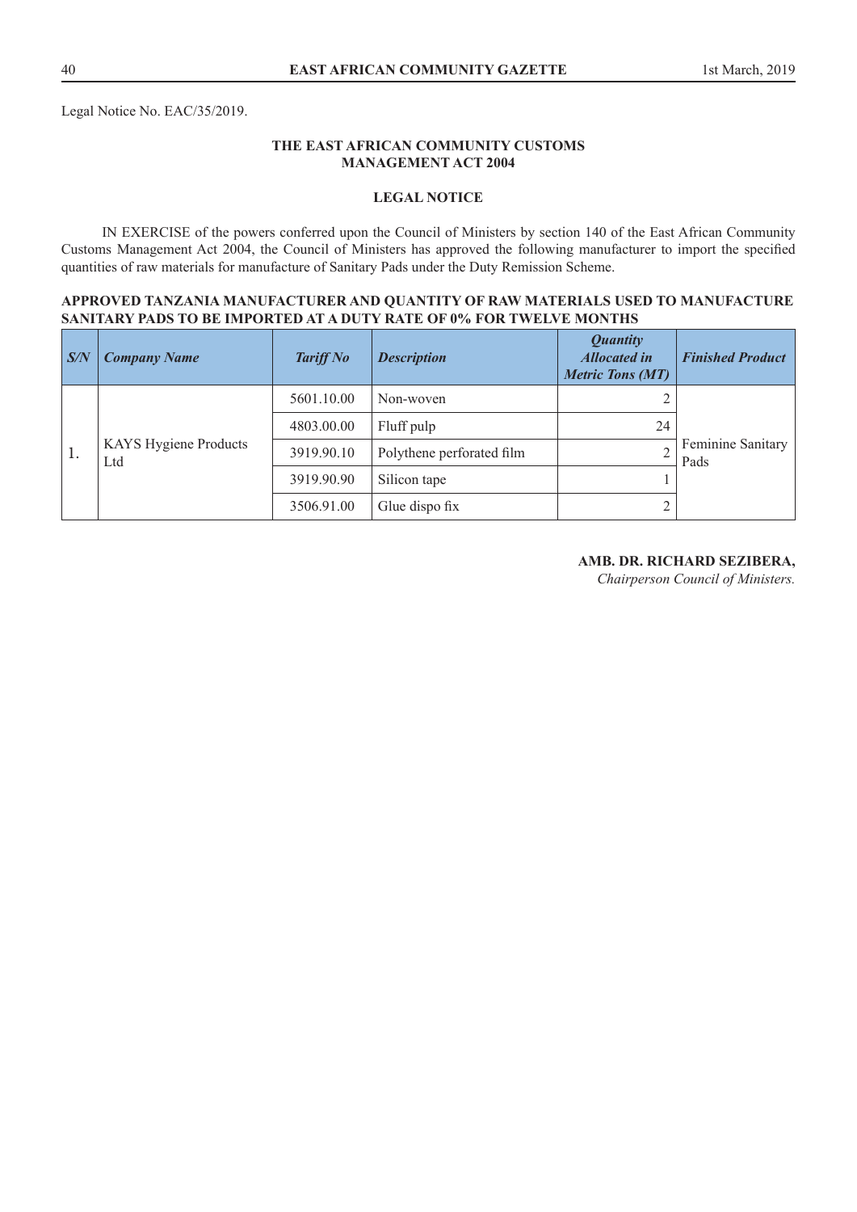Legal Notice No. EAC/35/2019.

**THE EAST AFRICAN COMMUNITY CUSTOMS MANAGEMENT ACT 2004**

**LEGAL NOTICE**

IN EXERCISE of the powers conferred upon the Council of Ministers by section 140 of the East African Community Customs Management Act 2004, the Council of Ministers has approved the following manufacturer to import the specified quantities of raw materials for manufacture of Sanitary Pads under the Duty Remission Scheme.

**APPROVED TANZANIA MANUFACTURER AND QUANTITY OF RAW MATERIALS USED TO MANUFACTURE SANITARY PADS TO BE IMPORTED AT A DUTY RATE OF 0% FOR TWELVE MONTHS**

| *S/N* | *Company Name* | *Tariff No* | *Description* | *Quantity Allocated in Metric Tons (MT)* | *Finished Product* |
|---|---|---|---|---|---|
| 1. | KAYS Hygiene Products Ltd | 5601.10.00 | Non-woven | 2 | Feminine Sanitary Pads |
| | | 4803.00.00 | Fluff pulp | 24 | |
| | | 3919.90.10 | Polythene perforated film | 2 | |
| | | 3919.90.90 | Silicon tape | 1 | |
| | | 3506.91.00 | Glue dispo fix | 2 | |

**AMB. DR. RICHARD SEZIBERA,**
*Chairperson Council of Ministers.*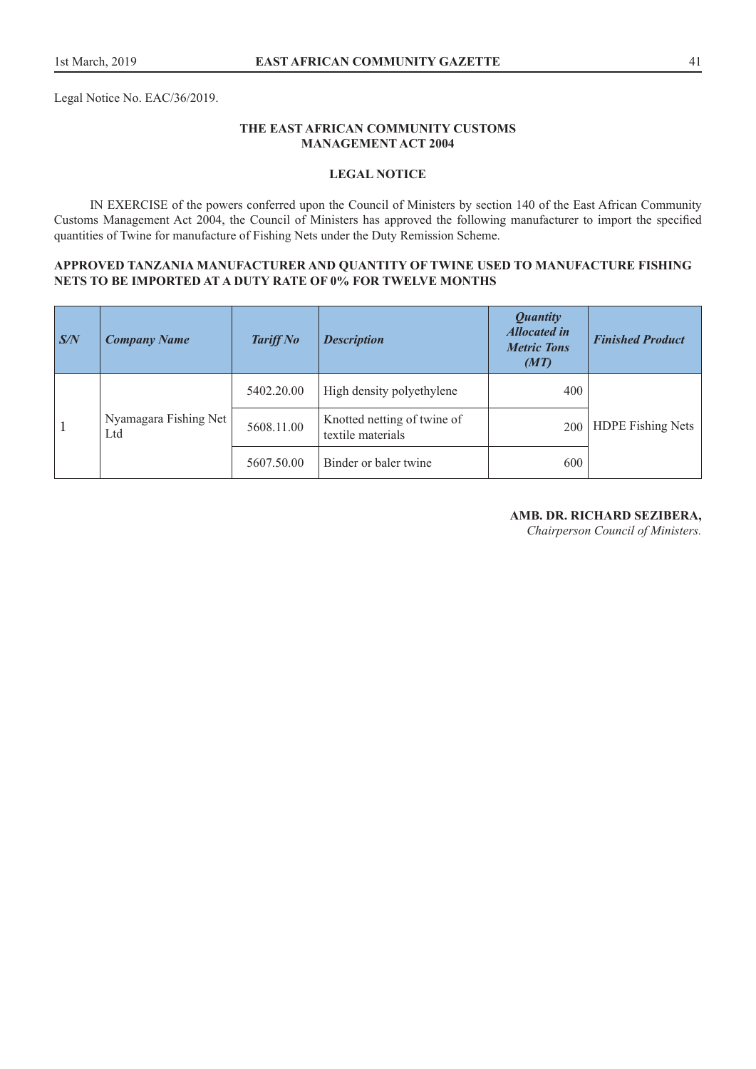Legal Notice No. EAC/36/2019.

**THE EAST AFRICAN COMMUNITY CUSTOMS MANAGEMENT ACT 2004**

**LEGAL NOTICE**

IN EXERCISE of the powers conferred upon the Council of Ministers by section 140 of the East African Community Customs Management Act 2004, the Council of Ministers has approved the following manufacturer to import the specified quantities of Twine for manufacture of Fishing Nets under the Duty Remission Scheme.

**APPROVED TANZANIA MANUFACTURER AND QUANTITY OF TWINE USED TO MANUFACTURE FISHING NETS TO BE IMPORTED AT A DUTY RATE OF 0% FOR TWELVE MONTHS**

| ***S/N*** | ***Company Name*** | ***Tariff No*** | ***Description*** | ***Quantity Allocated in Metric Tons (MT)*** | ***Finished Product*** |
|---|---|---|---|---|---|
| 1 | Nyamagara Fishing Net Ltd | 5402.20.00 | High density polyethylene | 400 | HDPE Fishing Nets |
| | | 5608.11.00 | Knotted netting of twine of textile materials | 200 | |
| | | 5607.50.00 | Binder or baler twine | 600 | |

**AMB. DR. RICHARD SEZIBERA,**
*Chairperson Council of Ministers.*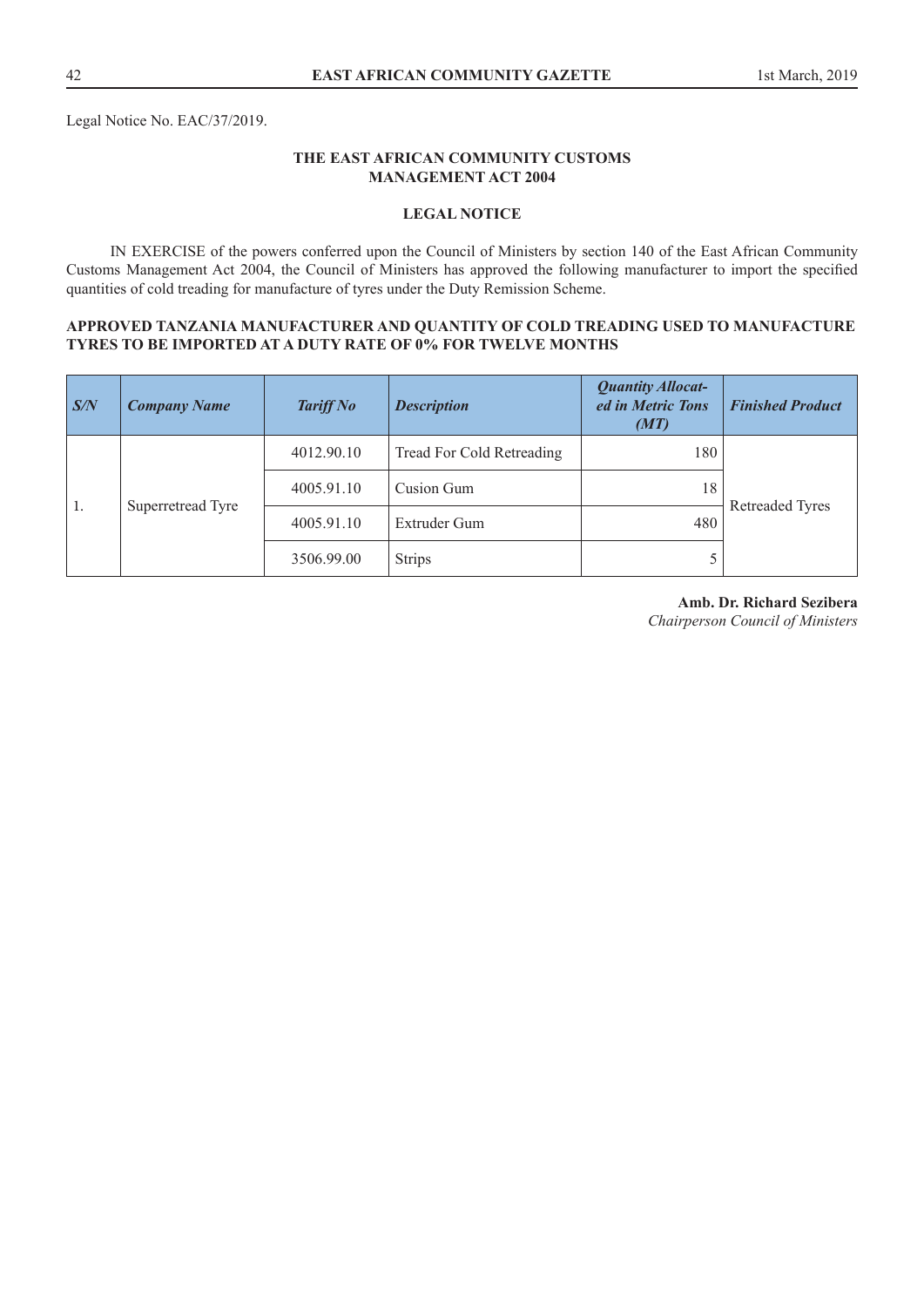Legal Notice No. EAC/37/2019.

**THE EAST AFRICAN COMMUNITY CUSTOMS MANAGEMENT ACT 2004**

**LEGAL NOTICE**

IN EXERCISE of the powers conferred upon the Council of Ministers by section 140 of the East African Community Customs Management Act 2004, the Council of Ministers has approved the following manufacturer to import the specified quantities of cold treading for manufacture of tyres under the Duty Remission Scheme.

**APPROVED TANZANIA MANUFACTURER AND QUANTITY OF COLD TREADING USED TO MANUFACTURE TYRES TO BE IMPORTED AT A DUTY RATE OF 0% FOR TWELVE MONTHS**

| *S/N* | *Company Name* | *Tariff No* | *Description* | *Quantity Allocated in Metric Tons (MT)* | *Finished Product* |
|---|---|---|---|---|---|
| 1. | Superretread Tyre | 4012.90.10 | Tread For Cold Retreading | 180 | Retreaded Tyres |
| | | 4005.91.10 | Cusion Gum | 18 | |
| | | 4005.91.10 | Extruder Gum | 480 | |
| | | 3506.99.00 | Strips | 5 | |

**Amb. Dr. Richard Sezibera**
*Chairperson Council of Ministers*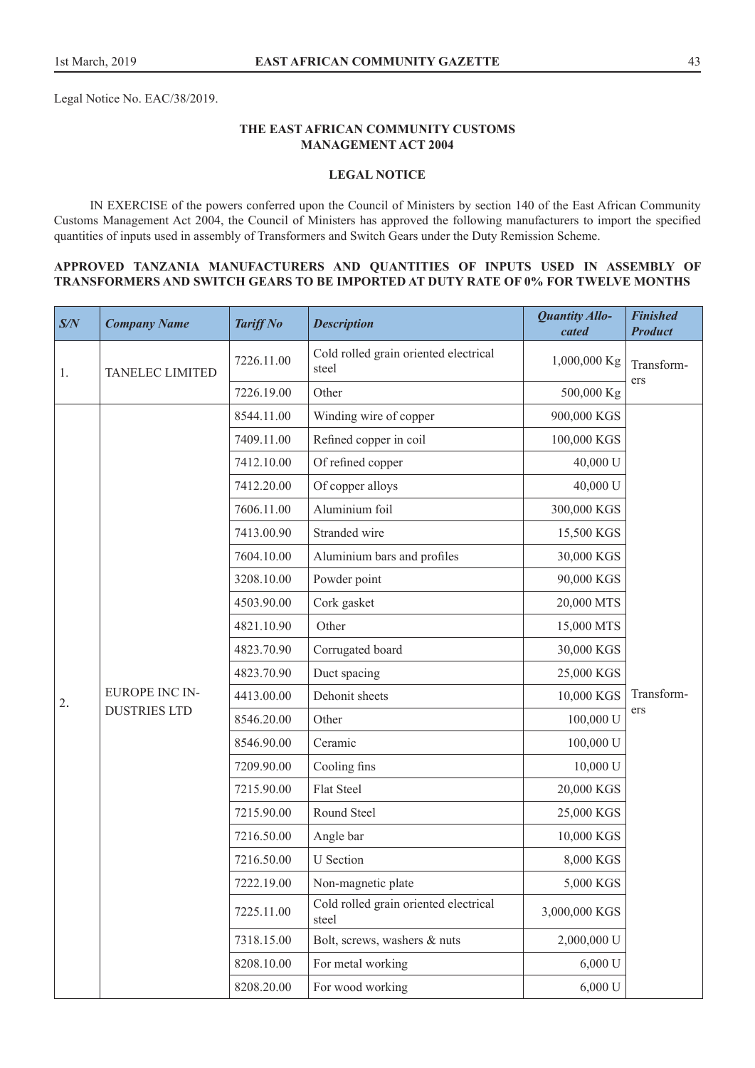Legal Notice No. EAC/38/2019.

**THE EAST AFRICAN COMMUNITY CUSTOMS MANAGEMENT ACT 2004**

**LEGAL NOTICE**

IN EXERCISE of the powers conferred upon the Council of Ministers by section 140 of the East African Community Customs Management Act 2004, the Council of Ministers has approved the following manufacturers to import the specified quantities of inputs used in assembly of Transformers and Switch Gears under the Duty Remission Scheme.

**APPROVED TANZANIA MANUFACTURERS AND QUANTITIES OF INPUTS USED IN ASSEMBLY OF TRANSFORMERS AND SWITCH GEARS TO BE IMPORTED AT DUTY RATE OF 0% FOR TWELVE MONTHS**

| *S/N* | *Company Name* | *Tariff No* | *Description* | *Quantity Allocated* | *Finished Product* |
|---|---|---|---|---|---|
| 1. | TANELEC LIMITED | 7226.11.00 | Cold rolled grain oriented electrical steel | 1,000,000 Kg | Transformers |
| | | 7226.19.00 | Other | 500,000 Kg | |
| 2. | EUROPE INC INDUSTRIES LTD | 8544.11.00 | Winding wire of copper | 900,000 KGS | Transformers |
| | | 7409.11.00 | Refined copper in coil | 100,000 KGS | |
| | | 7412.10.00 | Of refined copper | 40,000 U | |
| | | 7412.20.00 | Of copper alloys | 40,000 U | |
| | | 7606.11.00 | Aluminium foil | 300,000 KGS | |
| | | 7413.00.90 | Stranded wire | 15,500 KGS | |
| | | 7604.10.00 | Aluminium bars and profiles | 30,000 KGS | |
| | | 3208.10.00 | Powder point | 90,000 KGS | |
| | | 4503.90.00 | Cork gasket | 20,000 MTS | |
| | | 4821.10.90 | Other | 15,000 MTS | |
| | | 4823.70.90 | Corrugated board | 30,000 KGS | |
| | | 4823.70.90 | Duct spacing | 25,000 KGS | |
| | | 4413.00.00 | Dehonit sheets | 10,000 KGS | |
| | | 8546.20.00 | Other | 100,000 U | |
| | | 8546.90.00 | Ceramic | 100,000 U | |
| | | 7209.90.00 | Cooling fins | 10,000 U | |
| | | 7215.90.00 | Flat Steel | 20,000 KGS | |
| | | 7215.90.00 | Round Steel | 25,000 KGS | |
| | | 7216.50.00 | Angle bar | 10,000 KGS | |
| | | 7216.50.00 | U Section | 8,000 KGS | |
| | | 7222.19.00 | Non-magnetic plate | 5,000 KGS | |
| | | 7225.11.00 | Cold rolled grain oriented electrical steel | 3,000,000 KGS | |
| | | 7318.15.00 | Bolt, screws, washers & nuts | 2,000,000 U | |
| | | 8208.10.00 | For metal working | 6,000 U | |
| | | 8208.20.00 | For wood working | 6,000 U | |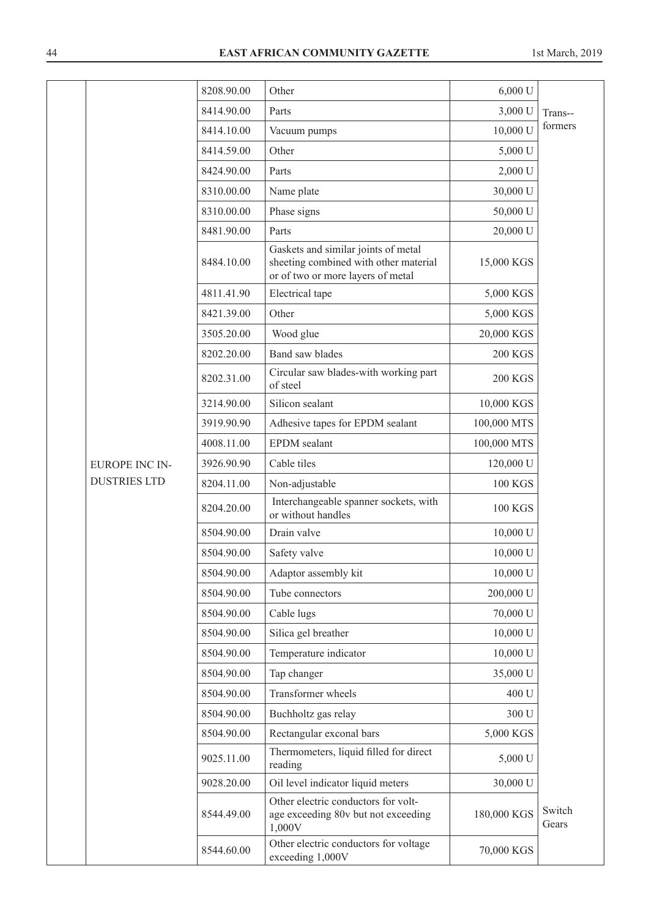|  |  | 8208.90.00 | Other | 6,000 U |  |
|---|---|---|---|---|---|
|  |  | 8414.90.00 | Parts | 3,000 U | Trans--formers |
|  |  | 8414.10.00 | Vacuum pumps | 10,000 U |  |
|  |  | 8414.59.00 | Other | 5,000 U |  |
|  |  | 8424.90.00 | Parts | 2,000 U |  |
|  |  | 8310.00.00 | Name plate | 30,000 U |  |
|  |  | 8310.00.00 | Phase signs | 50,000 U |  |
|  |  | 8481.90.00 | Parts | 20,000 U |  |
|  |  | 8484.10.00 | Gaskets and similar joints of metal sheeting combined with other material or of two or more layers of metal | 15,000 KGS |  |
|  |  | 4811.41.90 | Electrical tape | 5,000 KGS |  |
|  |  | 8421.39.00 | Other | 5,000 KGS |  |
|  |  | 3505.20.00 | Wood glue | 20,000 KGS |  |
|  |  | 8202.20.00 | Band saw blades | 200 KGS |  |
|  |  | 8202.31.00 | Circular saw blades-with working part of steel | 200 KGS |  |
|  |  | 3214.90.00 | Silicon sealant | 10,000 KGS |  |
|  |  | 3919.90.90 | Adhesive tapes for EPDM sealant | 100,000 MTS |  |
|  |  | 4008.11.00 | EPDM sealant | 100,000 MTS |  |
|  | EUROPE INC IN-DUSTRIES LTD | 3926.90.90 | Cable tiles | 120,000 U |  |
|  |  | 8204.11.00 | Non-adjustable | 100 KGS |  |
|  |  | 8204.20.00 | Interchangeable spanner sockets, with or without handles | 100 KGS |  |
|  |  | 8504.90.00 | Drain valve | 10,000 U |  |
|  |  | 8504.90.00 | Safety valve | 10,000 U |  |
|  |  | 8504.90.00 | Adaptor assembly kit | 10,000 U |  |
|  |  | 8504.90.00 | Tube connectors | 200,000 U |  |
|  |  | 8504.90.00 | Cable lugs | 70,000 U |  |
|  |  | 8504.90.00 | Silica gel breather | 10,000 U |  |
|  |  | 8504.90.00 | Temperature indicator | 10,000 U |  |
|  |  | 8504.90.00 | Tap changer | 35,000 U |  |
|  |  | 8504.90.00 | Transformer wheels | 400 U |  |
|  |  | 8504.90.00 | Buchholtz gas relay | 300 U |  |
|  |  | 8504.90.00 | Rectangular exconal bars | 5,000 KGS |  |
|  |  | 9025.11.00 | Thermometers, liquid filled for direct reading | 5,000 U |  |
|  |  | 9028.20.00 | Oil level indicator liquid meters | 30,000 U |  |
|  |  | 8544.49.00 | Other electric conductors for voltage exceeding 80v but not exceeding 1,000V | 180,000 KGS | Switch Gears |
|  |  | 8544.60.00 | Other electric conductors for voltage exceeding 1,000V | 70,000 KGS |  |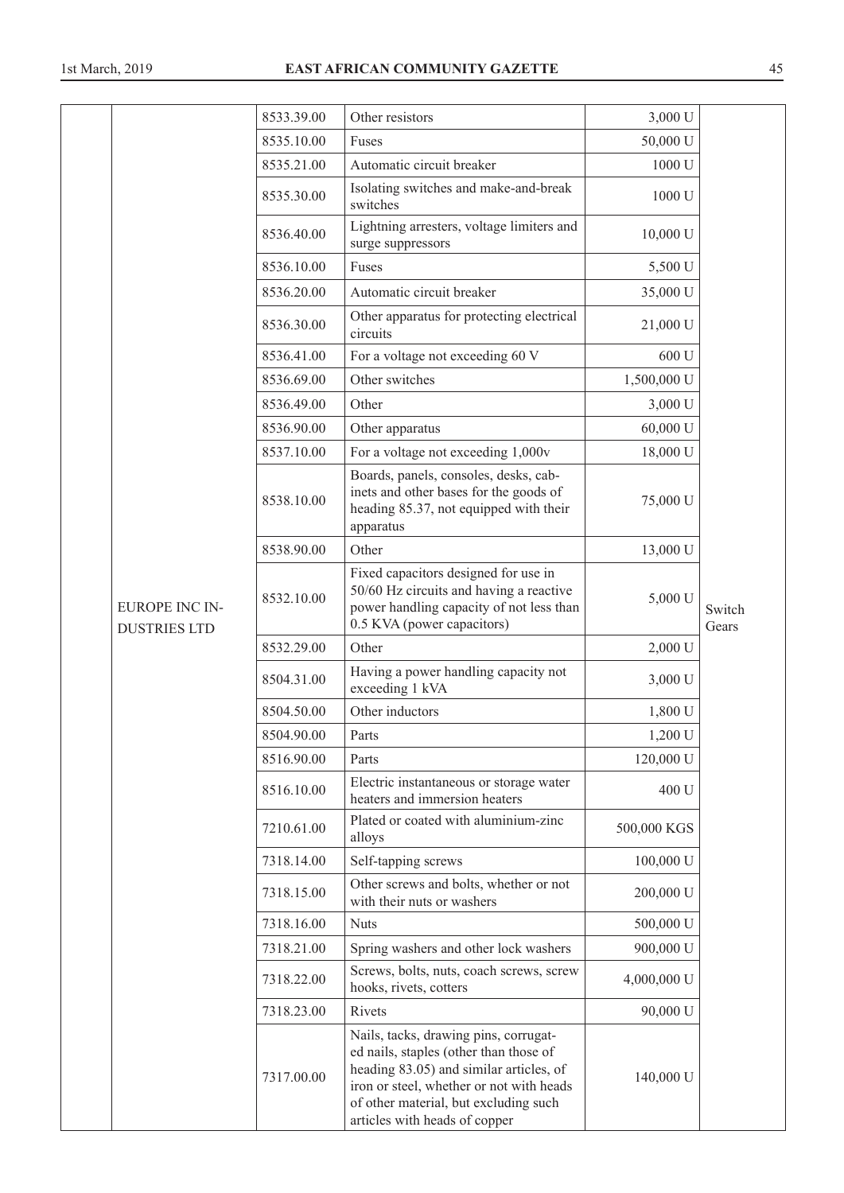| | | | | | |
|---|---|---|---|---|---|
| | | 8533.39.00 | Other resistors | 3,000 U | |
| | | 8535.10.00 | Fuses | 50,000 U | |
| | | 8535.21.00 | Automatic circuit breaker | 1000 U | |
| | | 8535.30.00 | Isolating switches and make-and-break switches | 1000 U | |
| | | 8536.40.00 | Lightning arresters, voltage limiters and surge suppressors | 10,000 U | |
| | | 8536.10.00 | Fuses | 5,500 U | |
| | | 8536.20.00 | Automatic circuit breaker | 35,000 U | |
| | | 8536.30.00 | Other apparatus for protecting electrical circuits | 21,000 U | |
| | | 8536.41.00 | For a voltage not exceeding 60 V | 600 U | |
| | | 8536.69.00 | Other switches | 1,500,000 U | |
| | | 8536.49.00 | Other | 3,000 U | |
| | | 8536.90.00 | Other apparatus | 60,000 U | |
| | | 8537.10.00 | For a voltage not exceeding 1,000v | 18,000 U | |
| | | 8538.10.00 | Boards, panels, consoles, desks, cabinets and other bases for the goods of heading 85.37, not equipped with their apparatus | 75,000 U | |
| | | 8538.90.00 | Other | 13,000 U | |
| | EUROPE INC INDUSTRIES LTD | 8532.10.00 | Fixed capacitors designed for use in 50/60 Hz circuits and having a reactive power handling capacity of not less than 0.5 KVA (power capacitors) | 5,000 U | Switch Gears |
| | | 8532.29.00 | Other | 2,000 U | |
| | | 8504.31.00 | Having a power handling capacity not exceeding 1 kVA | 3,000 U | |
| | | 8504.50.00 | Other inductors | 1,800 U | |
| | | 8504.90.00 | Parts | 1,200 U | |
| | | 8516.90.00 | Parts | 120,000 U | |
| | | 8516.10.00 | Electric instantaneous or storage water heaters and immersion heaters | 400 U | |
| | | 7210.61.00 | Plated or coated with aluminium-zinc alloys | 500,000 KGS | |
| | | 7318.14.00 | Self-tapping screws | 100,000 U | |
| | | 7318.15.00 | Other screws and bolts, whether or not with their nuts or washers | 200,000 U | |
| | | 7318.16.00 | Nuts | 500,000 U | |
| | | 7318.21.00 | Spring washers and other lock washers | 900,000 U | |
| | | 7318.22.00 | Screws, bolts, nuts, coach screws, screw hooks, rivets, cotters | 4,000,000 U | |
| | | 7318.23.00 | Rivets | 90,000 U | |
| | | 7317.00.00 | Nails, tacks, drawing pins, corrugated nails, staples (other than those of heading 83.05) and similar articles, of iron or steel, whether or not with heads of other material, but excluding such articles with heads of copper | 140,000 U | |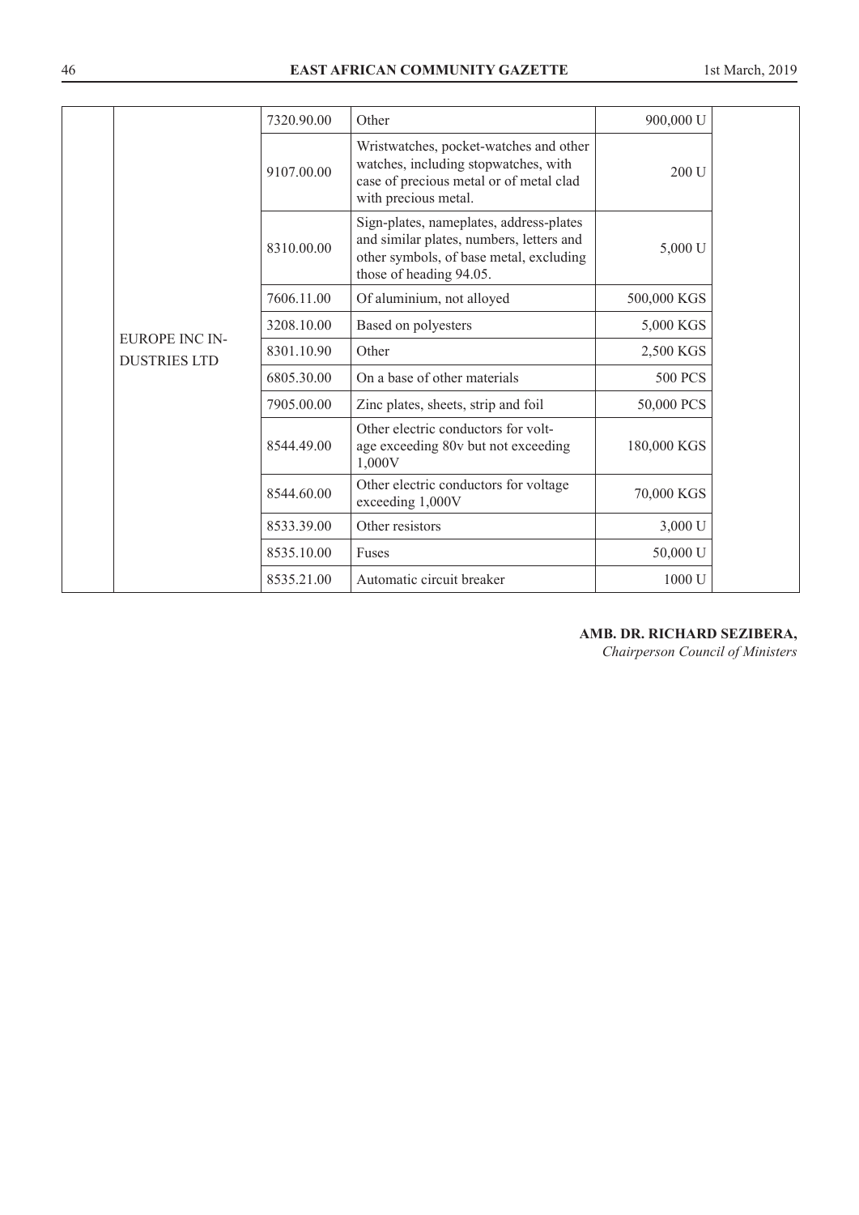| | | | | | |
|---|---|---|---|---|---|
| | EUROPE INC INDUSTRIES LTD | 7320.90.00 | Other | 900,000 U | |
| | | 9107.00.00 | Wristwatches, pocket-watches and other watches, including stopwatches, with case of precious metal or of metal clad with precious metal. | 200 U | |
| | | 8310.00.00 | Sign-plates, nameplates, address-plates and similar plates, numbers, letters and other symbols, of base metal, excluding those of heading 94.05. | 5,000 U | |
| | | 7606.11.00 | Of aluminium, not alloyed | 500,000 KGS | |
| | | 3208.10.00 | Based on polyesters | 5,000 KGS | |
| | | 8301.10.90 | Other | 2,500 KGS | |
| | | 6805.30.00 | On a base of other materials | 500 PCS | |
| | | 7905.00.00 | Zinc plates, sheets, strip and foil | 50,000 PCS | |
| | | 8544.49.00 | Other electric conductors for voltage exceeding 80v but not exceeding 1,000V | 180,000 KGS | |
| | | 8544.60.00 | Other electric conductors for voltage exceeding 1,000V | 70,000 KGS | |
| | | 8533.39.00 | Other resistors | 3,000 U | |
| | | 8535.10.00 | Fuses | 50,000 U | |
| | | 8535.21.00 | Automatic circuit breaker | 1000 U | |

**AMB. DR. RICHARD SEZIBERA,**
*Chairperson Council of Ministers*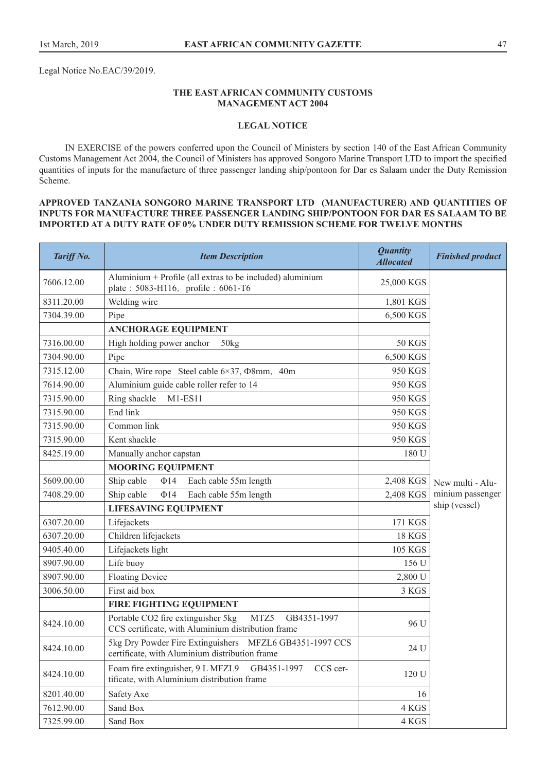Legal Notice No.EAC/39/2019.

**THE EAST AFRICAN COMMUNITY CUSTOMS MANAGEMENT ACT 2004**

**LEGAL NOTICE**

IN EXERCISE of the powers conferred upon the Council of Ministers by section 140 of the East African Community Customs Management Act 2004, the Council of Ministers has approved Songoro Marine Transport LTD to import the specified quantities of inputs for the manufacture of three passenger landing ship/pontoon for Dar es Salaam under the Duty Remission Scheme.

**APPROVED TANZANIA SONGORO MARINE TRANSPORT LTD (MANUFACTURER) AND QUANTITIES OF INPUTS FOR MANUFACTURE THREE PASSENGER LANDING SHIP/PONTOON FOR DAR ES SALAAM TO BE IMPORTED AT A DUTY RATE OF 0% UNDER DUTY REMISSION SCHEME FOR TWELVE MONTHS**

| *Tariff No.* | *Item Description* | *Quantity Allocated* | *Finished product* |
|---|---|---|---|
| 7606.12.00 | Aluminium + Profile (all extras to be included) aluminium plate：5083-H116，profile：6061-T6 | 25,000 KGS | New multi - Aluminium passenger ship (vessel) |
| 8311.20.00 | Welding wire | 1,801 KGS | |
| 7304.39.00 | Pipe | 6,500 KGS | |
| | **ANCHORAGE EQUIPMENT** | | |
| 7316.00.00 | High holding power anchor 50kg | 50 KGS | |
| 7304.90.00 | Pipe | 6,500 KGS | |
| 7315.12.00 | Chain, Wire rope Steel cable 6×37, Φ8mm，40m | 950 KGS | |
| 7614.90.00 | Aluminium guide cable roller refer to 14 | 950 KGS | |
| 7315.90.00 | Ring shackle M1-ES11 | 950 KGS | |
| 7315.90.00 | End link | 950 KGS | |
| 7315.90.00 | Common link | 950 KGS | |
| 7315.90.00 | Kent shackle | 950 KGS | |
| 8425.19.00 | Manually anchor capstan | 180 U | |
| | **MOORING EQUIPMENT** | | |
| 5609.00.00 | Ship cable Φ14 Each cable 55m length | 2,408 KGS | |
| 7408.29.00 | Ship cable Φ14 Each cable 55m length | 2,408 KGS | |
| | **LIFESAVING EQUIPMENT** | | |
| 6307.20.00 | Lifejackets | 171 KGS | |
| 6307.20.00 | Children lifejackets | 18 KGS | |
| 9405.40.00 | Lifejackets light | 105 KGS | |
| 8907.90.00 | Life buoy | 156 U | |
| 8907.90.00 | Floating Device | 2,800 U | |
| 3006.50.00 | First aid box | 3 KGS | |
| | **FIRE FIGHTING EQUIPMENT** | | |
| 8424.10.00 | Portable CO2 fire extinguisher 5kg MTZ5 GB4351-1997 CCS certificate, with Aluminium distribution frame | 96 U | |
| 8424.10.00 | 5kg Dry Powder Fire Extinguishers MFZL6 GB4351-1997 CCS certificate, with Aluminium distribution frame | 24 U | |
| 8424.10.00 | Foam fire extinguisher, 9 L MFZL9 GB4351-1997 CCS certificate, with Aluminium distribution frame | 120 U | |
| 8201.40.00 | Safety Axe | 16 | |
| 7612.90.00 | Sand Box | 4 KGS | |
| 7325.99.00 | Sand Box | 4 KGS | |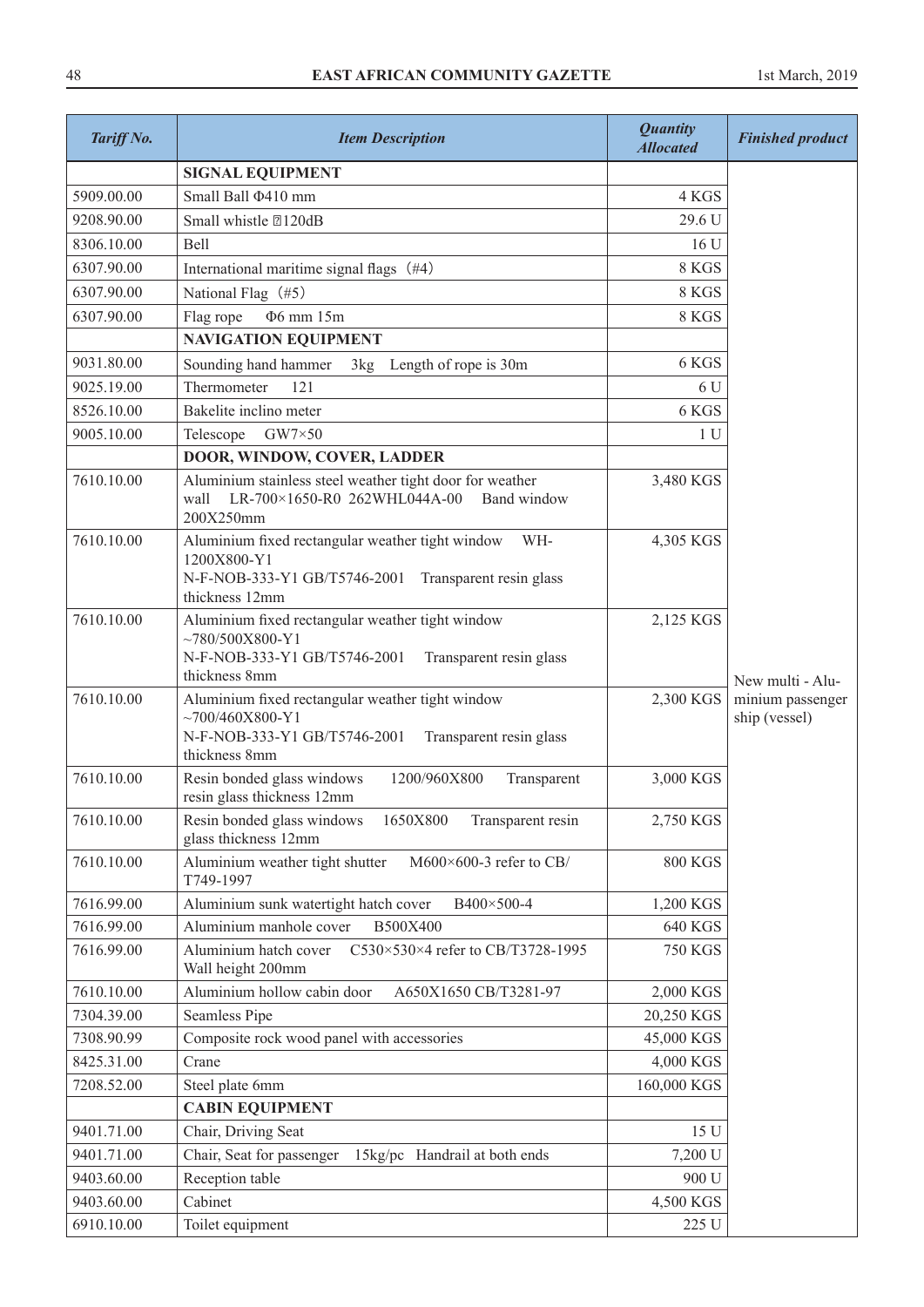| *Tariff No.* | *Item Description* | *Quantity Allocated* | *Finished product* |
|---|---|---|---|
| | **SIGNAL EQUIPMENT** | | |
| 5909.00.00 | Small Ball Φ410 mm | 4 KGS | |
| 9208.90.00 | Small whistle ⌧120dB | 29.6 U | |
| 8306.10.00 | Bell | 16 U | |
| 6307.90.00 | International maritime signal flags（#4） | 8 KGS | |
| 6307.90.00 | National Flag（#5） | 8 KGS | |
| 6307.90.00 | Flag rope Φ6 mm 15m | 8 KGS | |
| | **NAVIGATION EQUIPMENT** | | |
| 9031.80.00 | Sounding hand hammer 3kg Length of rope is 30m | 6 KGS | |
| 9025.19.00 | Thermometer 121 | 6 U | |
| 8526.10.00 | Bakelite inclino meter | 6 KGS | |
| 9005.10.00 | Telescope GW7×50 | 1 U | |
| | **DOOR, WINDOW, COVER, LADDER** | | |
| 7610.10.00 | Aluminium stainless steel weather tight door for weather wall LR-700×1650-R0 262WHL044A-00 Band window 200X250mm | 3,480 KGS | |
| 7610.10.00 | Aluminium fixed rectangular weather tight window WH-1200X800-Y1 N-F-NOB-333-Y1 GB/T5746-2001 Transparent resin glass thickness 12mm | 4,305 KGS | |
| 7610.10.00 | Aluminium fixed rectangular weather tight window ~780/500X800-Y1 N-F-NOB-333-Y1 GB/T5746-2001 Transparent resin glass thickness 8mm | 2,125 KGS | New multi - Aluminium passenger ship (vessel) |
| 7610.10.00 | Aluminium fixed rectangular weather tight window ~700/460X800-Y1 N-F-NOB-333-Y1 GB/T5746-2001 Transparent resin glass thickness 8mm | 2,300 KGS | |
| 7610.10.00 | Resin bonded glass windows 1200/960X800 Transparent resin glass thickness 12mm | 3,000 KGS | |
| 7610.10.00 | Resin bonded glass windows 1650X800 Transparent resin glass thickness 12mm | 2,750 KGS | |
| 7610.10.00 | Aluminium weather tight shutter M600×600-3 refer to CB/T749-1997 | 800 KGS | |
| 7616.99.00 | Aluminium sunk watertight hatch cover B400×500-4 | 1,200 KGS | |
| 7616.99.00 | Aluminium manhole cover B500X400 | 640 KGS | |
| 7616.99.00 | Aluminium hatch cover C530×530×4 refer to CB/T3728-1995 Wall height 200mm | 750 KGS | |
| 7610.10.00 | Aluminium hollow cabin door A650X1650 CB/T3281-97 | 2,000 KGS | |
| 7304.39.00 | Seamless Pipe | 20,250 KGS | |
| 7308.90.99 | Composite rock wood panel with accessories | 45,000 KGS | |
| 8425.31.00 | Crane | 4,000 KGS | |
| 7208.52.00 | Steel plate 6mm | 160,000 KGS | |
| | **CABIN EQUIPMENT** | | |
| 9401.71.00 | Chair, Driving Seat | 15 U | |
| 9401.71.00 | Chair, Seat for passenger 15kg/pc Handrail at both ends | 7,200 U | |
| 9403.60.00 | Reception table | 900 U | |
| 9403.60.00 | Cabinet | 4,500 KGS | |
| 6910.10.00 | Toilet equipment | 225 U | |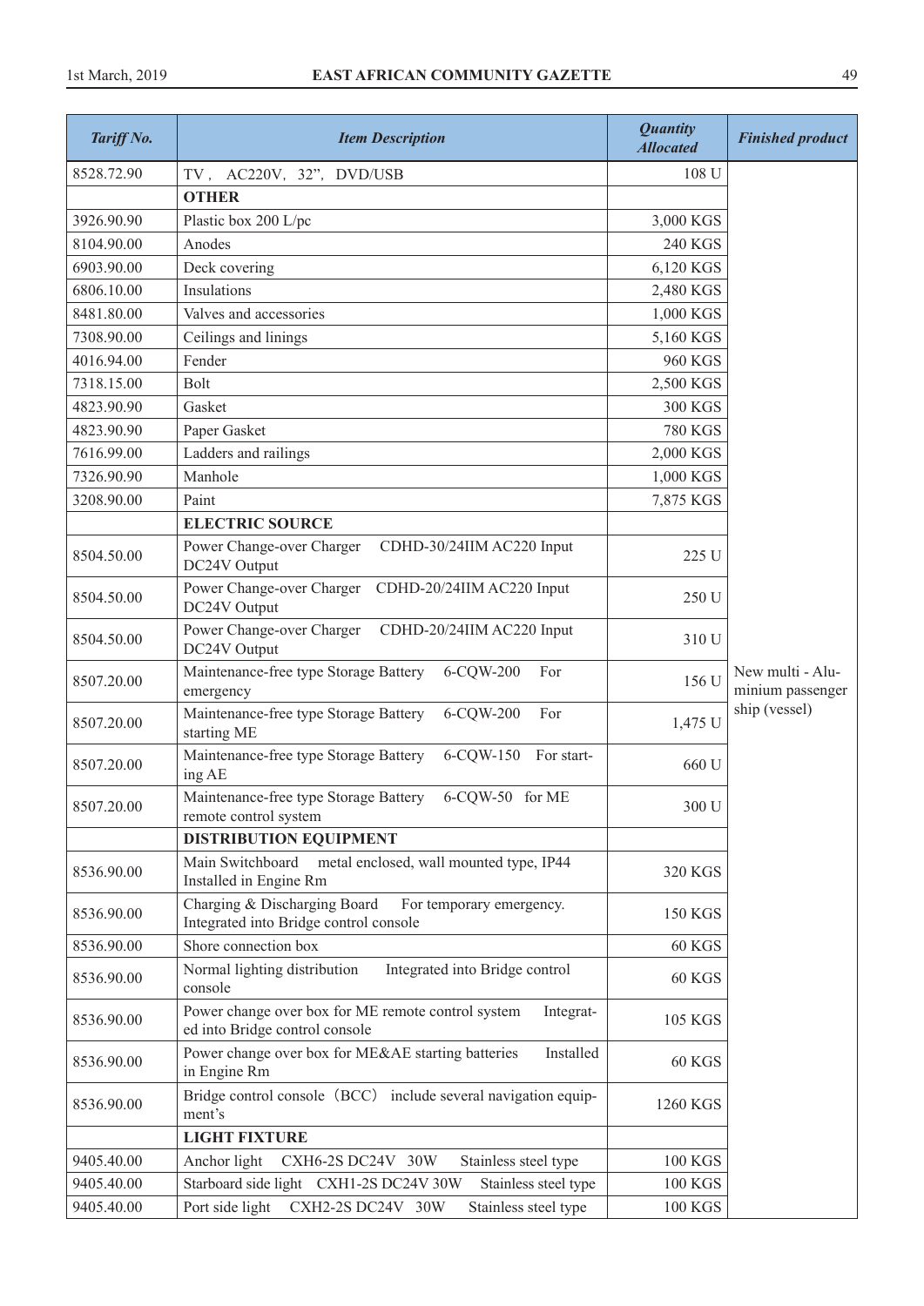| Tariff No. | Item Description | Quantity Allocated | Finished product |
|---|---|---|---|
| 8528.72.90 | TV， AC220V，32"，DVD/USB | 108 U | New multi - Aluminium passenger ship (vessel) |
| | **OTHER** | | |
| 3926.90.90 | Plastic box 200 L/pc | 3,000 KGS | |
| 8104.90.00 | Anodes | 240 KGS | |
| 6903.90.00 | Deck covering | 6,120 KGS | |
| 6806.10.00 | Insulations | 2,480 KGS | |
| 8481.80.00 | Valves and accessories | 1,000 KGS | |
| 7308.90.00 | Ceilings and linings | 5,160 KGS | |
| 4016.94.00 | Fender | 960 KGS | |
| 7318.15.00 | Bolt | 2,500 KGS | |
| 4823.90.90 | Gasket | 300 KGS | |
| 4823.90.90 | Paper Gasket | 780 KGS | |
| 7616.99.00 | Ladders and railings | 2,000 KGS | |
| 7326.90.90 | Manhole | 1,000 KGS | |
| 3208.90.00 | Paint | 7,875 KGS | |
| | **ELECTRIC SOURCE** | | |
| 8504.50.00 | Power Change-over Charger CDHD-30/24IIM AC220 Input DC24V Output | 225 U | |
| 8504.50.00 | Power Change-over Charger CDHD-20/24IIM AC220 Input DC24V Output | 250 U | |
| 8504.50.00 | Power Change-over Charger CDHD-20/24IIM AC220 Input DC24V Output | 310 U | |
| 8507.20.00 | Maintenance-free type Storage Battery 6-CQW-200 For emergency | 156 U | |
| 8507.20.00 | Maintenance-free type Storage Battery 6-CQW-200 For starting ME | 1,475 U | |
| 8507.20.00 | Maintenance-free type Storage Battery 6-CQW-150 For starting AE | 660 U | |
| 8507.20.00 | Maintenance-free type Storage Battery 6-CQW-50 for ME remote control system | 300 U | |
| | **DISTRIBUTION EQUIPMENT** | | |
| 8536.90.00 | Main Switchboard metal enclosed, wall mounted type, IP44 Installed in Engine Rm | 320 KGS | |
| 8536.90.00 | Charging & Discharging Board For temporary emergency. Integrated into Bridge control console | 150 KGS | |
| 8536.90.00 | Shore connection box | 60 KGS | |
| 8536.90.00 | Normal lighting distribution Integrated into Bridge control console | 60 KGS | |
| 8536.90.00 | Power change over box for ME remote control system Integrated into Bridge control console | 105 KGS | |
| 8536.90.00 | Power change over box for ME&AE starting batteries Installed in Engine Rm | 60 KGS | |
| 8536.90.00 | Bridge control console（BCC） include several navigation equipment's | 1260 KGS | |
| | **LIGHT FIXTURE** | | |
| 9405.40.00 | Anchor light CXH6-2S DC24V 30W Stainless steel type | 100 KGS | |
| 9405.40.00 | Starboard side light CXH1-2S DC24V 30W Stainless steel type | 100 KGS | |
| 9405.40.00 | Port side light CXH2-2S DC24V 30W Stainless steel type | 100 KGS | |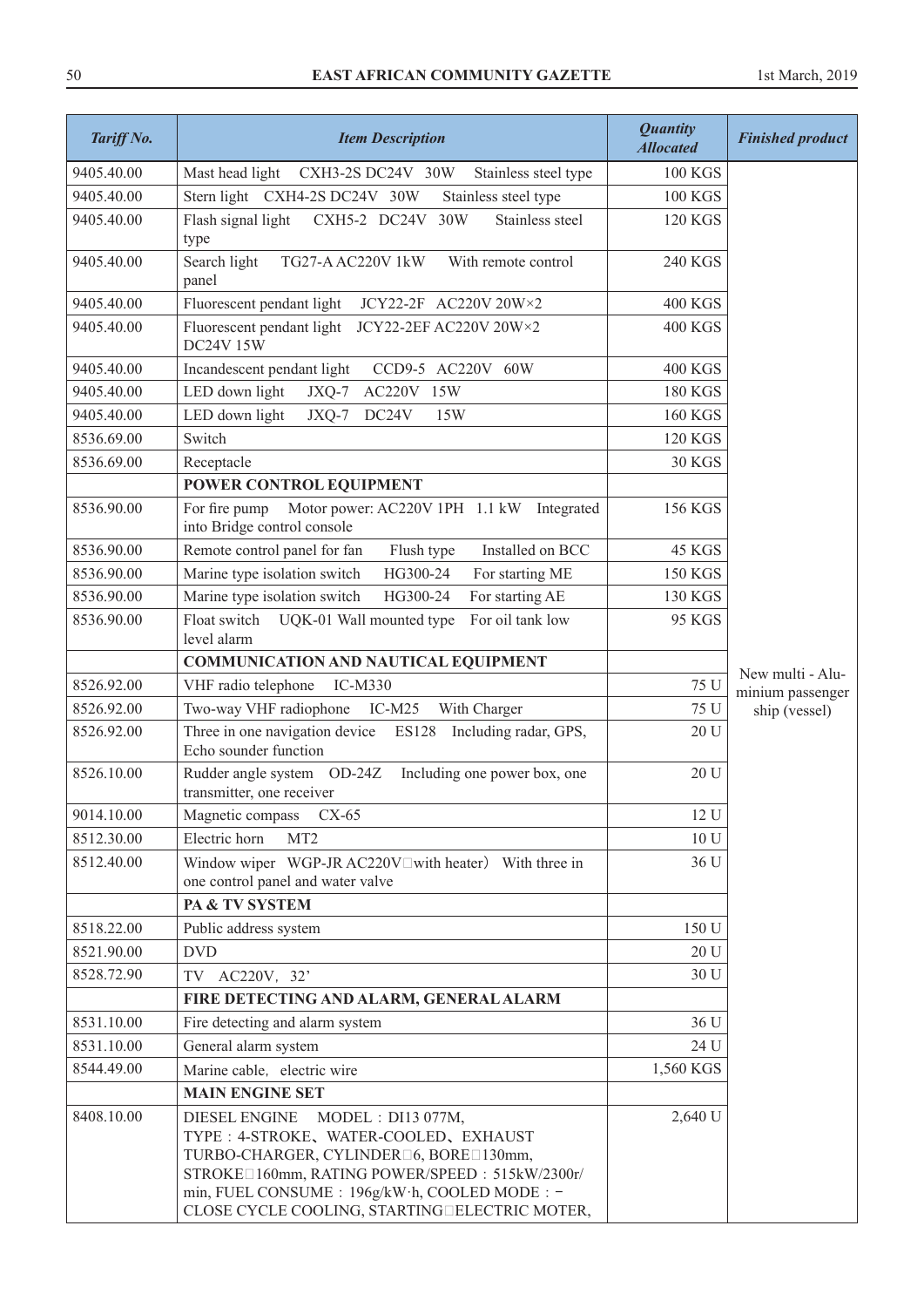| *Tariff No.* | *Item Description* | *Quantity Allocated* | *Finished product* |
|---|---|---|---|
| 9405.40.00 | Mast head light CXH3-2S DC24V 30W Stainless steel type | 100 KGS | New multi - Aluminium passenger ship (vessel) |
| 9405.40.00 | Stern light CXH4-2S DC24V 30W Stainless steel type | 100 KGS | |
| 9405.40.00 | Flash signal light CXH5-2 DC24V 30W Stainless steel type | 120 KGS | |
| 9405.40.00 | Search light TG27-A AC220V 1kW With remote control panel | 240 KGS | |
| 9405.40.00 | Fluorescent pendant light JCY22-2F AC220V 20W×2 | 400 KGS | |
| 9405.40.00 | Fluorescent pendant light JCY22-2EF AC220V 20W×2 DC24V 15W | 400 KGS | |
| 9405.40.00 | Incandescent pendant light CCD9-5 AC220V 60W | 400 KGS | |
| 9405.40.00 | LED down light JXQ-7 AC220V 15W | 180 KGS | |
| 9405.40.00 | LED down light JXQ-7 DC24V 15W | 160 KGS | |
| 8536.69.00 | Switch | 120 KGS | |
| 8536.69.00 | Receptacle | 30 KGS | |
| | **POWER CONTROL EQUIPMENT** | | |
| 8536.90.00 | For fire pump Motor power: AC220V 1PH 1.1 kW Integrated into Bridge control console | 156 KGS | |
| 8536.90.00 | Remote control panel for fan Flush type Installed on BCC | 45 KGS | |
| 8536.90.00 | Marine type isolation switch HG300-24 For starting ME | 150 KGS | |
| 8536.90.00 | Marine type isolation switch HG300-24 For starting AE | 130 KGS | |
| 8536.90.00 | Float switch UQK-01 Wall mounted type For oil tank low level alarm | 95 KGS | |
| | **COMMUNICATION AND NAUTICAL EQUIPMENT** | | |
| 8526.92.00 | VHF radio telephone IC-M330 | 75 U | |
| 8526.92.00 | Two-way VHF radiophone IC-M25 With Charger | 75 U | |
| 8526.92.00 | Three in one navigation device ES128 Including radar, GPS, Echo sounder function | 20 U | |
| 8526.10.00 | Rudder angle system OD-24Z Including one power box, one transmitter, one receiver | 20 U | |
| 9014.10.00 | Magnetic compass CX-65 | 12 U | |
| 8512.30.00 | Electric horn MT2 | 10 U | |
| 8512.40.00 | Window wiper WGP-JR AC220V□with heater) With three in one control panel and water valve | 36 U | |
| | **PA & TV SYSTEM** | | |
| 8518.22.00 | Public address system | 150 U | |
| 8521.90.00 | DVD | 20 U | |
| 8528.72.90 | TV AC220V, 32’ | 30 U | |
| | **FIRE DETECTING AND ALARM, GENERAL ALARM** | | |
| 8531.10.00 | Fire detecting and alarm system | 36 U | |
| 8531.10.00 | General alarm system | 24 U | |
| 8544.49.00 | Marine cable, electric wire | 1,560 KGS | |
| | **MAIN ENGINE SET** | | |
| 8408.10.00 | DIESEL ENGINE MODEL：DI13 077M, TYPE：4-STROKE、WATER-COOLED、EXHAUST TURBO-CHARGER, CYLINDER□6, BORE□130mm, STROKE□160mm, RATING POWER/SPEED：515kW/2300r/min, FUEL CONSUME：196g/kW·h, COOLED MODE：-CLOSE CYCLE COOLING, STARTING□ELECTRIC MOTER, | 2,640 U | |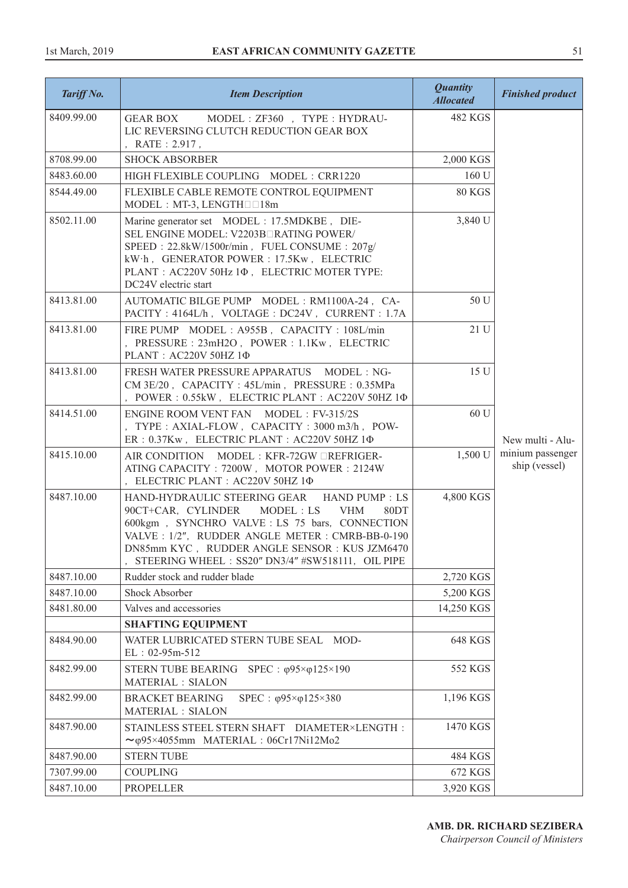| *Tariff No.* | *Item Description* | *Quantity Allocated* | *Finished product* |
|---|---|---|---|
| 8409.99.00 | GEAR BOX MODEL：ZF360 ，TYPE：HYDRAULIC REVERSING CLUTCH REDUCTION GEAR BOX ，RATE：2.917， | 482 KGS | New multi - Aluminium passenger ship (vessel) |
| 8708.99.00 | SHOCK ABSORBER | 2,000 KGS | |
| 8483.60.00 | HIGH FLEXIBLE COUPLING MODEL：CRR1220 | 160 U | |
| 8544.49.00 | FLEXIBLE CABLE REMOTE CONTROL EQUIPMENT MODEL：MT-3, LENGTH□□18m | 80 KGS | |
| 8502.11.00 | Marine generator set MODEL：17.5MDKBE，DIESEL ENGINE MODEL: V2203B□RATING POWER/SPEED：22.8kW/1500r/min，FUEL CONSUME：207g/kW·h，GENERATOR POWER：17.5Kw，ELECTRIC PLANT：AC220V 50Hz 1Φ，ELECTRIC MOTER TYPE: DC24V electric start | 3,840 U | |
| 8413.81.00 | AUTOMATIC BILGE PUMP MODEL：RM1100A-24，CAPACITY：4164L/h，VOLTAGE：DC24V，CURRENT：1.7A | 50 U | |
| 8413.81.00 | FIRE PUMP MODEL：A955B，CAPACITY：108L/min ，PRESSURE：23mH2O，POWER：1.1Kw，ELECTRIC PLANT：AC220V 50HZ 1Φ | 21 U | |
| 8413.81.00 | FRESH WATER PRESSURE APPARATUS MODEL：NG-CM 3E/20，CAPACITY：45L/min，PRESSURE：0.35MPa ，POWER：0.55kW，ELECTRIC PLANT：AC220V 50HZ 1Φ | 15 U | |
| 8414.51.00 | ENGINE ROOM VENT FAN MODEL：FV-315/2S ，TYPE：AXIAL-FLOW，CAPACITY：3000 m3/h，POWER：0.37Kw，ELECTRIC PLANT：AC220V 50HZ 1Φ | 60 U | |
| 8415.10.00 | AIR CONDITION MODEL：KFR-72GW □REFRIGERATING CAPACITY：7200W，MOTOR POWER：2124W ，ELECTRIC PLANT：AC220V 50HZ 1Φ | 1,500 U | |
| 8487.10.00 | HAND-HYDRAULIC STEERING GEAR HAND PUMP：LS 90CT+CAR, CYLINDER MODEL：LS VHM 80DT 600kgm ，SYNCHRO VALVE：LS 75 bars, CONNECTION VALVE：1/2″，RUDDER ANGLE METER：CMRB-BB-0-190 DN85mm KYC，RUDDER ANGLE SENSOR：KUS JZM6470 ，STEERING WHEEL：SS20″ DN3/4″ #SW518111，OIL PIPE | 4,800 KGS | |
| 8487.10.00 | Rudder stock and rudder blade | 2,720 KGS | |
| 8487.10.00 | Shock Absorber | 5,200 KGS | |
| 8481.80.00 | Valves and accessories | 14,250 KGS | |
| | **SHAFTING EQUIPMENT** | | |
| 8484.90.00 | WATER LUBRICATED STERN TUBE SEAL MODEL：02-95m-512 | 648 KGS | |
| 8482.99.00 | STERN TUBE BEARING SPEC：φ95×φ125×190 MATERIAL：SIALON | 552 KGS | |
| 8482.99.00 | BRACKET BEARING SPEC：φ95×φ125×380 MATERIAL：SIALON | 1,196 KGS | |
| 8487.90.00 | STAINLESS STEEL STERN SHAFT DIAMETER×LENGTH：~φ95×4055mm MATERIAL：06Cr17Ni12Mo2 | 1470 KGS | |
| 8487.90.00 | STERN TUBE | 484 KGS | |
| 7307.99.00 | COUPLING | 672 KGS | |
| 8487.10.00 | PROPELLER | 3,920 KGS | |

**AMB. DR. RICHARD SEZIBERA**
*Chairperson Council of Ministers*